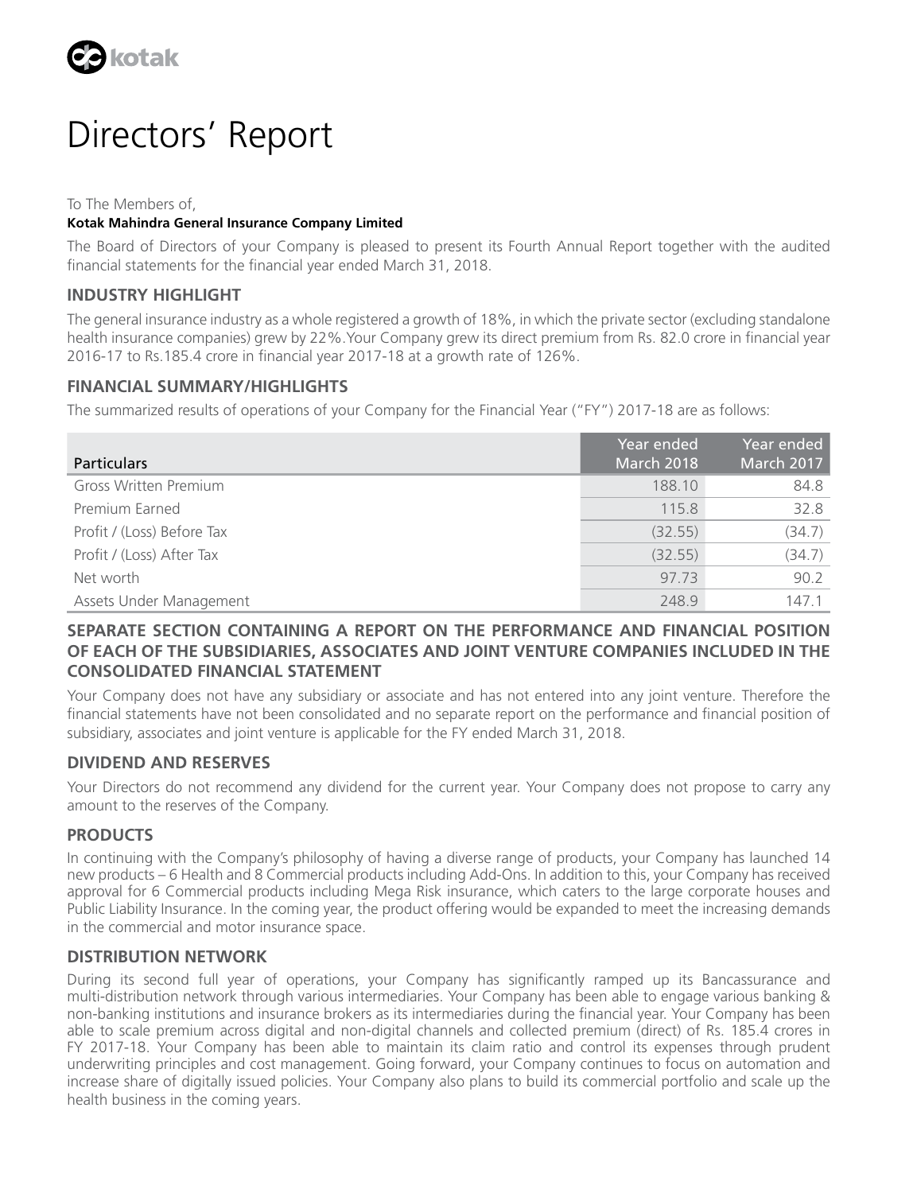# Directors' Report

To The Members of,

**Kotak Mahindra General Insurance Company Limited**

The Board of Directors of your Company is pleased to present its Fourth Annual Report together with the audited financial statements for the financial year ended March 31, 2018.

## INDUSTRY HIGHLIGHT

The general insurance industry as a whole registered a growth of 18%, in which the private sector (excluding standalone health insurance companies) grew by 22%.Your Company grew its direct premium from Rs. 82.0 crore in financial year 2016-17 to Rs.185.4 crore in financial year 2017-18 at a growth rate of 126%.

## FINANCIAL SUMMARY/HIGHLIGHTS

The summarized results of operations of your Company for the Financial Year ("FY") 2017-18 are as follows:

| Particulars | Year ended March 2018 | Year ended March 2017 |
|---|---|---|
| Gross Written Premium | 188.10 | 84.8 |
| Premium Earned | 115.8 | 32.8 |
| Profit / (Loss) Before Tax | (32.55) | (34.7) |
| Profit / (Loss) After Tax | (32.55) | (34.7) |
| Net worth | 97.73 | 90.2 |
| Assets Under Management | 248.9 | 147.1 |

## SEPARATE SECTION CONTAINING A REPORT ON THE PERFORMANCE AND FINANCIAL POSITION OF EACH OF THE SUBSIDIARIES, ASSOCIATES AND JOINT VENTURE COMPANIES INCLUDED IN THE CONSOLIDATED FINANCIAL STATEMENT

Your Company does not have any subsidiary or associate and has not entered into any joint venture. Therefore the financial statements have not been consolidated and no separate report on the performance and financial position of subsidiary, associates and joint venture is applicable for the FY ended March 31, 2018.

## DIVIDEND AND RESERVES

Your Directors do not recommend any dividend for the current year. Your Company does not propose to carry any amount to the reserves of the Company.

## PRODUCTS

In continuing with the Company's philosophy of having a diverse range of products, your Company has launched 14 new products – 6 Health and 8 Commercial products including Add-Ons. In addition to this, your Company has received approval for 6 Commercial products including Mega Risk insurance, which caters to the large corporate houses and Public Liability Insurance. In the coming year, the product offering would be expanded to meet the increasing demands in the commercial and motor insurance space.

## DISTRIBUTION NETWORK

During its second full year of operations, your Company has significantly ramped up its Bancassurance and multi-distribution network through various intermediaries. Your Company has been able to engage various banking & non-banking institutions and insurance brokers as its intermediaries during the financial year. Your Company has been able to scale premium across digital and non-digital channels and collected premium (direct) of Rs. 185.4 crores in FY 2017-18. Your Company has been able to maintain its claim ratio and control its expenses through prudent underwriting principles and cost management. Going forward, your Company continues to focus on automation and increase share of digitally issued policies. Your Company also plans to build its commercial portfolio and scale up the health business in the coming years.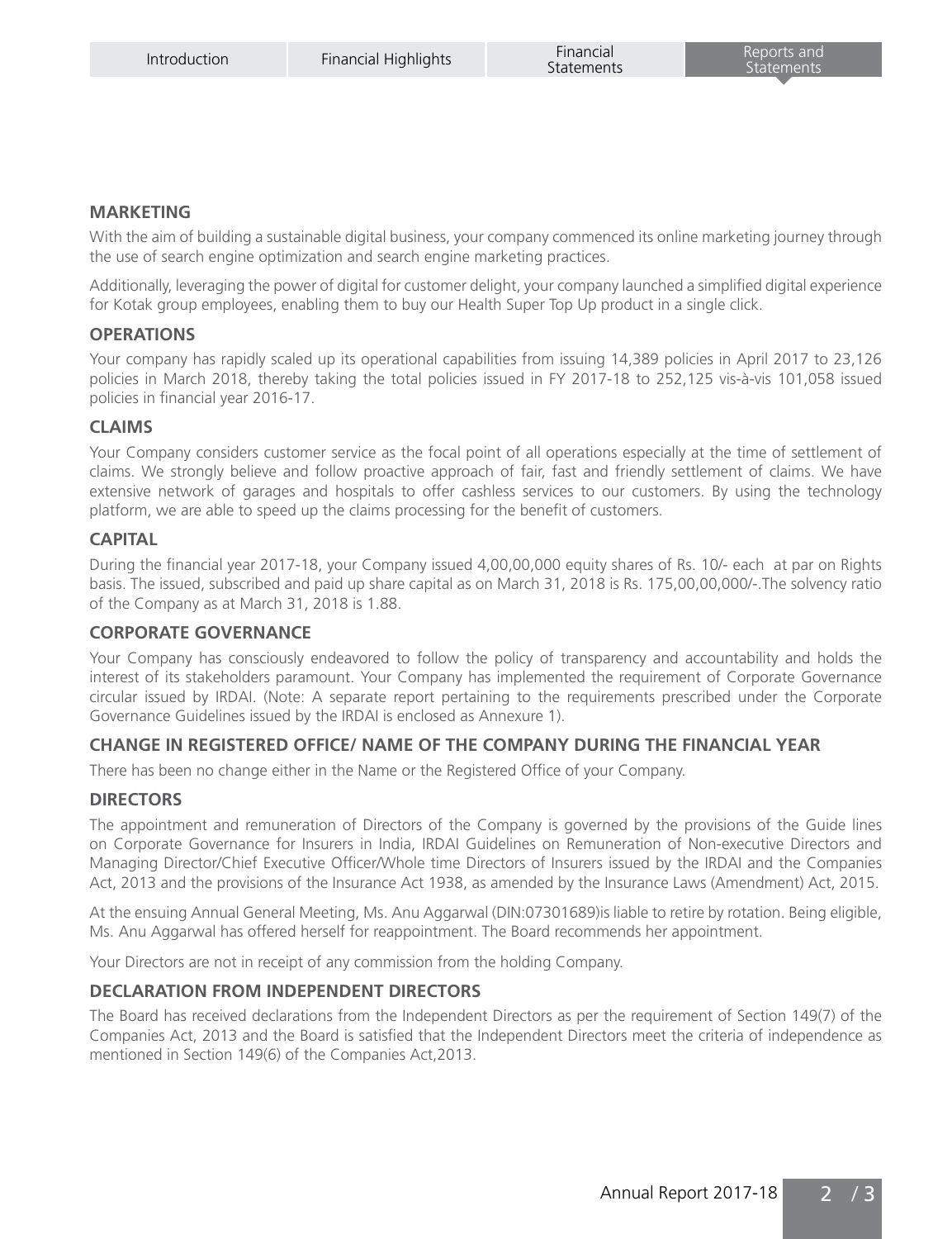## MARKETING

With the aim of building a sustainable digital business, your company commenced its online marketing journey through the use of search engine optimization and search engine marketing practices.

Additionally, leveraging the power of digital for customer delight, your company launched a simplified digital experience for Kotak group employees, enabling them to buy our Health Super Top Up product in a single click.

## OPERATIONS

Your company has rapidly scaled up its operational capabilities from issuing 14,389 policies in April 2017 to 23,126 policies in March 2018, thereby taking the total policies issued in FY 2017-18 to 252,125 vis-à-vis 101,058 issued policies in financial year 2016-17.

## CLAIMS

Your Company considers customer service as the focal point of all operations especially at the time of settlement of claims. We strongly believe and follow proactive approach of fair, fast and friendly settlement of claims. We have extensive network of garages and hospitals to offer cashless services to our customers. By using the technology platform, we are able to speed up the claims processing for the benefit of customers.

## CAPITAL

During the financial year 2017-18, your Company issued 4,00,00,000 equity shares of Rs. 10/- each at par on Rights basis. The issued, subscribed and paid up share capital as on March 31, 2018 is Rs. 175,00,00,000/-.The solvency ratio of the Company as at March 31, 2018 is 1.88.

## CORPORATE GOVERNANCE

Your Company has consciously endeavored to follow the policy of transparency and accountability and holds the interest of its stakeholders paramount. Your Company has implemented the requirement of Corporate Governance circular issued by IRDAI. (Note: A separate report pertaining to the requirements prescribed under the Corporate Governance Guidelines issued by the IRDAI is enclosed as Annexure 1).

## CHANGE IN REGISTERED OFFICE/ NAME OF THE COMPANY DURING THE FINANCIAL YEAR

There has been no change either in the Name or the Registered Office of your Company.

## DIRECTORS

The appointment and remuneration of Directors of the Company is governed by the provisions of the Guide lines on Corporate Governance for Insurers in India, IRDAI Guidelines on Remuneration of Non-executive Directors and Managing Director/Chief Executive Officer/Whole time Directors of Insurers issued by the IRDAI and the Companies Act, 2013 and the provisions of the Insurance Act 1938, as amended by the Insurance Laws (Amendment) Act, 2015.

At the ensuing Annual General Meeting, Ms. Anu Aggarwal (DIN:07301689)is liable to retire by rotation. Being eligible, Ms. Anu Aggarwal has offered herself for reappointment. The Board recommends her appointment.

Your Directors are not in receipt of any commission from the holding Company.

## DECLARATION FROM INDEPENDENT DIRECTORS

The Board has received declarations from the Independent Directors as per the requirement of Section 149(7) of the Companies Act, 2013 and the Board is satisfied that the Independent Directors meet the criteria of independence as mentioned in Section 149(6) of the Companies Act,2013.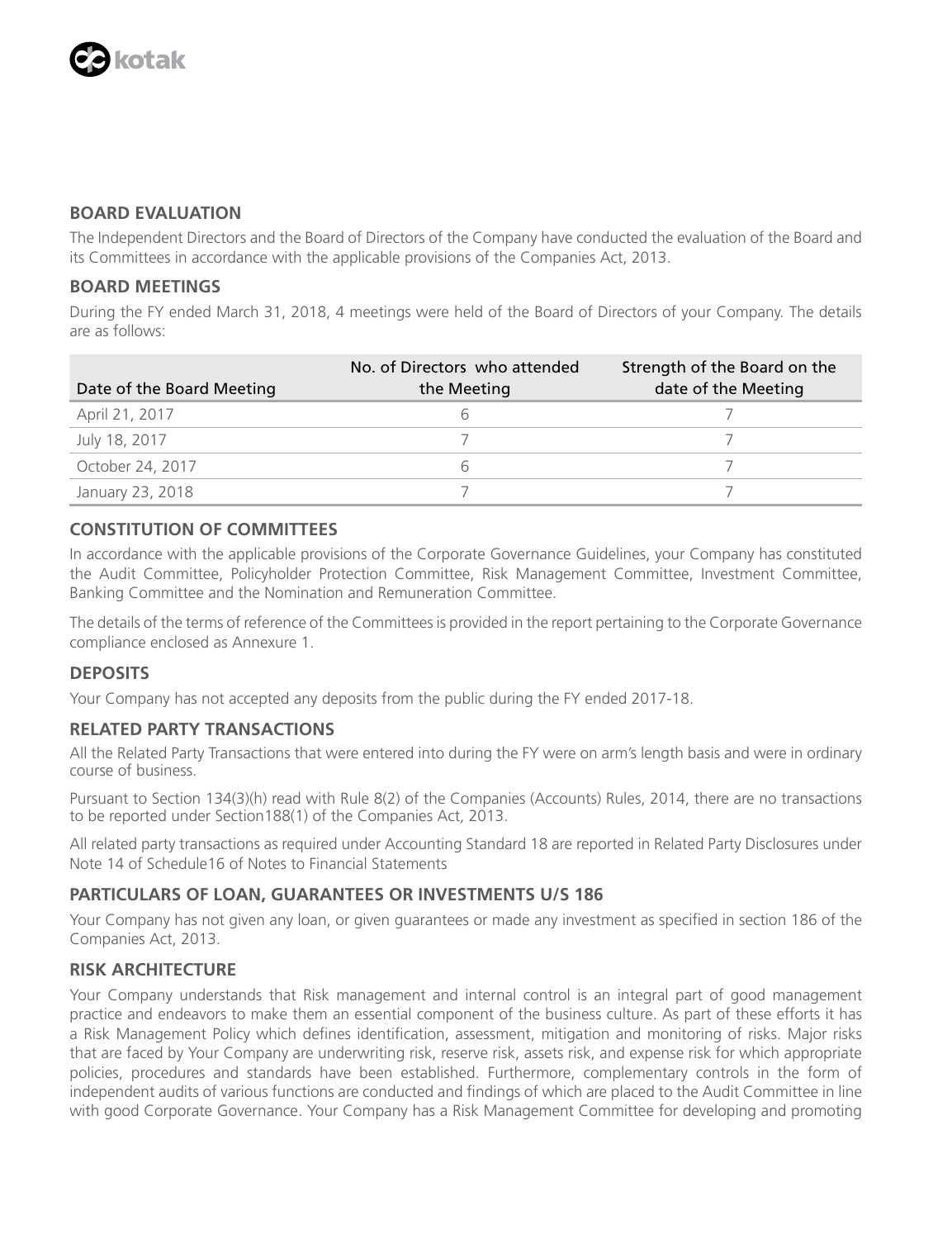## BOARD EVALUATION

The Independent Directors and the Board of Directors of the Company have conducted the evaluation of the Board and its Committees in accordance with the applicable provisions of the Companies Act, 2013.

## BOARD MEETINGS

During the FY ended March 31, 2018, 4 meetings were held of the Board of Directors of your Company. The details are as follows:

| Date of the Board Meeting | No. of Directors who attended the Meeting | Strength of the Board on the date of the Meeting |
|---|---|---|
| April 21, 2017 | 6 | 7 |
| July 18, 2017 | 7 | 7 |
| October 24, 2017 | 6 | 7 |
| January 23, 2018 | 7 | 7 |

## CONSTITUTION OF COMMITTEES

In accordance with the applicable provisions of the Corporate Governance Guidelines, your Company has constituted the Audit Committee, Policyholder Protection Committee, Risk Management Committee, Investment Committee, Banking Committee and the Nomination and Remuneration Committee.

The details of the terms of reference of the Committees is provided in the report pertaining to the Corporate Governance compliance enclosed as Annexure 1.

## DEPOSITS

Your Company has not accepted any deposits from the public during the FY ended 2017-18.

## RELATED PARTY TRANSACTIONS

All the Related Party Transactions that were entered into during the FY were on arm's length basis and were in ordinary course of business.

Pursuant to Section 134(3)(h) read with Rule 8(2) of the Companies (Accounts) Rules, 2014, there are no transactions to be reported under Section188(1) of the Companies Act, 2013.

All related party transactions as required under Accounting Standard 18 are reported in Related Party Disclosures under Note 14 of Schedule16 of Notes to Financial Statements

## PARTICULARS OF LOAN, GUARANTEES OR INVESTMENTS U/S 186

Your Company has not given any loan, or given guarantees or made any investment as specified in section 186 of the Companies Act, 2013.

## RISK ARCHITECTURE

Your Company understands that Risk management and internal control is an integral part of good management practice and endeavors to make them an essential component of the business culture. As part of these efforts it has a Risk Management Policy which defines identification, assessment, mitigation and monitoring of risks. Major risks that are faced by Your Company are underwriting risk, reserve risk, assets risk, and expense risk for which appropriate policies, procedures and standards have been established. Furthermore, complementary controls in the form of independent audits of various functions are conducted and findings of which are placed to the Audit Committee in line with good Corporate Governance. Your Company has a Risk Management Committee for developing and promoting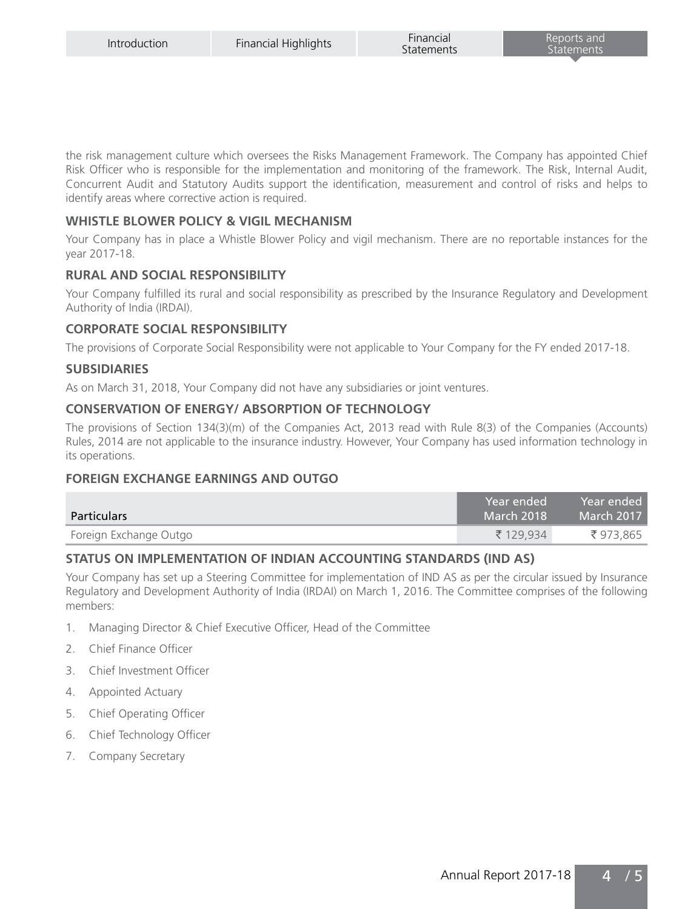the risk management culture which oversees the Risks Management Framework. The Company has appointed Chief Risk Officer who is responsible for the implementation and monitoring of the framework. The Risk, Internal Audit, Concurrent Audit and Statutory Audits support the identification, measurement and control of risks and helps to identify areas where corrective action is required.

## WHISTLE BLOWER POLICY & VIGIL MECHANISM

Your Company has in place a Whistle Blower Policy and vigil mechanism. There are no reportable instances for the year 2017-18.

## RURAL AND SOCIAL RESPONSIBILITY

Your Company fulfilled its rural and social responsibility as prescribed by the Insurance Regulatory and Development Authority of India (IRDAI).

## CORPORATE SOCIAL RESPONSIBILITY

The provisions of Corporate Social Responsibility were not applicable to Your Company for the FY ended 2017-18.

## SUBSIDIARIES

As on March 31, 2018, Your Company did not have any subsidiaries or joint ventures.

## CONSERVATION OF ENERGY/ ABSORPTION OF TECHNOLOGY

The provisions of Section 134(3)(m) of the Companies Act, 2013 read with Rule 8(3) of the Companies (Accounts) Rules, 2014 are not applicable to the insurance industry. However, Your Company has used information technology in its operations.

## FOREIGN EXCHANGE EARNINGS AND OUTGO

| Particulars | Year ended March 2018 | Year ended March 2017 |
|---|---|---|
| Foreign Exchange Outgo | ₹ 129,934 | ₹ 973,865 |

## STATUS ON IMPLEMENTATION OF INDIAN ACCOUNTING STANDARDS (IND AS)

Your Company has set up a Steering Committee for implementation of IND AS as per the circular issued by Insurance Regulatory and Development Authority of India (IRDAI) on March 1, 2016. The Committee comprises of the following members:

1. Managing Director & Chief Executive Officer, Head of the Committee
2. Chief Finance Officer
3. Chief Investment Officer
4. Appointed Actuary
5. Chief Operating Officer
6. Chief Technology Officer
7. Company Secretary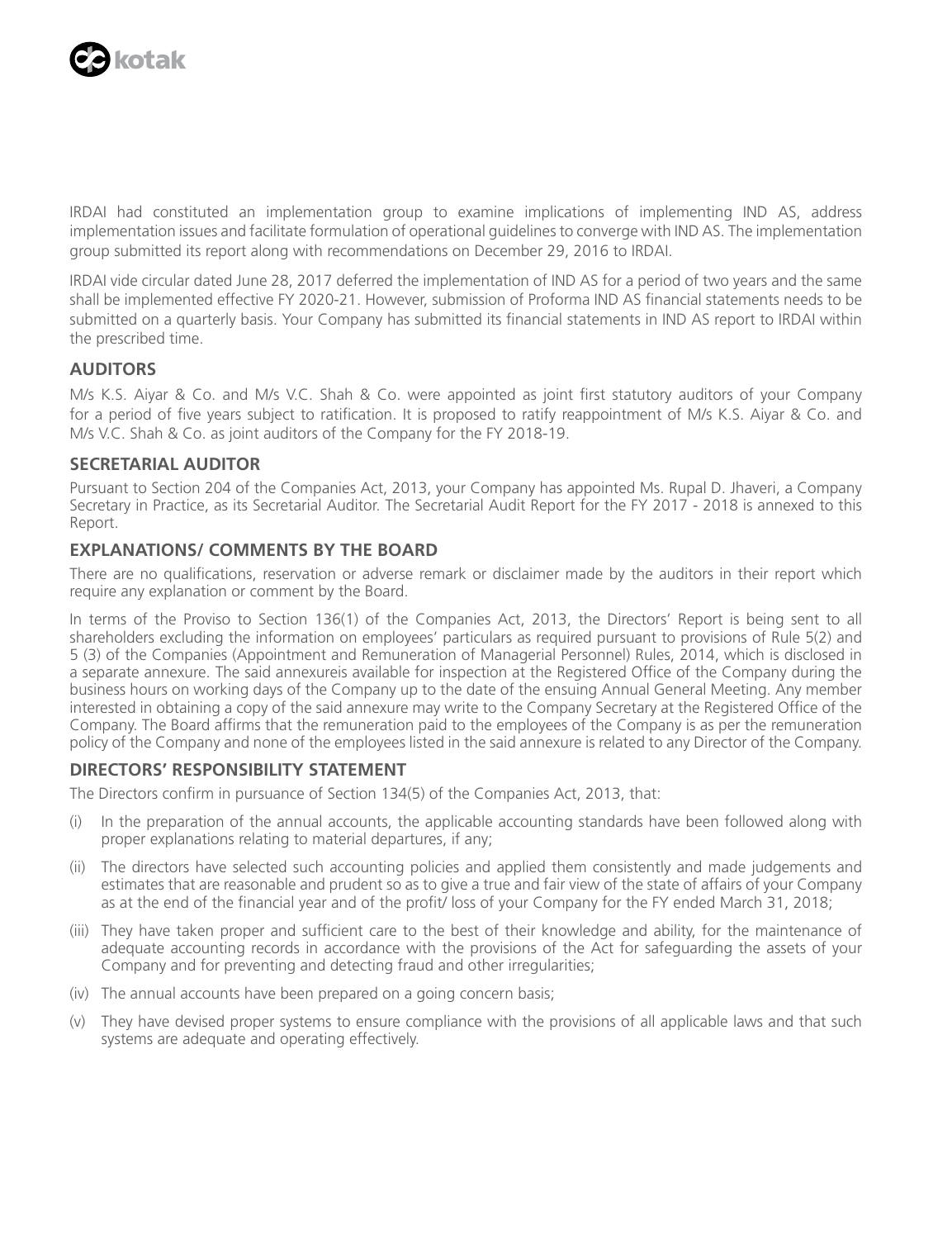IRDAI had constituted an implementation group to examine implications of implementing IND AS, address implementation issues and facilitate formulation of operational guidelines to converge with IND AS. The implementation group submitted its report along with recommendations on December 29, 2016 to IRDAI.

IRDAI vide circular dated June 28, 2017 deferred the implementation of IND AS for a period of two years and the same shall be implemented effective FY 2020-21. However, submission of Proforma IND AS financial statements needs to be submitted on a quarterly basis. Your Company has submitted its financial statements in IND AS report to IRDAI within the prescribed time.

## AUDITORS

M/s K.S. Aiyar & Co. and M/s V.C. Shah & Co. were appointed as joint first statutory auditors of your Company for a period of five years subject to ratification. It is proposed to ratify reappointment of M/s K.S. Aiyar & Co. and M/s V.C. Shah & Co. as joint auditors of the Company for the FY 2018-19.

## SECRETARIAL AUDITOR

Pursuant to Section 204 of the Companies Act, 2013, your Company has appointed Ms. Rupal D. Jhaveri, a Company Secretary in Practice, as its Secretarial Auditor. The Secretarial Audit Report for the FY 2017 - 2018 is annexed to this Report.

## EXPLANATIONS/ COMMENTS BY THE BOARD

There are no qualifications, reservation or adverse remark or disclaimer made by the auditors in their report which require any explanation or comment by the Board.

In terms of the Proviso to Section 136(1) of the Companies Act, 2013, the Directors' Report is being sent to all shareholders excluding the information on employees' particulars as required pursuant to provisions of Rule 5(2) and 5 (3) of the Companies (Appointment and Remuneration of Managerial Personnel) Rules, 2014, which is disclosed in a separate annexure. The said annexureis available for inspection at the Registered Office of the Company during the business hours on working days of the Company up to the date of the ensuing Annual General Meeting. Any member interested in obtaining a copy of the said annexure may write to the Company Secretary at the Registered Office of the Company. The Board affirms that the remuneration paid to the employees of the Company is as per the remuneration policy of the Company and none of the employees listed in the said annexure is related to any Director of the Company.

## DIRECTORS' RESPONSIBILITY STATEMENT

The Directors confirm in pursuance of Section 134(5) of the Companies Act, 2013, that:

(i) In the preparation of the annual accounts, the applicable accounting standards have been followed along with proper explanations relating to material departures, if any;

(ii) The directors have selected such accounting policies and applied them consistently and made judgements and estimates that are reasonable and prudent so as to give a true and fair view of the state of affairs of your Company as at the end of the financial year and of the profit/ loss of your Company for the FY ended March 31, 2018;

(iii) They have taken proper and sufficient care to the best of their knowledge and ability, for the maintenance of adequate accounting records in accordance with the provisions of the Act for safeguarding the assets of your Company and for preventing and detecting fraud and other irregularities;

(iv) The annual accounts have been prepared on a going concern basis;

(v) They have devised proper systems to ensure compliance with the provisions of all applicable laws and that such systems are adequate and operating effectively.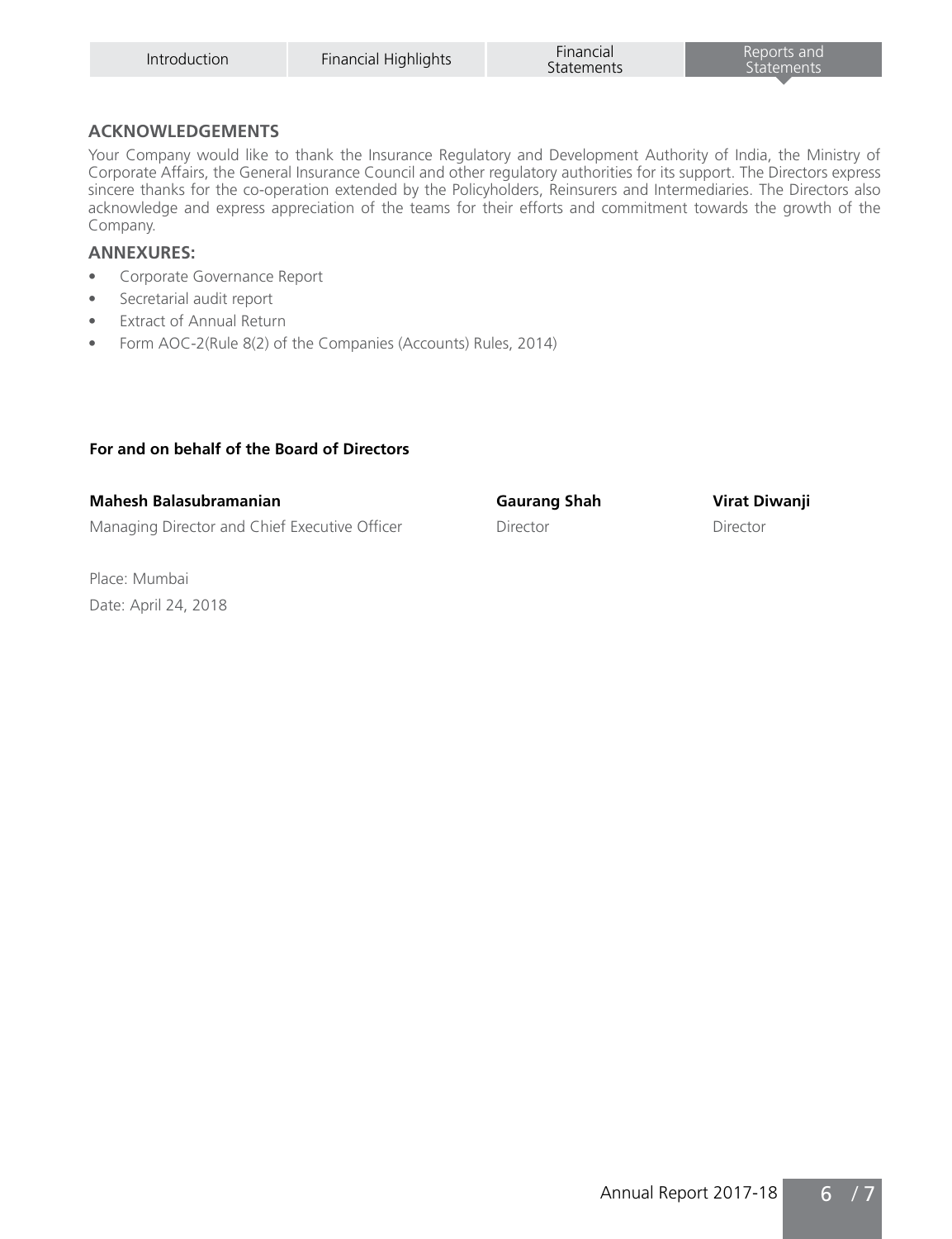## ACKNOWLEDGEMENTS

Your Company would like to thank the Insurance Regulatory and Development Authority of India, the Ministry of Corporate Affairs, the General Insurance Council and other regulatory authorities for its support. The Directors express sincere thanks for the co-operation extended by the Policyholders, Reinsurers and Intermediaries. The Directors also acknowledge and express appreciation of the teams for their efforts and commitment towards the growth of the Company.

## ANNEXURES:

- Corporate Governance Report
- Secretarial audit report
- Extract of Annual Return
- Form AOC-2(Rule 8(2) of the Companies (Accounts) Rules, 2014)

**For and on behalf of the Board of Directors**

| **Mahesh Balasubramanian** | **Gaurang Shah** | **Virat Diwanji** |
|---|---|---|
| Managing Director and Chief Executive Officer | Director | Director |

Place: Mumbai

Date: April 24, 2018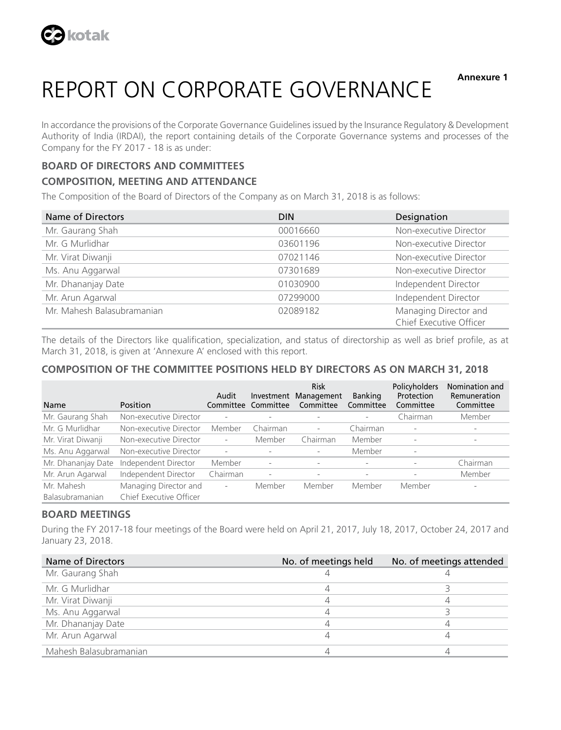**Annexure 1**

# REPORT ON CORPORATE GOVERNANCE

In accordance the provisions of the Corporate Governance Guidelines issued by the Insurance Regulatory & Development Authority of India (IRDAI), the report containing details of the Corporate Governance systems and processes of the Company for the FY 2017 - 18 is as under:

## BOARD OF DIRECTORS AND COMMITTEES

### COMPOSITION, MEETING AND ATTENDANCE

The Composition of the Board of Directors of the Company as on March 31, 2018 is as follows:

| Name of Directors | DIN | Designation |
|---|---|---|
| Mr. Gaurang Shah | 00016660 | Non-executive Director |
| Mr. G Murlidhar | 03601196 | Non-executive Director |
| Mr. Virat Diwanji | 07021146 | Non-executive Director |
| Ms. Anu Aggarwal | 07301689 | Non-executive Director |
| Mr. Dhananjay Date | 01030900 | Independent Director |
| Mr. Arun Agarwal | 07299000 | Independent Director |
| Mr. Mahesh Balasubramanian | 02089182 | Managing Director and Chief Executive Officer |

The details of the Directors like qualification, specialization, and status of directorship as well as brief profile, as at March 31, 2018, is given at 'Annexure A' enclosed with this report.

### COMPOSITION OF THE COMMITTEE POSITIONS HELD BY DIRECTORS AS ON MARCH 31, 2018

| Name | Position | Audit Committee | Investment Committee | Risk Management Committee | Banking Committee | Policyholders Protection Committee | Nomination and Remuneration Committee |
|---|---|---|---|---|---|---|---|
| Mr. Gaurang Shah | Non-executive Director | - | - | - | - | Chairman | Member |
| Mr. G Murlidhar | Non-executive Director | Member | Chairman | - | Chairman | - | - |
| Mr. Virat Diwanji | Non-executive Director | - | Member | Chairman | Member | - | - |
| Ms. Anu Aggarwal | Non-executive Director | - | - | - | Member | - | |
| Mr. Dhananjay Date | Independent Director | Member | - | - | - | - | Chairman |
| Mr. Arun Agarwal | Independent Director | Chairman | - | - | - | - | Member |
| Mr. Mahesh Balasubramanian | Managing Director and Chief Executive Officer | - | Member | Member | Member | Member | - |

### BOARD MEETINGS

During the FY 2017-18 four meetings of the Board were held on April 21, 2017, July 18, 2017, October 24, 2017 and January 23, 2018.

| Name of Directors | No. of meetings held | No. of meetings attended |
|---|---|---|
| Mr. Gaurang Shah | 4 | 4 |
| Mr. G Murlidhar | 4 | 3 |
| Mr. Virat Diwanji | 4 | 4 |
| Ms. Anu Aggarwal | 4 | 3 |
| Mr. Dhananjay Date | 4 | 4 |
| Mr. Arun Agarwal | 4 | 4 |
| Mahesh Balasubramanian | 4 | 4 |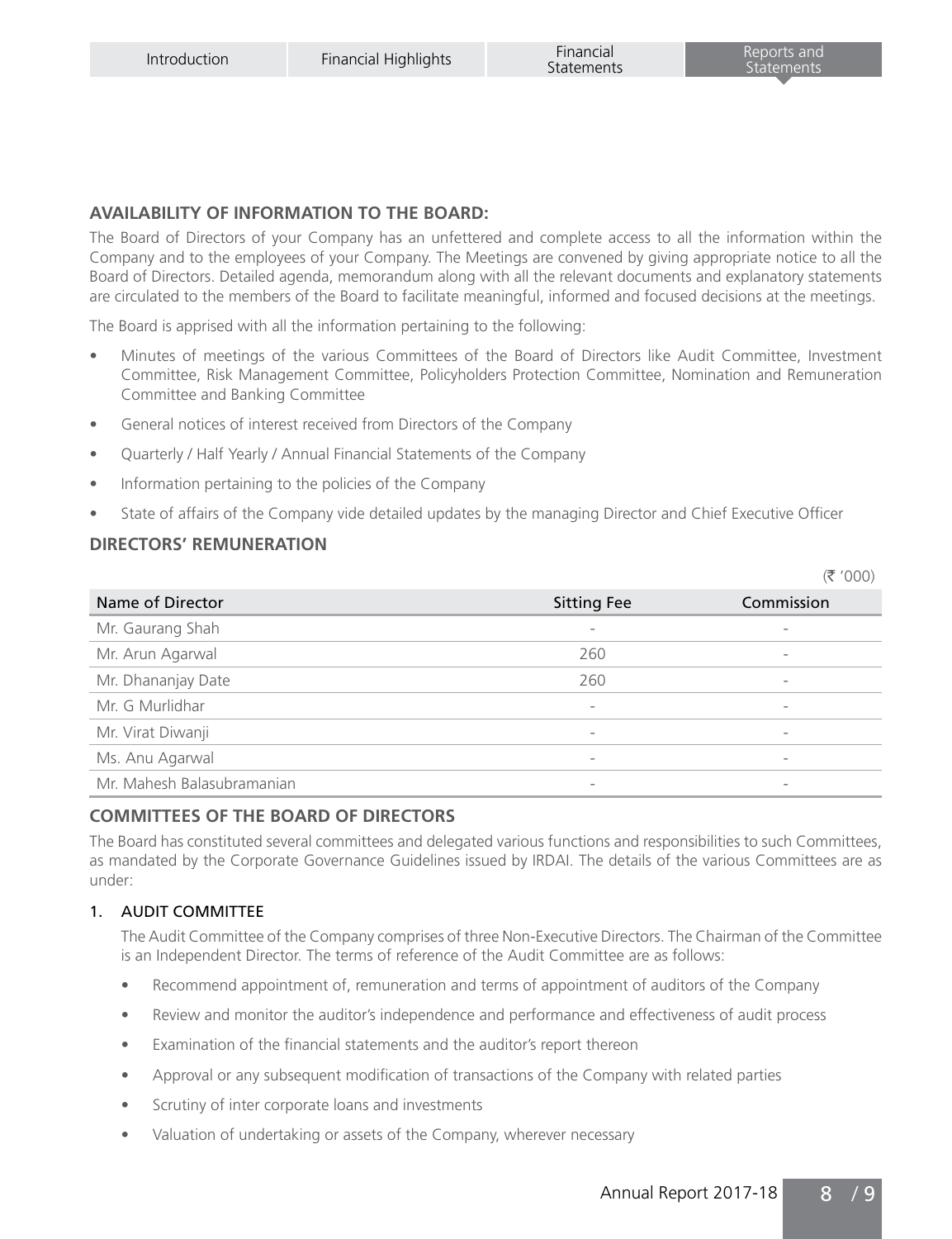## AVAILABILITY OF INFORMATION TO THE BOARD:

The Board of Directors of your Company has an unfettered and complete access to all the information within the Company and to the employees of your Company. The Meetings are convened by giving appropriate notice to all the Board of Directors. Detailed agenda, memorandum along with all the relevant documents and explanatory statements are circulated to the members of the Board to facilitate meaningful, informed and focused decisions at the meetings.

The Board is apprised with all the information pertaining to the following:

- Minutes of meetings of the various Committees of the Board of Directors like Audit Committee, Investment Committee, Risk Management Committee, Policyholders Protection Committee, Nomination and Remuneration Committee and Banking Committee
- General notices of interest received from Directors of the Company
- Quarterly / Half Yearly / Annual Financial Statements of the Company
- Information pertaining to the policies of the Company
- State of affairs of the Company vide detailed updates by the managing Director and Chief Executive Officer

## DIRECTORS' REMUNERATION

(₹ '000)

| Name of Director | Sitting Fee | Commission |
|---|---|---|
| Mr. Gaurang Shah | - | - |
| Mr. Arun Agarwal | 260 | - |
| Mr. Dhananjay Date | 260 | - |
| Mr. G Murlidhar | - | - |
| Mr. Virat Diwanji | - | - |
| Ms. Anu Agarwal | - | - |
| Mr. Mahesh Balasubramanian | - | - |

## COMMITTEES OF THE BOARD OF DIRECTORS

The Board has constituted several committees and delegated various functions and responsibilities to such Committees, as mandated by the Corporate Governance Guidelines issued by IRDAI. The details of the various Committees are as under:

### 1. AUDIT COMMITTEE

The Audit Committee of the Company comprises of three Non-Executive Directors. The Chairman of the Committee is an Independent Director. The terms of reference of the Audit Committee are as follows:

- Recommend appointment of, remuneration and terms of appointment of auditors of the Company
- Review and monitor the auditor's independence and performance and effectiveness of audit process
- Examination of the financial statements and the auditor's report thereon
- Approval or any subsequent modification of transactions of the Company with related parties
- Scrutiny of inter corporate loans and investments
- Valuation of undertaking or assets of the Company, wherever necessary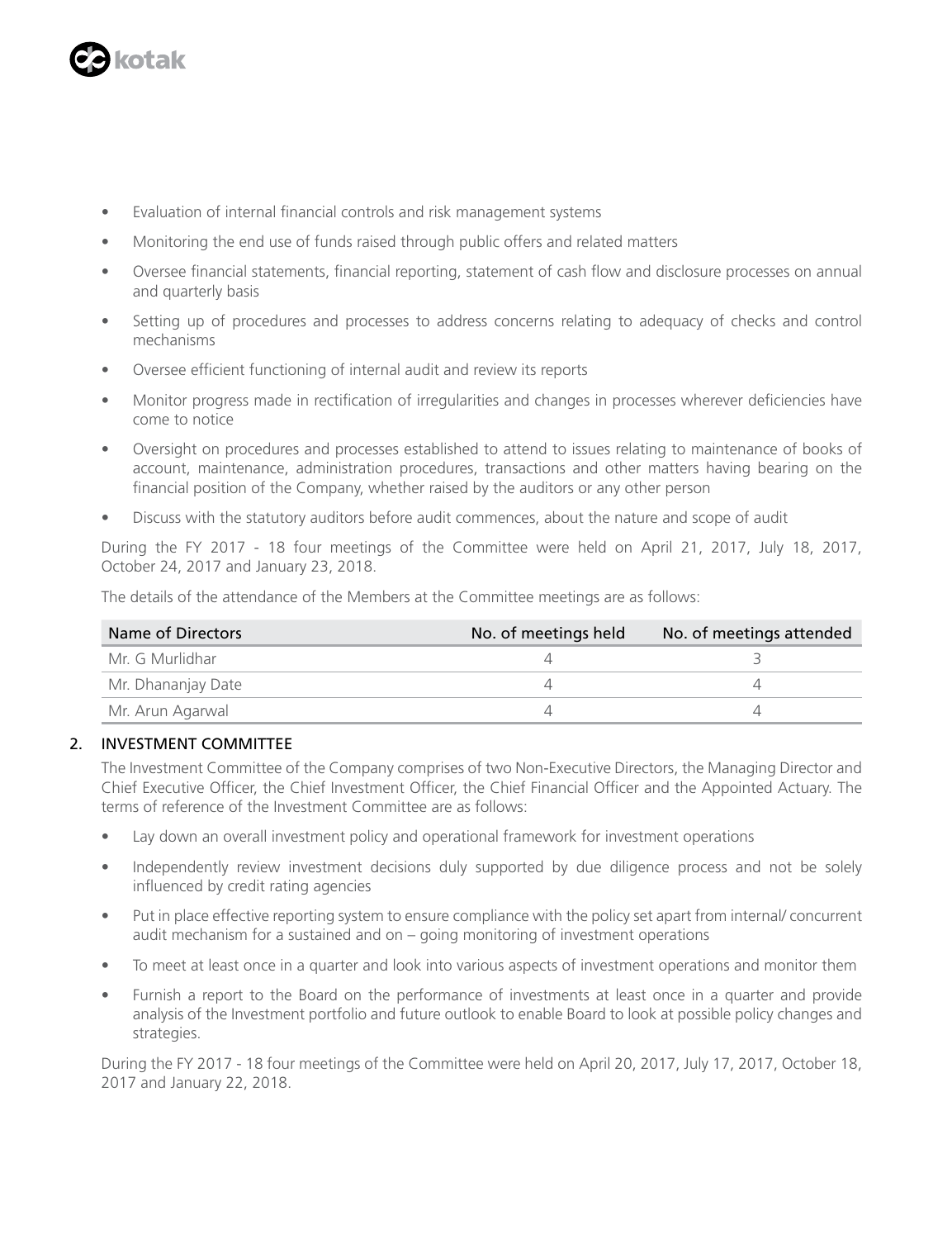- Evaluation of internal financial controls and risk management systems
- Monitoring the end use of funds raised through public offers and related matters
- Oversee financial statements, financial reporting, statement of cash flow and disclosure processes on annual and quarterly basis
- Setting up of procedures and processes to address concerns relating to adequacy of checks and control mechanisms
- Oversee efficient functioning of internal audit and review its reports
- Monitor progress made in rectification of irregularities and changes in processes wherever deficiencies have come to notice
- Oversight on procedures and processes established to attend to issues relating to maintenance of books of account, maintenance, administration procedures, transactions and other matters having bearing on the financial position of the Company, whether raised by the auditors or any other person
- Discuss with the statutory auditors before audit commences, about the nature and scope of audit

During the FY 2017 - 18 four meetings of the Committee were held on April 21, 2017, July 18, 2017, October 24, 2017 and January 23, 2018.

The details of the attendance of the Members at the Committee meetings are as follows:

| Name of Directors | No. of meetings held | No. of meetings attended |
|---|---|---|
| Mr. G Murlidhar | 4 | 3 |
| Mr. Dhananjay Date | 4 | 4 |
| Mr. Arun Agarwal | 4 | 4 |

## 2. INVESTMENT COMMITTEE

The Investment Committee of the Company comprises of two Non-Executive Directors, the Managing Director and Chief Executive Officer, the Chief Investment Officer, the Chief Financial Officer and the Appointed Actuary. The terms of reference of the Investment Committee are as follows:

- Lay down an overall investment policy and operational framework for investment operations
- Independently review investment decisions duly supported by due diligence process and not be solely influenced by credit rating agencies
- Put in place effective reporting system to ensure compliance with the policy set apart from internal/ concurrent audit mechanism for a sustained and on – going monitoring of investment operations
- To meet at least once in a quarter and look into various aspects of investment operations and monitor them
- Furnish a report to the Board on the performance of investments at least once in a quarter and provide analysis of the Investment portfolio and future outlook to enable Board to look at possible policy changes and strategies.

During the FY 2017 - 18 four meetings of the Committee were held on April 20, 2017, July 17, 2017, October 18, 2017 and January 22, 2018.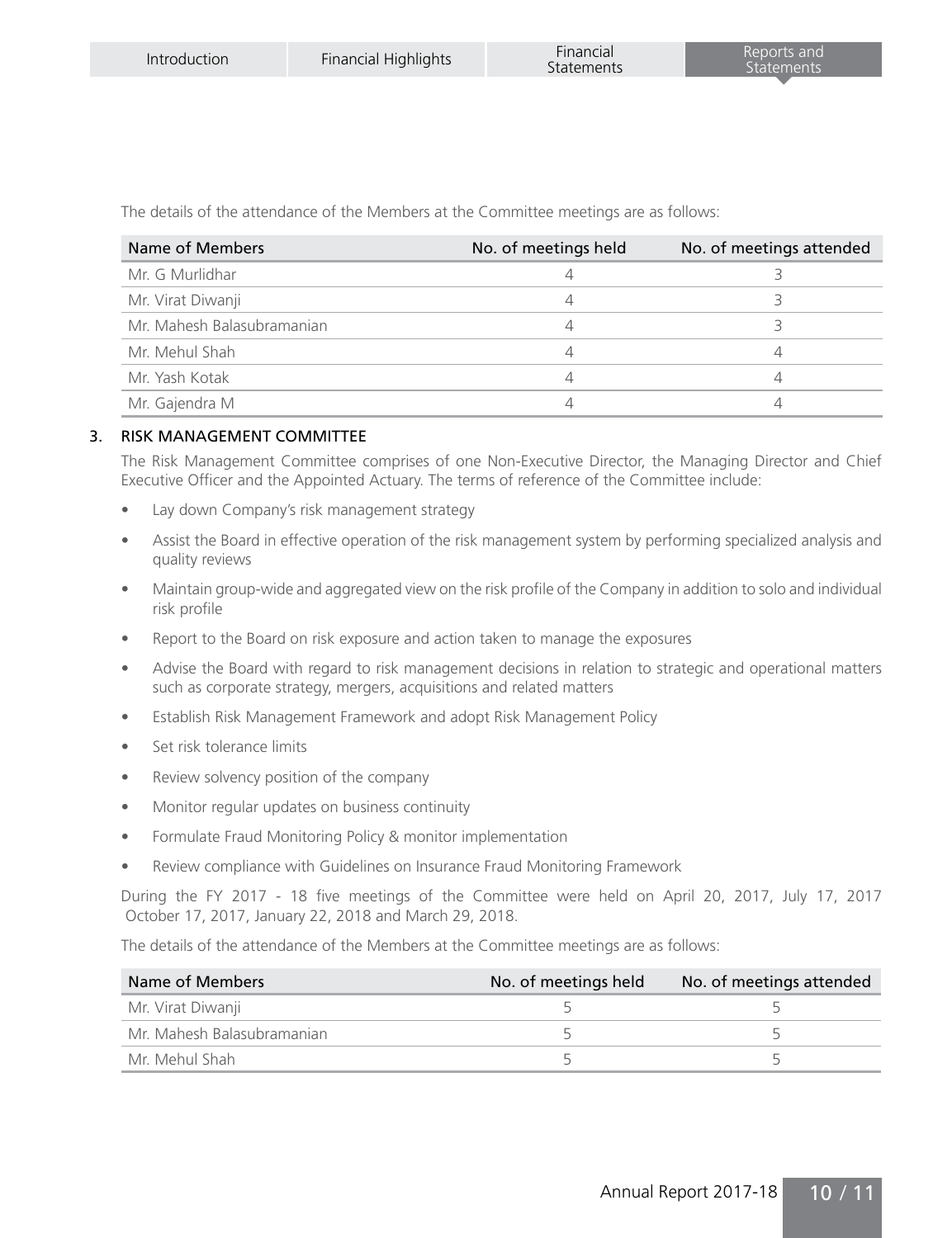The details of the attendance of the Members at the Committee meetings are as follows:

| Name of Members | No. of meetings held | No. of meetings attended |
|---|---|---|
| Mr. G Murlidhar | 4 | 3 |
| Mr. Virat Diwanji | 4 | 3 |
| Mr. Mahesh Balasubramanian | 4 | 3 |
| Mr. Mehul Shah | 4 | 4 |
| Mr. Yash Kotak | 4 | 4 |
| Mr. Gajendra M | 4 | 4 |

## 3. RISK MANAGEMENT COMMITTEE

The Risk Management Committee comprises of one Non-Executive Director, the Managing Director and Chief Executive Officer and the Appointed Actuary. The terms of reference of the Committee include:

- Lay down Company's risk management strategy
- Assist the Board in effective operation of the risk management system by performing specialized analysis and quality reviews
- Maintain group-wide and aggregated view on the risk profile of the Company in addition to solo and individual risk profile
- Report to the Board on risk exposure and action taken to manage the exposures
- Advise the Board with regard to risk management decisions in relation to strategic and operational matters such as corporate strategy, mergers, acquisitions and related matters
- Establish Risk Management Framework and adopt Risk Management Policy
- Set risk tolerance limits
- Review solvency position of the company
- Monitor regular updates on business continuity
- Formulate Fraud Monitoring Policy & monitor implementation
- Review compliance with Guidelines on Insurance Fraud Monitoring Framework

During the FY 2017 - 18 five meetings of the Committee were held on April 20, 2017, July 17, 2017 October 17, 2017, January 22, 2018 and March 29, 2018.

The details of the attendance of the Members at the Committee meetings are as follows:

| Name of Members | No. of meetings held | No. of meetings attended |
|---|---|---|
| Mr. Virat Diwanji | 5 | 5 |
| Mr. Mahesh Balasubramanian | 5 | 5 |
| Mr. Mehul Shah | 5 | 5 |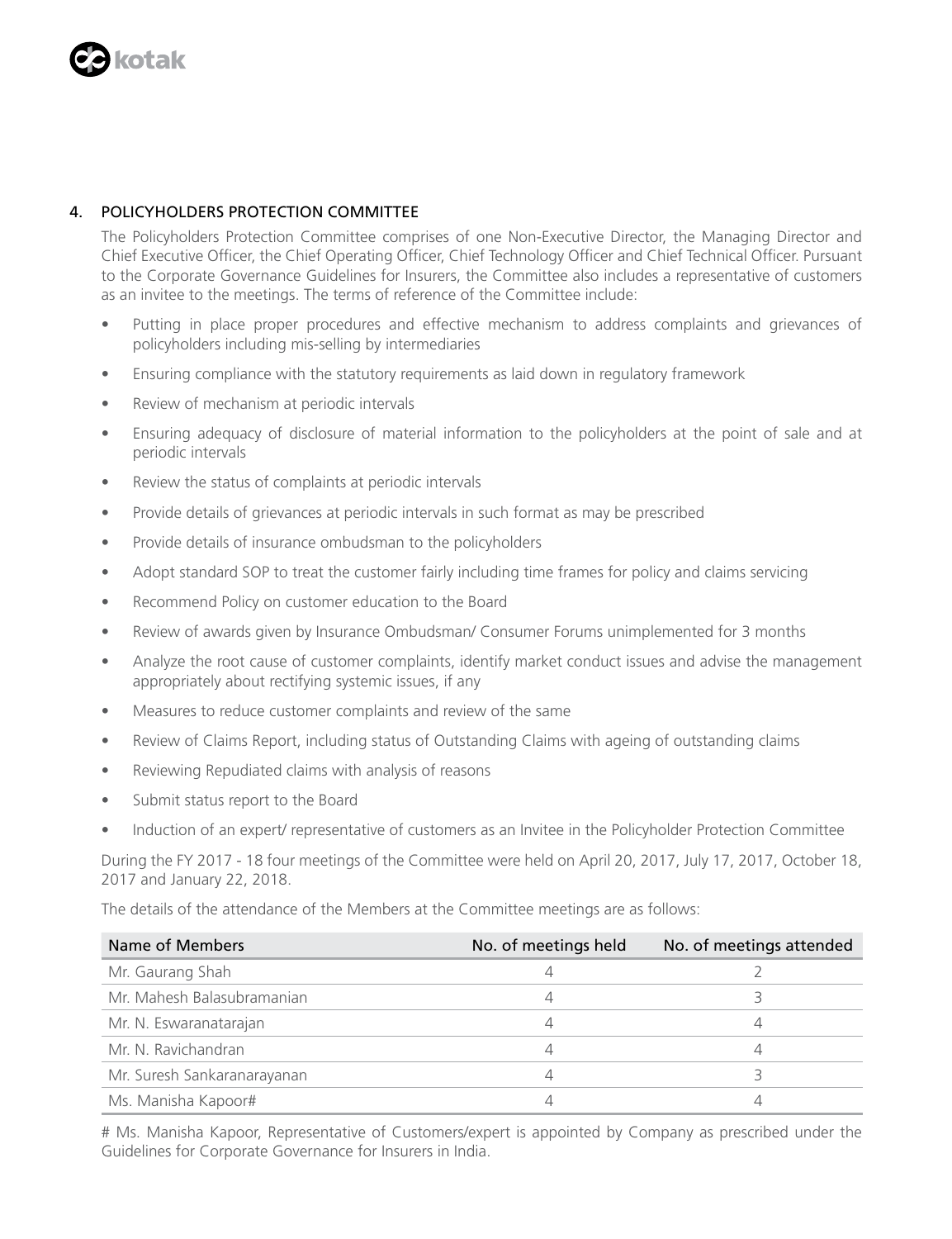## 4. POLICYHOLDERS PROTECTION COMMITTEE

The Policyholders Protection Committee comprises of one Non-Executive Director, the Managing Director and Chief Executive Officer, the Chief Operating Officer, Chief Technology Officer and Chief Technical Officer. Pursuant to the Corporate Governance Guidelines for Insurers, the Committee also includes a representative of customers as an invitee to the meetings. The terms of reference of the Committee include:

- Putting in place proper procedures and effective mechanism to address complaints and grievances of policyholders including mis-selling by intermediaries
- Ensuring compliance with the statutory requirements as laid down in regulatory framework
- Review of mechanism at periodic intervals
- Ensuring adequacy of disclosure of material information to the policyholders at the point of sale and at periodic intervals
- Review the status of complaints at periodic intervals
- Provide details of grievances at periodic intervals in such format as may be prescribed
- Provide details of insurance ombudsman to the policyholders
- Adopt standard SOP to treat the customer fairly including time frames for policy and claims servicing
- Recommend Policy on customer education to the Board
- Review of awards given by Insurance Ombudsman/ Consumer Forums unimplemented for 3 months
- Analyze the root cause of customer complaints, identify market conduct issues and advise the management appropriately about rectifying systemic issues, if any
- Measures to reduce customer complaints and review of the same
- Review of Claims Report, including status of Outstanding Claims with ageing of outstanding claims
- Reviewing Repudiated claims with analysis of reasons
- Submit status report to the Board
- Induction of an expert/ representative of customers as an Invitee in the Policyholder Protection Committee

During the FY 2017 - 18 four meetings of the Committee were held on April 20, 2017, July 17, 2017, October 18, 2017 and January 22, 2018.

The details of the attendance of the Members at the Committee meetings are as follows:

| Name of Members | No. of meetings held | No. of meetings attended |
|---|---|---|
| Mr. Gaurang Shah | 4 | 2 |
| Mr. Mahesh Balasubramanian | 4 | 3 |
| Mr. N. Eswaranatarajan | 4 | 4 |
| Mr. N. Ravichandran | 4 | 4 |
| Mr. Suresh Sankaranarayanan | 4 | 3 |
| Ms. Manisha Kapoor# | 4 | 4 |

# Ms. Manisha Kapoor, Representative of Customers/expert is appointed by Company as prescribed under the Guidelines for Corporate Governance for Insurers in India.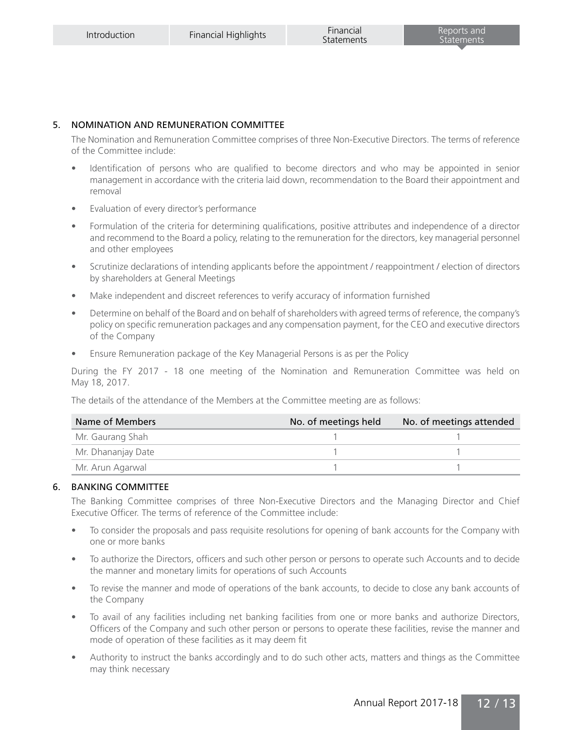## 5. NOMINATION AND REMUNERATION COMMITTEE

The Nomination and Remuneration Committee comprises of three Non-Executive Directors. The terms of reference of the Committee include:

- Identification of persons who are qualified to become directors and who may be appointed in senior management in accordance with the criteria laid down, recommendation to the Board their appointment and removal
- Evaluation of every director's performance
- Formulation of the criteria for determining qualifications, positive attributes and independence of a director and recommend to the Board a policy, relating to the remuneration for the directors, key managerial personnel and other employees
- Scrutinize declarations of intending applicants before the appointment / reappointment / election of directors by shareholders at General Meetings
- Make independent and discreet references to verify accuracy of information furnished
- Determine on behalf of the Board and on behalf of shareholders with agreed terms of reference, the company's policy on specific remuneration packages and any compensation payment, for the CEO and executive directors of the Company
- Ensure Remuneration package of the Key Managerial Persons is as per the Policy

During the FY 2017 - 18 one meeting of the Nomination and Remuneration Committee was held on May 18, 2017.

The details of the attendance of the Members at the Committee meeting are as follows:

| Name of Members | No. of meetings held | No. of meetings attended |
|---|---|---|
| Mr. Gaurang Shah | 1 | 1 |
| Mr. Dhananjay Date | 1 | 1 |
| Mr. Arun Agarwal | 1 | 1 |

## 6. BANKING COMMITTEE

The Banking Committee comprises of three Non-Executive Directors and the Managing Director and Chief Executive Officer. The terms of reference of the Committee include:

- To consider the proposals and pass requisite resolutions for opening of bank accounts for the Company with one or more banks
- To authorize the Directors, officers and such other person or persons to operate such Accounts and to decide the manner and monetary limits for operations of such Accounts
- To revise the manner and mode of operations of the bank accounts, to decide to close any bank accounts of the Company
- To avail of any facilities including net banking facilities from one or more banks and authorize Directors, Officers of the Company and such other person or persons to operate these facilities, revise the manner and mode of operation of these facilities as it may deem fit
- Authority to instruct the banks accordingly and to do such other acts, matters and things as the Committee may think necessary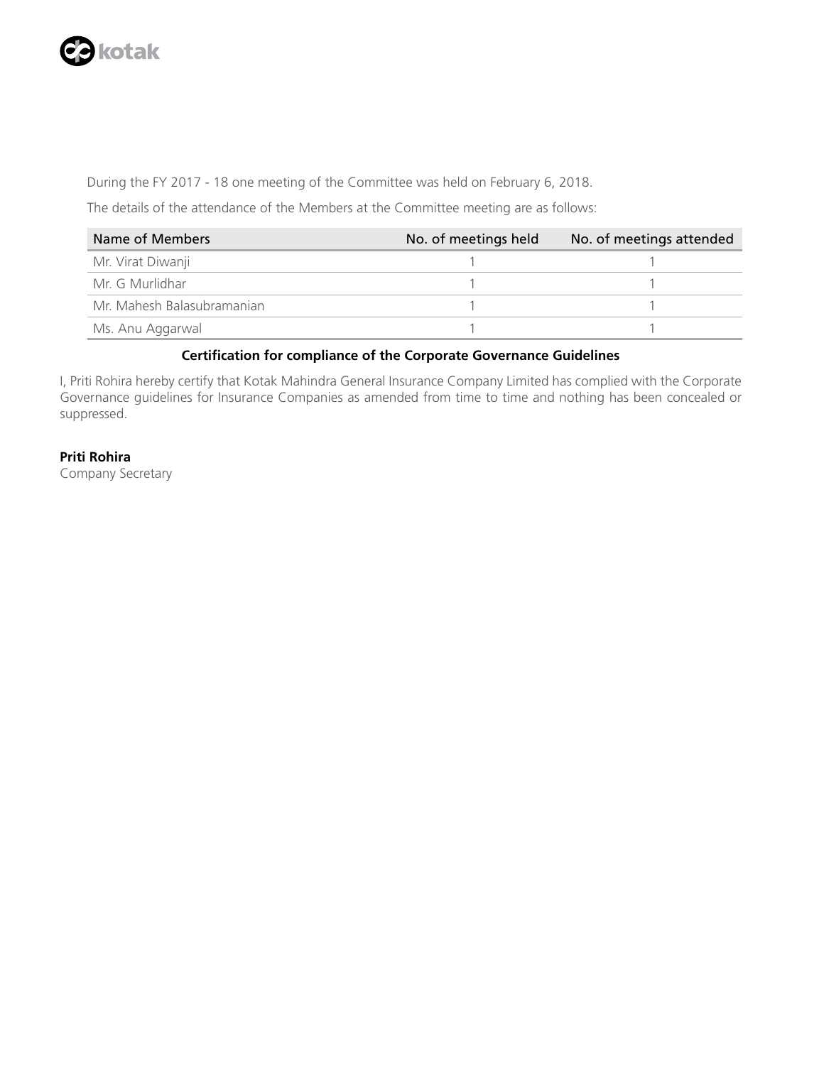During the FY 2017 - 18 one meeting of the Committee was held on February 6, 2018.

The details of the attendance of the Members at the Committee meeting are as follows:

| Name of Members | No. of meetings held | No. of meetings attended |
| --- | --- | --- |
| Mr. Virat Diwanji | 1 | 1 |
| Mr. G Murlidhar | 1 | 1 |
| Mr. Mahesh Balasubramanian | 1 | 1 |
| Ms. Anu Aggarwal | 1 | 1 |

**Certification for compliance of the Corporate Governance Guidelines**

I, Priti Rohira hereby certify that Kotak Mahindra General Insurance Company Limited has complied with the Corporate Governance guidelines for Insurance Companies as amended from time to time and nothing has been concealed or suppressed.

**Priti Rohira**
Company Secretary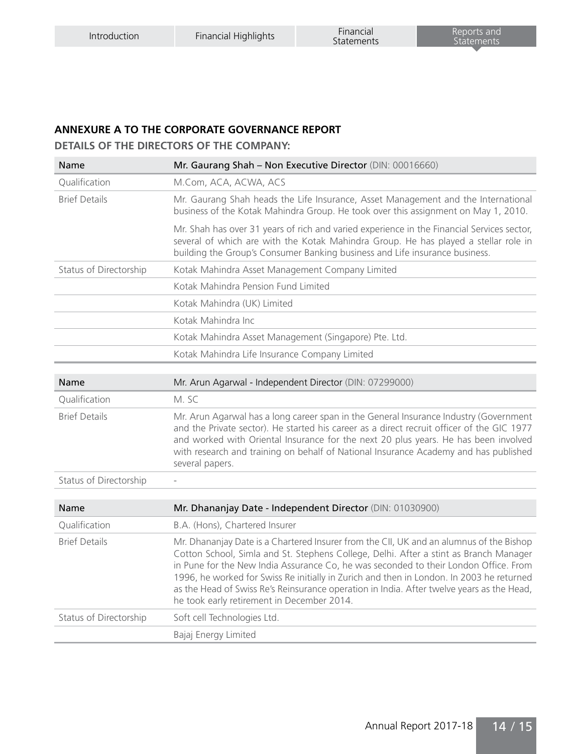## ANNEXURE A TO THE CORPORATE GOVERNANCE REPORT

### DETAILS OF THE DIRECTORS OF THE COMPANY:

| Name | **Mr. Gaurang Shah – Non Executive Director** (DIN: 00016660) |
|---|---|
| Qualification | M.Com, ACA, ACWA, ACS |
| Brief Details | Mr. Gaurang Shah heads the Life Insurance, Asset Management and the International business of the Kotak Mahindra Group. He took over this assignment on May 1, 2010.<br><br>Mr. Shah has over 31 years of rich and varied experience in the Financial Services sector, several of which are with the Kotak Mahindra Group. He has played a stellar role in building the Group's Consumer Banking business and Life insurance business. |
| Status of Directorship | Kotak Mahindra Asset Management Company Limited |
| | Kotak Mahindra Pension Fund Limited |
| | Kotak Mahindra (UK) Limited |
| | Kotak Mahindra Inc |
| | Kotak Mahindra Asset Management (Singapore) Pte. Ltd. |
| | Kotak Mahindra Life Insurance Company Limited |

| Name | Mr. Arun Agarwal - Independent Director (DIN: 07299000) |
|---|---|
| Qualification | M. SC |
| Brief Details | Mr. Arun Agarwal has a long career span in the General Insurance Industry (Government and the Private sector). He started his career as a direct recruit officer of the GIC 1977 and worked with Oriental Insurance for the next 20 plus years. He has been involved with research and training on behalf of National Insurance Academy and has published several papers. |
| Status of Directorship | - |

| Name | **Mr. Dhananjay Date - Independent Director** (DIN: 01030900) |
|---|---|
| Qualification | B.A. (Hons), Chartered Insurer |
| Brief Details | Mr. Dhananjay Date is a Chartered Insurer from the CII, UK and an alumnus of the Bishop Cotton School, Simla and St. Stephens College, Delhi. After a stint as Branch Manager in Pune for the New India Assurance Co, he was seconded to their London Office. From 1996, he worked for Swiss Re initially in Zurich and then in London. In 2003 he returned as the Head of Swiss Re's Reinsurance operation in India. After twelve years as the Head, he took early retirement in December 2014. |
| Status of Directorship | Soft cell Technologies Ltd. |
| | Bajaj Energy Limited |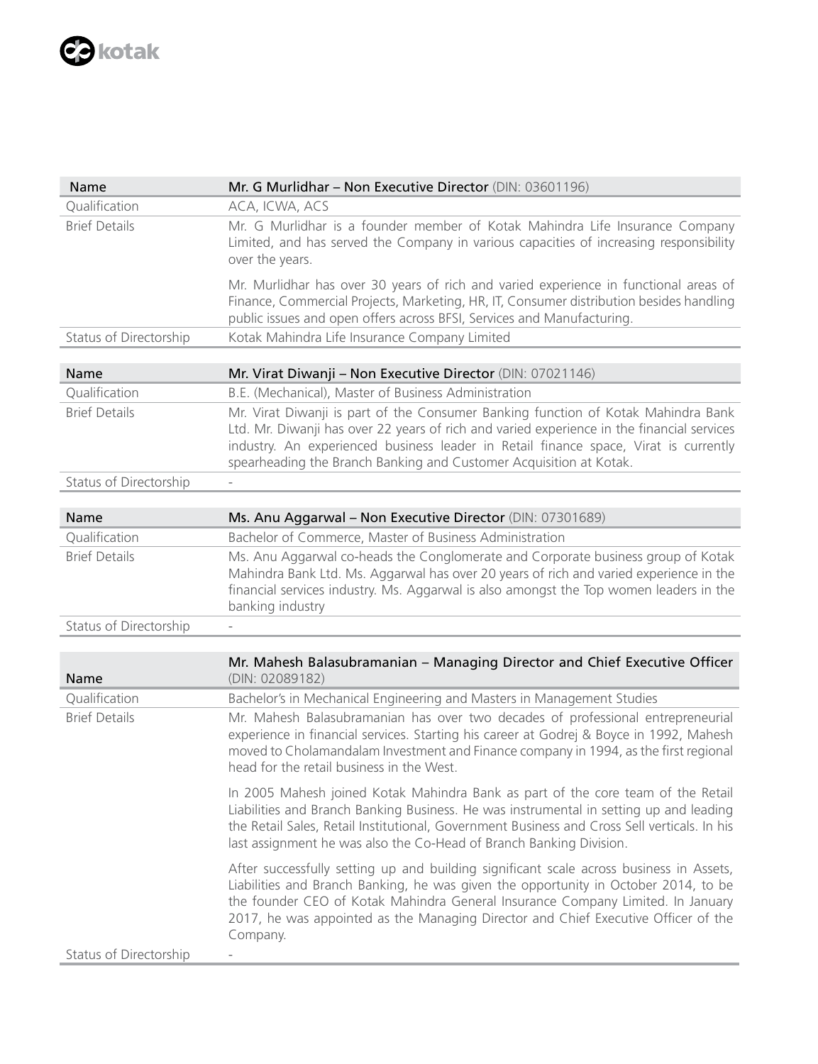| Name | Mr. G Murlidhar – Non Executive Director (DIN: 03601196) |
|---|---|
| Qualification | ACA, ICWA, ACS |
| Brief Details | Mr. G Murlidhar is a founder member of Kotak Mahindra Life Insurance Company Limited, and has served the Company in various capacities of increasing responsibility over the years.<br><br>Mr. Murlidhar has over 30 years of rich and varied experience in functional areas of Finance, Commercial Projects, Marketing, HR, IT, Consumer distribution besides handling public issues and open offers across BFSI, Services and Manufacturing. |
| Status of Directorship | Kotak Mahindra Life Insurance Company Limited |

| Name | Mr. Virat Diwanji – Non Executive Director (DIN: 07021146) |
|---|---|
| Qualification | B.E. (Mechanical), Master of Business Administration |
| Brief Details | Mr. Virat Diwanji is part of the Consumer Banking function of Kotak Mahindra Bank Ltd. Mr. Diwanji has over 22 years of rich and varied experience in the financial services industry. An experienced business leader in Retail finance space, Virat is currently spearheading the Branch Banking and Customer Acquisition at Kotak. |
| Status of Directorship | - |

| Name | Ms. Anu Aggarwal – Non Executive Director (DIN: 07301689) |
|---|---|
| Qualification | Bachelor of Commerce, Master of Business Administration |
| Brief Details | Ms. Anu Aggarwal co-heads the Conglomerate and Corporate business group of Kotak Mahindra Bank Ltd. Ms. Aggarwal has over 20 years of rich and varied experience in the financial services industry. Ms. Aggarwal is also amongst the Top women leaders in the banking industry |
| Status of Directorship | - |

| Name | Mr. Mahesh Balasubramanian – Managing Director and Chief Executive Officer (DIN: 02089182) |
|---|---|
| Qualification | Bachelor's in Mechanical Engineering and Masters in Management Studies |
| Brief Details | Mr. Mahesh Balasubramanian has over two decades of professional entrepreneurial experience in financial services. Starting his career at Godrej & Boyce in 1992, Mahesh moved to Cholamandalam Investment and Finance company in 1994, as the first regional head for the retail business in the West.<br><br>In 2005 Mahesh joined Kotak Mahindra Bank as part of the core team of the Retail Liabilities and Branch Banking Business. He was instrumental in setting up and leading the Retail Sales, Retail Institutional, Government Business and Cross Sell verticals. In his last assignment he was also the Co-Head of Branch Banking Division.<br><br>After successfully setting up and building significant scale across business in Assets, Liabilities and Branch Banking, he was given the opportunity in October 2014, to be the founder CEO of Kotak Mahindra General Insurance Company Limited. In January 2017, he was appointed as the Managing Director and Chief Executive Officer of the Company. |
| Status of Directorship | - |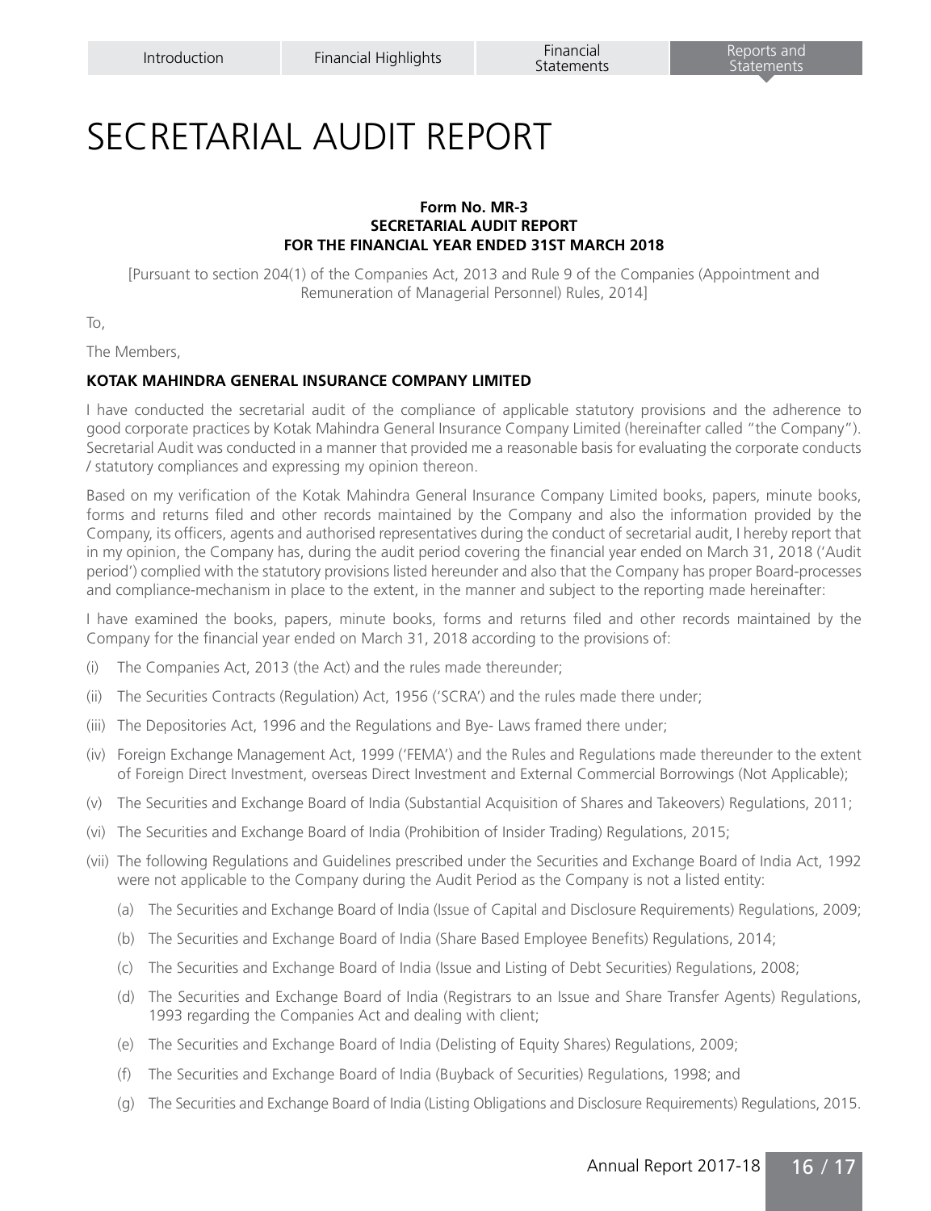# SECRETARIAL AUDIT REPORT

**Form No. MR-3**
**SECRETARIAL AUDIT REPORT**
**FOR THE FINANCIAL YEAR ENDED 31ST MARCH 2018**

[Pursuant to section 204(1) of the Companies Act, 2013 and Rule 9 of the Companies (Appointment and Remuneration of Managerial Personnel) Rules, 2014]

To,

The Members,

**KOTAK MAHINDRA GENERAL INSURANCE COMPANY LIMITED**

I have conducted the secretarial audit of the compliance of applicable statutory provisions and the adherence to good corporate practices by Kotak Mahindra General Insurance Company Limited (hereinafter called "the Company"). Secretarial Audit was conducted in a manner that provided me a reasonable basis for evaluating the corporate conducts / statutory compliances and expressing my opinion thereon.

Based on my verification of the Kotak Mahindra General Insurance Company Limited books, papers, minute books, forms and returns filed and other records maintained by the Company and also the information provided by the Company, its officers, agents and authorised representatives during the conduct of secretarial audit, I hereby report that in my opinion, the Company has, during the audit period covering the financial year ended on March 31, 2018 ('Audit period') complied with the statutory provisions listed hereunder and also that the Company has proper Board-processes and compliance-mechanism in place to the extent, in the manner and subject to the reporting made hereinafter:

I have examined the books, papers, minute books, forms and returns filed and other records maintained by the Company for the financial year ended on March 31, 2018 according to the provisions of:

(i) The Companies Act, 2013 (the Act) and the rules made thereunder;

(ii) The Securities Contracts (Regulation) Act, 1956 ('SCRA') and the rules made there under;

(iii) The Depositories Act, 1996 and the Regulations and Bye- Laws framed there under;

(iv) Foreign Exchange Management Act, 1999 ('FEMA') and the Rules and Regulations made thereunder to the extent of Foreign Direct Investment, overseas Direct Investment and External Commercial Borrowings (Not Applicable);

(v) The Securities and Exchange Board of India (Substantial Acquisition of Shares and Takeovers) Regulations, 2011;

(vi) The Securities and Exchange Board of India (Prohibition of Insider Trading) Regulations, 2015;

(vii) The following Regulations and Guidelines prescribed under the Securities and Exchange Board of India Act, 1992 were not applicable to the Company during the Audit Period as the Company is not a listed entity:

  (a) The Securities and Exchange Board of India (Issue of Capital and Disclosure Requirements) Regulations, 2009;

  (b) The Securities and Exchange Board of India (Share Based Employee Benefits) Regulations, 2014;

  (c) The Securities and Exchange Board of India (Issue and Listing of Debt Securities) Regulations, 2008;

  (d) The Securities and Exchange Board of India (Registrars to an Issue and Share Transfer Agents) Regulations, 1993 regarding the Companies Act and dealing with client;

  (e) The Securities and Exchange Board of India (Delisting of Equity Shares) Regulations, 2009;

  (f) The Securities and Exchange Board of India (Buyback of Securities) Regulations, 1998; and

  (g) The Securities and Exchange Board of India (Listing Obligations and Disclosure Requirements) Regulations, 2015.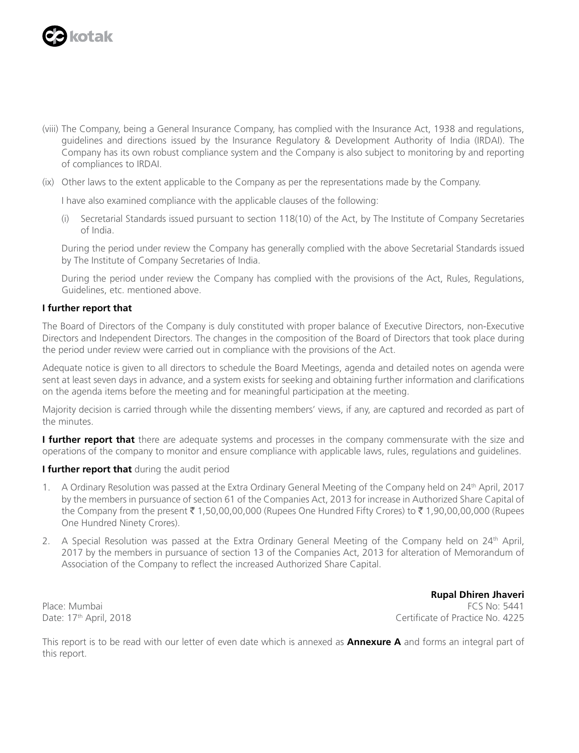(viii) The Company, being a General Insurance Company, has complied with the Insurance Act, 1938 and regulations, guidelines and directions issued by the Insurance Regulatory & Development Authority of India (IRDAI). The Company has its own robust compliance system and the Company is also subject to monitoring by and reporting of compliances to IRDAI.

(ix) Other laws to the extent applicable to the Company as per the representations made by the Company.

I have also examined compliance with the applicable clauses of the following:

(i) Secretarial Standards issued pursuant to section 118(10) of the Act, by The Institute of Company Secretaries of India.

During the period under review the Company has generally complied with the above Secretarial Standards issued by The Institute of Company Secretaries of India.

During the period under review the Company has complied with the provisions of the Act, Rules, Regulations, Guidelines, etc. mentioned above.

**I further report that**

The Board of Directors of the Company is duly constituted with proper balance of Executive Directors, non-Executive Directors and Independent Directors. The changes in the composition of the Board of Directors that took place during the period under review were carried out in compliance with the provisions of the Act.

Adequate notice is given to all directors to schedule the Board Meetings, agenda and detailed notes on agenda were sent at least seven days in advance, and a system exists for seeking and obtaining further information and clarifications on the agenda items before the meeting and for meaningful participation at the meeting.

Majority decision is carried through while the dissenting members' views, if any, are captured and recorded as part of the minutes.

**I further report that** there are adequate systems and processes in the company commensurate with the size and operations of the company to monitor and ensure compliance with applicable laws, rules, regulations and guidelines.

**I further report that** during the audit period

1. A Ordinary Resolution was passed at the Extra Ordinary General Meeting of the Company held on 24th April, 2017 by the members in pursuance of section 61 of the Companies Act, 2013 for increase in Authorized Share Capital of the Company from the present ₹ 1,50,00,00,000 (Rupees One Hundred Fifty Crores) to ₹ 1,90,00,00,000 (Rupees One Hundred Ninety Crores).

2. A Special Resolution was passed at the Extra Ordinary General Meeting of the Company held on 24th April, 2017 by the members in pursuance of section 13 of the Companies Act, 2013 for alteration of Memorandum of Association of the Company to reflect the increased Authorized Share Capital.

**Rupal Dhiren Jhaveri**
FCS No: 5441
Certificate of Practice No. 4225

Place: Mumbai
Date: 17th April, 2018

This report is to be read with our letter of even date which is annexed as **Annexure A** and forms an integral part of this report.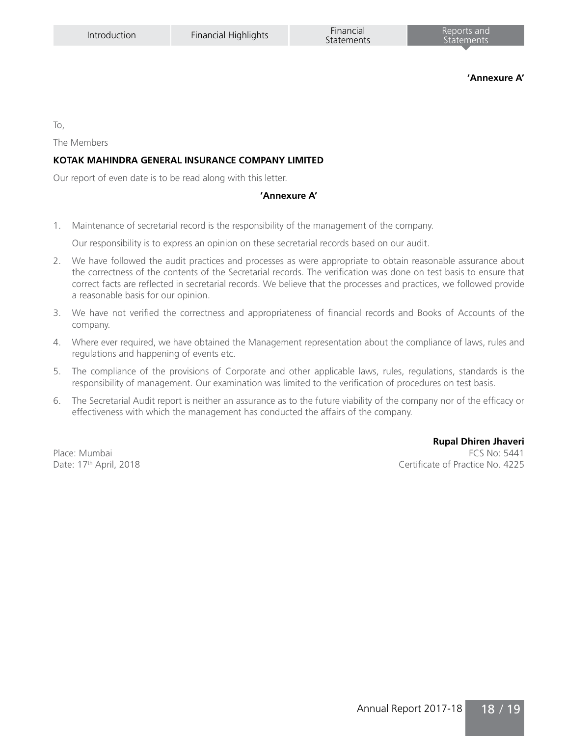**'Annexure A'**

To,

The Members

**KOTAK MAHINDRA GENERAL INSURANCE COMPANY LIMITED**

Our report of even date is to be read along with this letter.

**'Annexure A'**

1. Maintenance of secretarial record is the responsibility of the management of the company.

   Our responsibility is to express an opinion on these secretarial records based on our audit.

2. We have followed the audit practices and processes as were appropriate to obtain reasonable assurance about the correctness of the contents of the Secretarial records. The verification was done on test basis to ensure that correct facts are reflected in secretarial records. We believe that the processes and practices, we followed provide a reasonable basis for our opinion.

3. We have not verified the correctness and appropriateness of financial records and Books of Accounts of the company.

4. Where ever required, we have obtained the Management representation about the compliance of laws, rules and regulations and happening of events etc.

5. The compliance of the provisions of Corporate and other applicable laws, rules, regulations, standards is the responsibility of management. Our examination was limited to the verification of procedures on test basis.

6. The Secretarial Audit report is neither an assurance as to the future viability of the company nor of the efficacy or effectiveness with which the management has conducted the affairs of the company.

**Rupal Dhiren Jhaveri**
FCS No: 5441
Certificate of Practice No. 4225

Place: Mumbai
Date: 17th April, 2018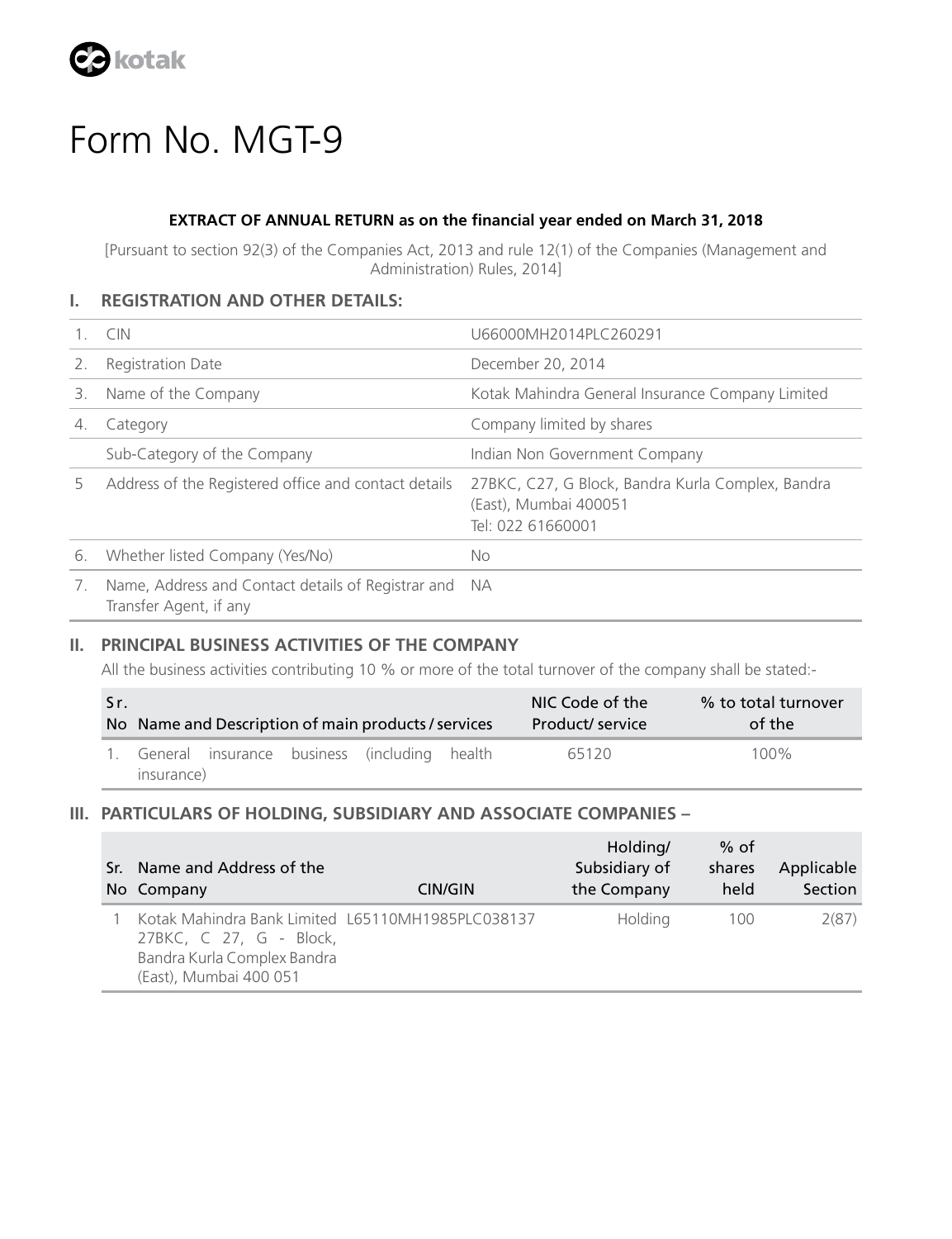# Form No. MGT-9

**EXTRACT OF ANNUAL RETURN as on the financial year ended on March 31, 2018**

[Pursuant to section 92(3) of the Companies Act, 2013 and rule 12(1) of the Companies (Management and Administration) Rules, 2014]

## I. REGISTRATION AND OTHER DETAILS:

| | | |
|---|---|---|
| 1. | CIN | U66000MH2014PLC260291 |
| 2. | Registration Date | December 20, 2014 |
| 3. | Name of the Company | Kotak Mahindra General Insurance Company Limited |
| 4. | Category | Company limited by shares |
| | Sub-Category of the Company | Indian Non Government Company |
| 5 | Address of the Registered office and contact details | 27BKC, C27, G Block, Bandra Kurla Complex, Bandra (East), Mumbai 400051<br>Tel: 022 61660001 |
| 6. | Whether listed Company (Yes/No) | No |
| 7. | Name, Address and Contact details of Registrar and Transfer Agent, if any | NA |

## II. PRINCIPAL BUSINESS ACTIVITIES OF THE COMPANY

All the business activities contributing 10 % or more of the total turnover of the company shall be stated:-

| Sr. No | Name and Description of main products / services | NIC Code of the Product/ service | % to total turnover of the |
|---|---|---|---|
| 1. | General insurance business (including health insurance) | 65120 | 100% |

## III. PARTICULARS OF HOLDING, SUBSIDIARY AND ASSOCIATE COMPANIES –

| Sr. No | Name and Address of the Company | CIN/GIN | Holding/ Subsidiary of the Company | % of shares held | Applicable Section |
|---|---|---|---|---|---|
| 1 | Kotak Mahindra Bank Limited 27BKC, C 27, G - Block, Bandra Kurla Complex Bandra (East), Mumbai 400 051 | L65110MH1985PLC038137 | Holding | 100 | 2(87) |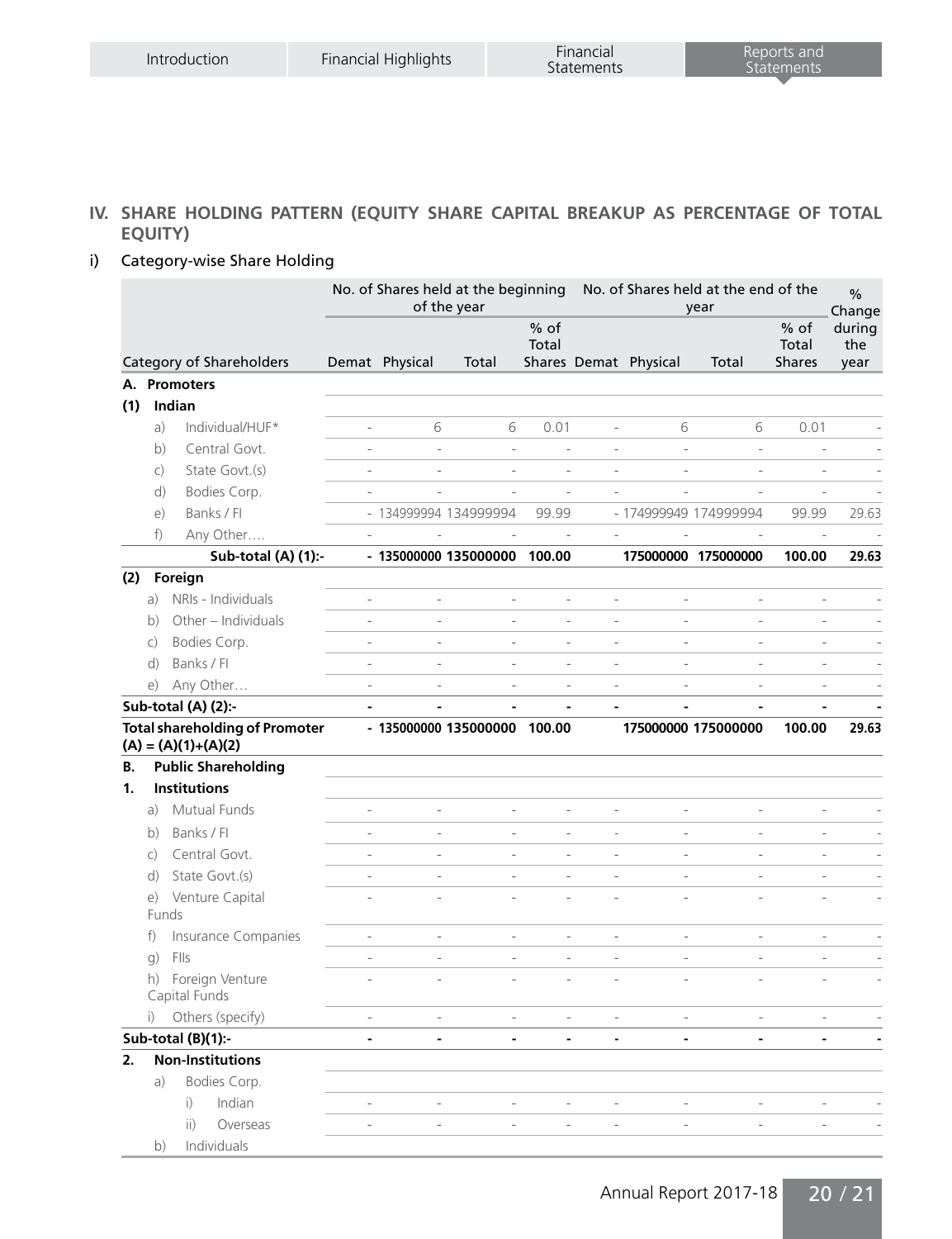## IV. SHARE HOLDING PATTERN (EQUITY SHARE CAPITAL BREAKUP AS PERCENTAGE OF TOTAL EQUITY)

### i) Category-wise Share Holding

| Category of Shareholders | No. of Shares held at the beginning of the year | | | | No. of Shares held at the end of the year | | | | % Change during the year |
|---|---|---|---|---|---|---|---|---|---|
| | Demat | Physical | Total | % of Total Shares | Demat | Physical | Total | % of Total Shares | |
| **A. Promoters** | | | | | | | | | |
| **(1) Indian** | | | | | | | | | |
| a) Individual/HUF* | - | 6 | 6 | 0.01 | - | 6 | 6 | 0.01 | - |
| b) Central Govt. | - | - | - | - | - | - | - | - | - |
| c) State Govt.(s) | - | - | - | - | - | - | - | - | - |
| d) Bodies Corp. | - | - | - | - | - | - | - | - | - |
| e) Banks / FI | - | 134999994 | 134999994 | 99.99 | - | 174999949 | 174999994 | 99.99 | 29.63 |
| f) Any Other…. | - | - | - | - | - | - | - | - | - |
| **Sub-total (A) (1):-** | **-** | **135000000** | **135000000** | **100.00** | | **175000000** | **175000000** | **100.00** | **29.63** |
| **(2) Foreign** | | | | | | | | | |
| a) NRIs - Individuals | - | - | - | - | - | - | - | - | - |
| b) Other – Individuals | - | - | - | - | - | - | - | - | - |
| c) Bodies Corp. | - | - | - | - | - | - | - | - | - |
| d) Banks / FI | - | - | - | - | - | - | - | - | - |
| e) Any Other… | - | - | - | - | - | - | - | - | - |
| **Sub-total (A) (2):-** | **-** | **-** | **-** | **-** | **-** | **-** | **-** | **-** | **-** |
| **Total shareholding of Promoter (A) = (A)(1)+(A)(2)** | **-** | **135000000** | **135000000** | **100.00** | | **175000000** | **175000000** | **100.00** | **29.63** |
| **B. Public Shareholding** | | | | | | | | | |
| **1. Institutions** | | | | | | | | | |
| a) Mutual Funds | - | - | - | - | - | - | - | - | - |
| b) Banks / FI | - | - | - | - | - | - | - | - | - |
| c) Central Govt. | - | - | - | - | - | - | - | - | - |
| d) State Govt.(s) | - | - | - | - | - | - | - | - | - |
| e) Venture Capital Funds | - | - | - | - | - | - | - | - | - |
| f) Insurance Companies | - | - | - | - | - | - | - | - | - |
| g) FIIs | - | - | - | - | - | - | - | - | - |
| h) Foreign Venture Capital Funds | - | - | - | - | - | - | - | - | - |
| i) Others (specify) | - | - | - | - | - | - | - | - | - |
| **Sub-total (B)(1):-** | **-** | **-** | **-** | **-** | **-** | **-** | **-** | **-** | **-** |
| **2. Non-Institutions** | | | | | | | | | |
| a) Bodies Corp. | | | | | | | | | |
| i) Indian | - | - | - | - | - | - | - | - | - |
| ii) Overseas | - | - | - | - | - | - | - | - | - |
| b) Individuals | | | | | | | | | |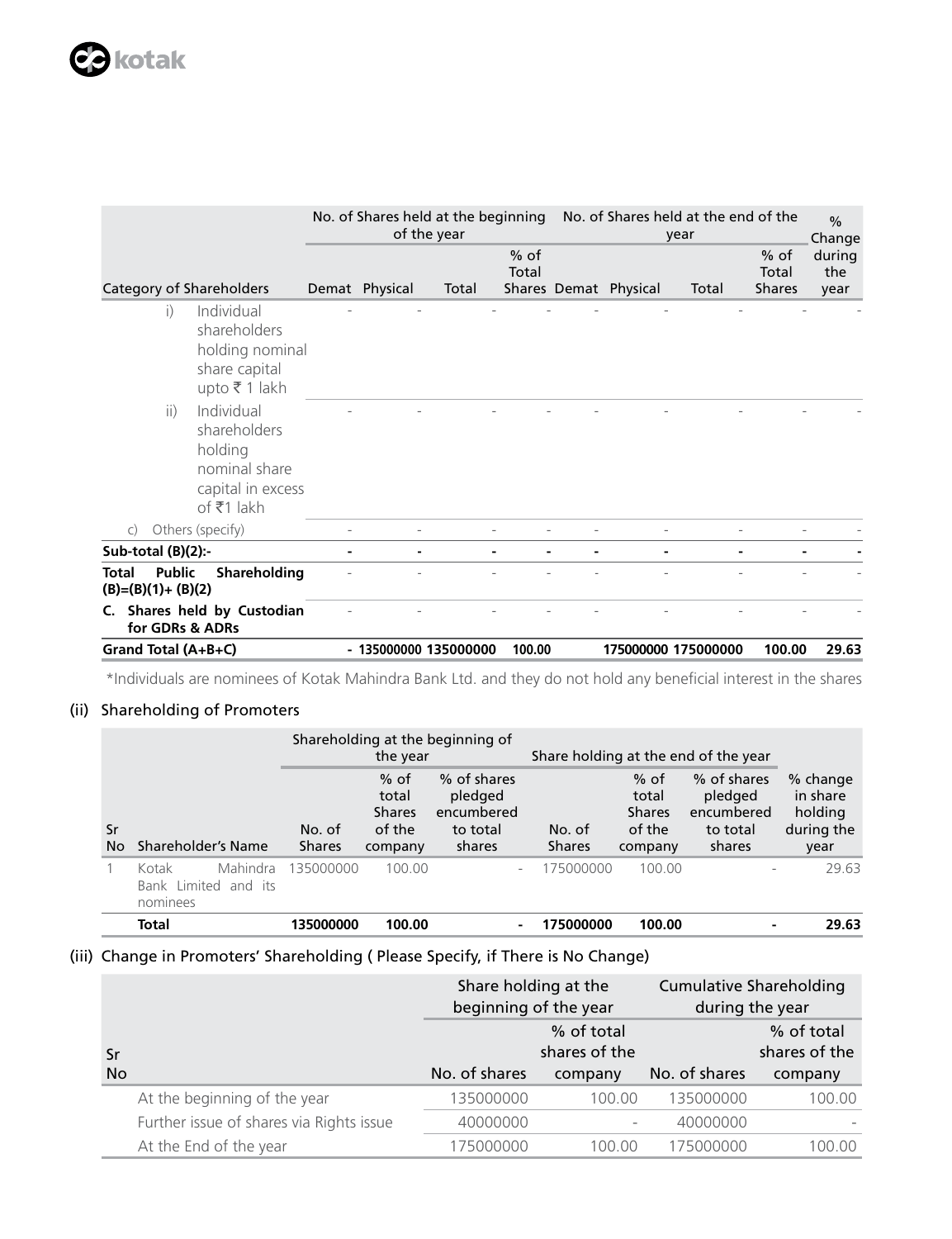| Category of Shareholders | No. of Shares held at the beginning of the year | | | | No. of Shares held at the end of the year | | | | % Change during the year |
|---|---|---|---|---|---|---|---|---|---|
| | Demat | Physical | Total | % of Total Shares | Demat | Physical | Total | % of Total Shares | |
| i) Individual shareholders holding nominal share capital upto ₹ 1 lakh | - | - | - | - | - | - | - | - | - |
| ii) Individual shareholders holding nominal share capital in excess of ₹1 lakh | - | - | - | - | - | - | - | - | - |
| c) Others (specify) | - | - | - | - | - | - | - | - | - |
| **Sub-total (B)(2):-** | **-** | **-** | **-** | **-** | **-** | **-** | **-** | **-** | **-** |
| **Total Public Shareholding (B)=(B)(1)+ (B)(2)** | - | - | - | - | - | - | - | - | - |
| **C. Shares held by Custodian for GDRs & ADRs** | - | - | - | - | - | - | - | - | - |
| **Grand Total (A+B+C)** | **-** | **135000000** | **135000000** | **100.00** | | **175000000** | **175000000** | **100.00** | **29.63** |

*Individuals are nominees of Kotak Mahindra Bank Ltd. and they do not hold any beneficial interest in the shares

(ii) Shareholding of Promoters

| Sr No | Shareholder's Name | Shareholding at the beginning of the year | | | Share holding at the end of the year | | | % change in share holding during the year |
|---|---|---|---|---|---|---|---|---|
| | | No. of Shares | % of total Shares of the company | % of shares pledged encumbered to total shares | No. of Shares | % of total Shares of the company | % of shares pledged encumbered to total shares | |
| 1 | Kotak Mahindra Bank Limited and its nominees | 135000000 | 100.00 | - | 175000000 | 100.00 | - | 29.63 |
| | **Total** | **135000000** | **100.00** | **-** | **175000000** | **100.00** | **-** | **29.63** |

(iii) Change in Promoters' Shareholding ( Please Specify, if There is No Change)

| Sr No | | Share holding at the beginning of the year | | Cumulative Shareholding during the year | |
|---|---|---|---|---|---|
| | | No. of shares | % of total shares of the company | No. of shares | % of total shares of the company |
| | At the beginning of the year | 135000000 | 100.00 | 135000000 | 100.00 |
| | Further issue of shares via Rights issue | 40000000 | - | 40000000 | - |
| | At the End of the year | 175000000 | 100.00 | 175000000 | 100.00 |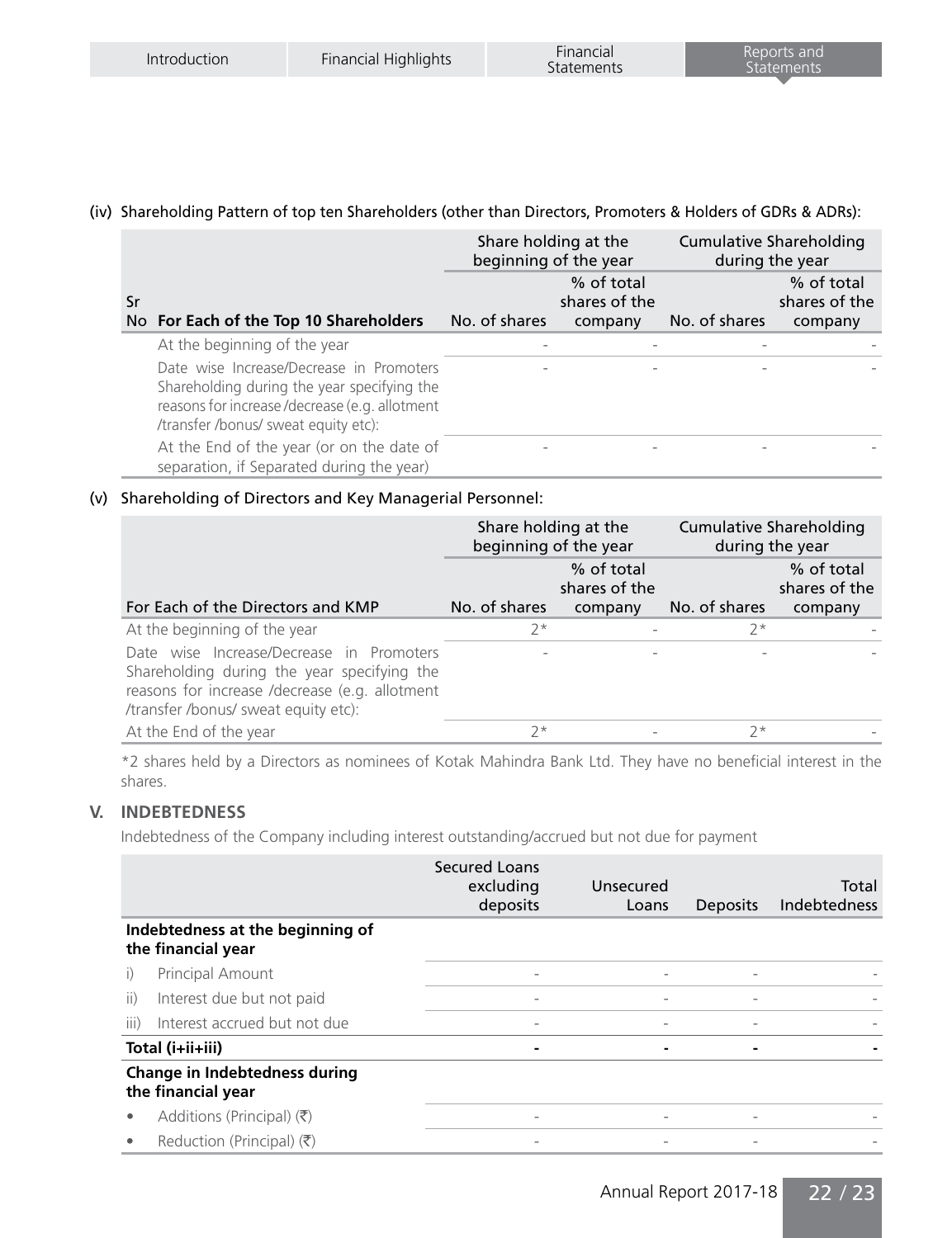(iv) Shareholding Pattern of top ten Shareholders (other than Directors, Promoters & Holders of GDRs & ADRs):

| Sr No | For Each of the Top 10 Shareholders | Share holding at the beginning of the year | | Cumulative Shareholding during the year | |
|---|---|---|---|---|---|
| | | No. of shares | % of total shares of the company | No. of shares | % of total shares of the company |
| | At the beginning of the year | - | - | - | - |
| | Date wise Increase/Decrease in Promoters Shareholding during the year specifying the reasons for increase /decrease (e.g. allotment /transfer /bonus/ sweat equity etc): | - | - | - | - |
| | At the End of the year (or on the date of separation, if Separated during the year) | - | - | - | - |

(v) Shareholding of Directors and Key Managerial Personnel:

| For Each of the Directors and KMP | Share holding at the beginning of the year | | Cumulative Shareholding during the year | |
|---|---|---|---|---|
| | No. of shares | % of total shares of the company | No. of shares | % of total shares of the company |
| At the beginning of the year | 2* | - | 2* | - |
| Date wise Increase/Decrease in Promoters Shareholding during the year specifying the reasons for increase /decrease (e.g. allotment /transfer /bonus/ sweat equity etc): | - | - | - | - |
| At the End of the year | 2* | - | 2* | - |

*2 shares held by a Directors as nominees of Kotak Mahindra Bank Ltd. They have no beneficial interest in the shares.

## V. INDEBTEDNESS

Indebtedness of the Company including interest outstanding/accrued but not due for payment

| | Secured Loans excluding deposits | Unsecured Loans | Deposits | Total Indebtedness |
|---|---|---|---|---|
| **Indebtedness at the beginning of the financial year** | | | | |
| i) Principal Amount | - | - | - | - |
| ii) Interest due but not paid | - | - | - | - |
| iii) Interest accrued but not due | - | - | - | - |
| **Total (i+ii+iii)** | **-** | **-** | **-** | **-** |
| **Change in Indebtedness during the financial year** | | | | |
| • Additions (Principal) (₹) | - | - | - | - |
| • Reduction (Principal) (₹) | - | - | - | - |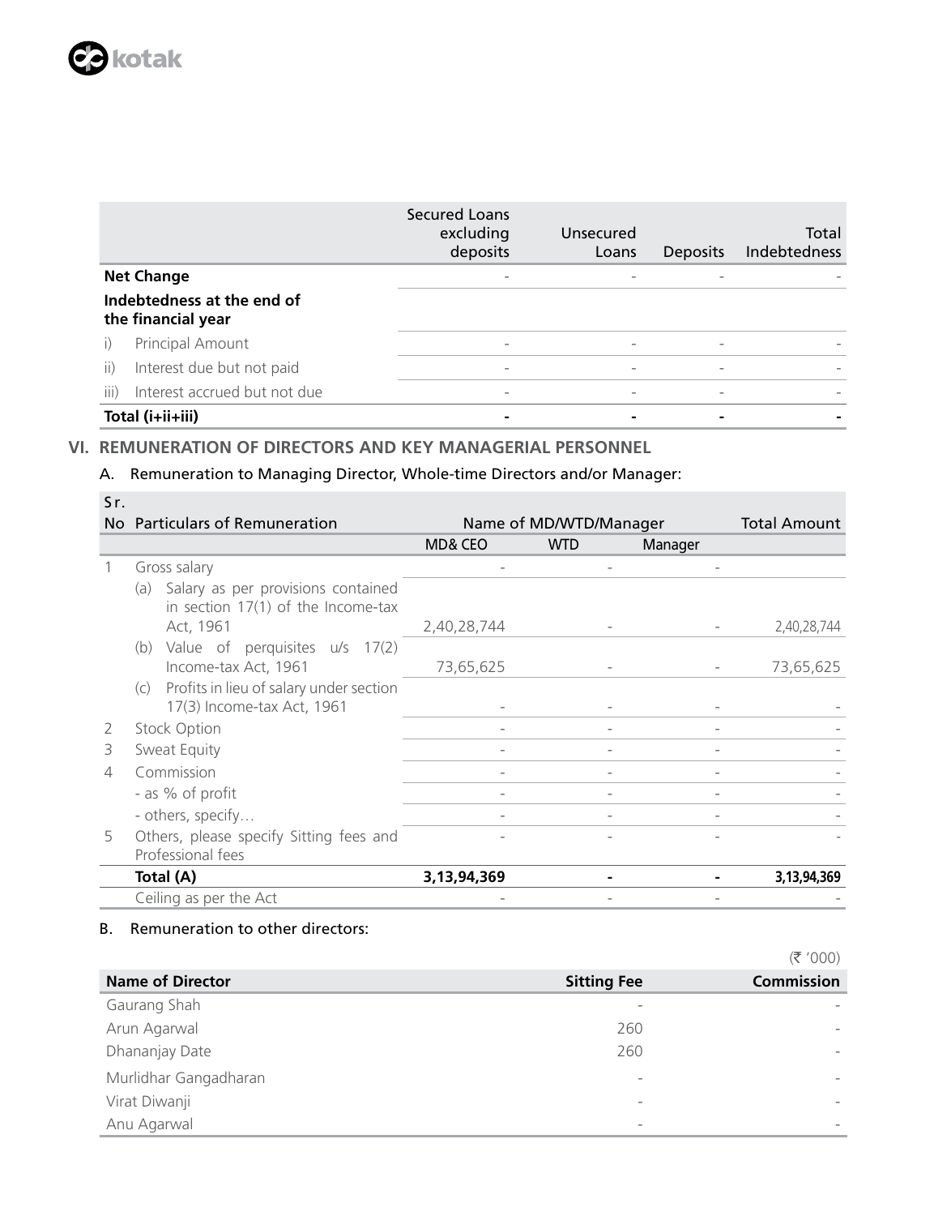| | Secured Loans excluding deposits | Unsecured Loans | Deposits | Total Indebtedness |
|---|---|---|---|---|
| **Net Change** | - | - | - | - |
| **Indebtedness at the end of the financial year** | | | | |
| i) Principal Amount | - | - | - | - |
| ii) Interest due but not paid | - | - | - | - |
| iii) Interest accrued but not due | - | - | - | - |
| **Total (i+ii+iii)** | **-** | **-** | **-** | **-** |

## VI. REMUNERATION OF DIRECTORS AND KEY MANAGERIAL PERSONNEL

### A. Remuneration to Managing Director, Whole-time Directors and/or Manager:

| Sr. No | Particulars of Remuneration | Name of MD/WTD/Manager | | | Total Amount |
|---|---|---|---|---|---|
| | | MD& CEO | WTD | Manager | |
| 1 | Gross salary | - | - | - | |
| | (a) Salary as per provisions contained in section 17(1) of the Income-tax Act, 1961 | 2,40,28,744 | - | - | 2,40,28,744 |
| | (b) Value of perquisites u/s 17(2) Income-tax Act, 1961 | 73,65,625 | - | - | 73,65,625 |
| | (c) Profits in lieu of salary under section 17(3) Income-tax Act, 1961 | - | - | - | - |
| 2 | Stock Option | - | - | - | - |
| 3 | Sweat Equity | - | - | - | - |
| 4 | Commission | - | - | - | - |
| | - as % of profit | - | - | - | - |
| | - others, specify… | - | - | - | - |
| 5 | Others, please specify Sitting fees and Professional fees | - | - | - | - |
| | **Total (A)** | **3,13,94,369** | **-** | **-** | **3,13,94,369** |
| | Ceiling as per the Act | - | - | - | - |

### B. Remuneration to other directors:

(₹ '000)

| Name of Director | Sitting Fee | Commission |
|---|---|---|
| Gaurang Shah | - | - |
| Arun Agarwal | 260 | - |
| Dhananjay Date | 260 | - |
| Murlidhar Gangadharan | - | - |
| Virat Diwanji | - | - |
| Anu Agarwal | - | - |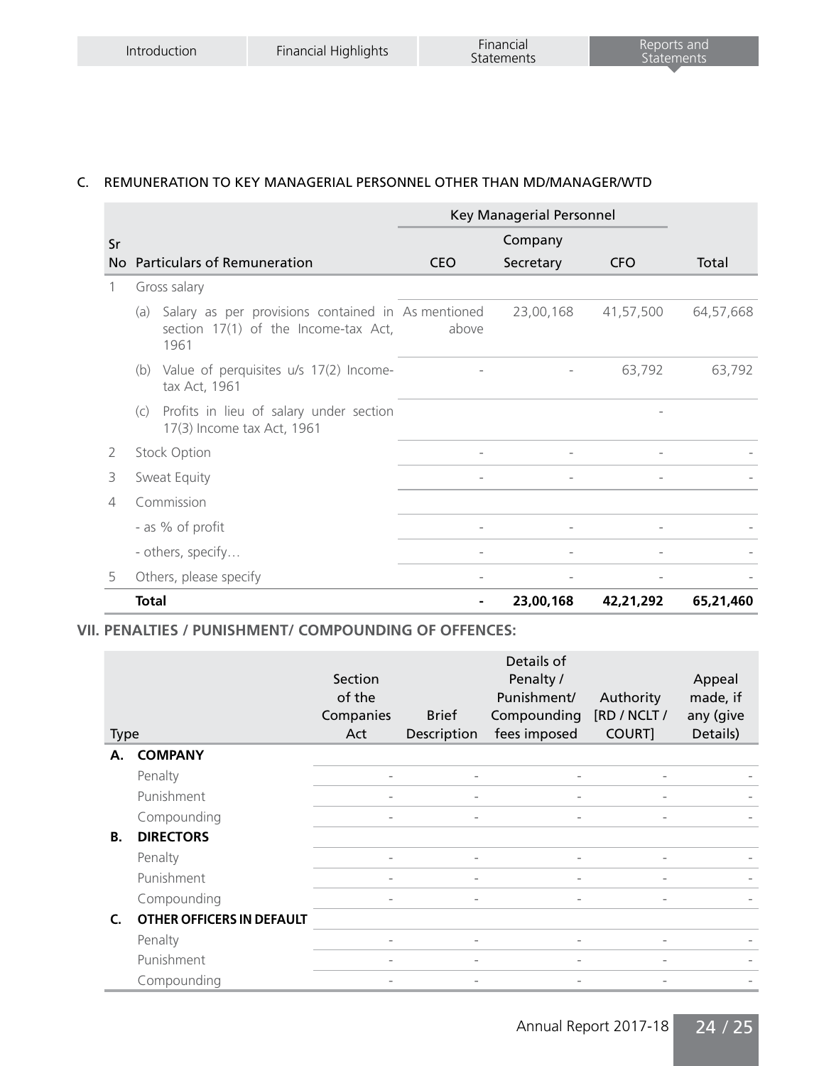## C. REMUNERATION TO KEY MANAGERIAL PERSONNEL OTHER THAN MD/MANAGER/WTD

| Sr No | Particulars of Remuneration | Key Managerial Personnel | | | Total |
|---|---|---|---|---|---|
| | | CEO | Company Secretary | CFO | |
| 1 | Gross salary | | | | |
| | (a) Salary as per provisions contained in section 17(1) of the Income-tax Act, 1961 | As mentioned above | 23,00,168 | 41,57,500 | 64,57,668 |
| | (b) Value of perquisites u/s 17(2) Income-tax Act, 1961 | - | - | 63,792 | 63,792 |
| | (c) Profits in lieu of salary under section 17(3) Income tax Act, 1961 | | | - | |
| 2 | Stock Option | - | - | - | - |
| 3 | Sweat Equity | - | - | - | - |
| 4 | Commission | | | | |
| | - as % of profit | - | - | - | - |
| | - others, specify… | - | - | - | - |
| 5 | Others, please specify | - | - | - | - |
| | **Total** | **-** | **23,00,168** | **42,21,292** | **65,21,460** |

## VII. PENALTIES / PUNISHMENT/ COMPOUNDING OF OFFENCES:

| Type | Section of the Companies Act | Brief Description | Details of Penalty / Punishment/ Compounding fees imposed | Authority [RD / NCLT / COURT] | Appeal made, if any (give Details) |
|---|---|---|---|---|---|
| **A. COMPANY** | | | | | |
| Penalty | - | - | - | - | - |
| Punishment | - | - | - | - | - |
| Compounding | - | - | - | - | - |
| **B. DIRECTORS** | | | | | |
| Penalty | - | - | - | - | - |
| Punishment | - | - | - | - | - |
| Compounding | - | - | - | - | - |
| **C. OTHER OFFICERS IN DEFAULT** | | | | | |
| Penalty | - | - | - | - | - |
| Punishment | - | - | - | - | - |
| Compounding | - | - | - | - | - |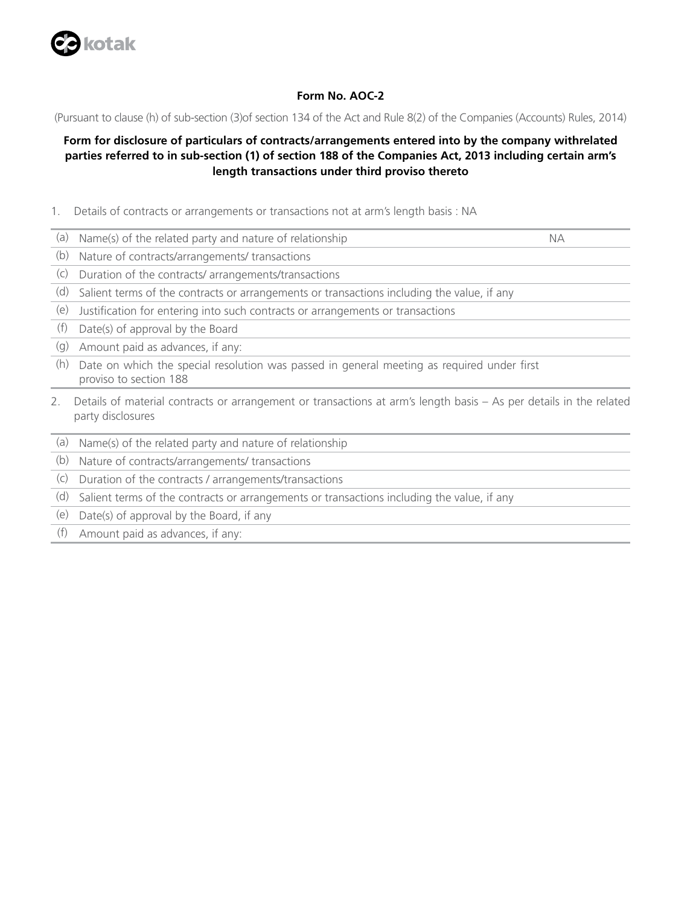**Form No. AOC-2**

(Pursuant to clause (h) of sub-section (3)of section 134 of the Act and Rule 8(2) of the Companies (Accounts) Rules, 2014)

**Form for disclosure of particulars of contracts/arrangements entered into by the company withrelated parties referred to in sub-section (1) of section 188 of the Companies Act, 2013 including certain arm's length transactions under third proviso thereto**

1. Details of contracts or arrangements or transactions not at arm's length basis : NA

| | | |
|---|---|---|
| (a) | Name(s) of the related party and nature of relationship | NA |
| (b) | Nature of contracts/arrangements/ transactions | |
| (c) | Duration of the contracts/ arrangements/transactions | |
| (d) | Salient terms of the contracts or arrangements or transactions including the value, if any | |
| (e) | Justification for entering into such contracts or arrangements or transactions | |
| (f) | Date(s) of approval by the Board | |
| (g) | Amount paid as advances, if any: | |
| (h) | Date on which the special resolution was passed in general meeting as required under first proviso to section 188 | |

2. Details of material contracts or arrangement or transactions at arm's length basis – As per details in the related party disclosures

| | |
|---|---|
| (a) | Name(s) of the related party and nature of relationship |
| (b) | Nature of contracts/arrangements/ transactions |
| (c) | Duration of the contracts / arrangements/transactions |
| (d) | Salient terms of the contracts or arrangements or transactions including the value, if any |
| (e) | Date(s) of approval by the Board, if any |
| (f) | Amount paid as advances, if any: |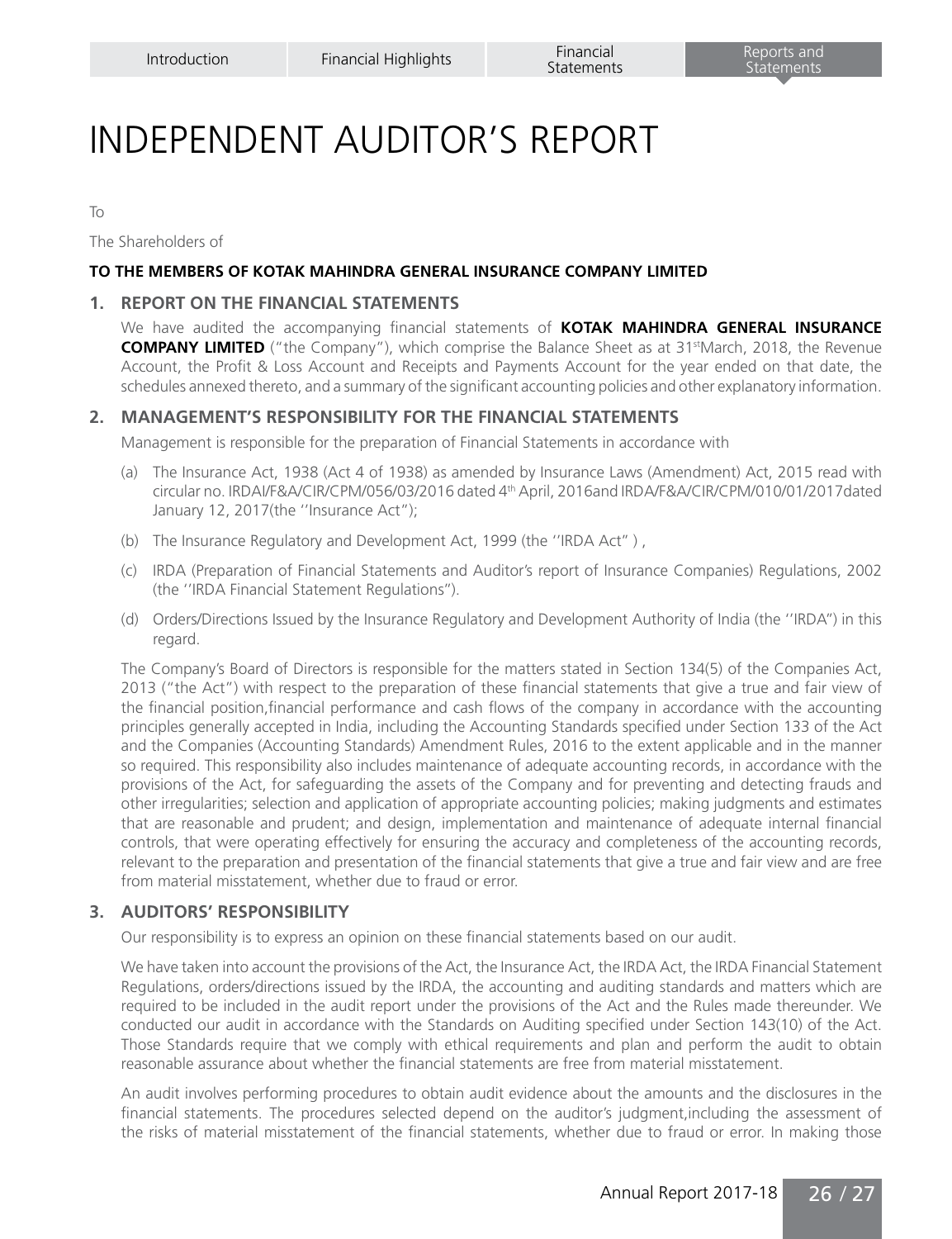# INDEPENDENT AUDITOR'S REPORT

To

The Shareholders of

**TO THE MEMBERS OF KOTAK MAHINDRA GENERAL INSURANCE COMPANY LIMITED**

## 1. REPORT ON THE FINANCIAL STATEMENTS

We have audited the accompanying financial statements of **KOTAK MAHINDRA GENERAL INSURANCE COMPANY LIMITED** ("the Company"), which comprise the Balance Sheet as at 31st March, 2018, the Revenue Account, the Profit & Loss Account and Receipts and Payments Account for the year ended on that date, the schedules annexed thereto, and a summary of the significant accounting policies and other explanatory information.

## 2. MANAGEMENT'S RESPONSIBILITY FOR THE FINANCIAL STATEMENTS

Management is responsible for the preparation of Financial Statements in accordance with

(a) The Insurance Act, 1938 (Act 4 of 1938) as amended by Insurance Laws (Amendment) Act, 2015 read with circular no. IRDAI/F&A/CIR/CPM/056/03/2016 dated 4th April, 2016and IRDA/F&A/CIR/CPM/010/01/2017dated January 12, 2017(the ''Insurance Act");

(b) The Insurance Regulatory and Development Act, 1999 (the ''IRDA Act" ) ,

(c) IRDA (Preparation of Financial Statements and Auditor's report of Insurance Companies) Regulations, 2002 (the ''IRDA Financial Statement Regulations").

(d) Orders/Directions Issued by the Insurance Regulatory and Development Authority of India (the ''IRDA") in this regard.

The Company's Board of Directors is responsible for the matters stated in Section 134(5) of the Companies Act, 2013 ("the Act") with respect to the preparation of these financial statements that give a true and fair view of the financial position,financial performance and cash flows of the company in accordance with the accounting principles generally accepted in India, including the Accounting Standards specified under Section 133 of the Act and the Companies (Accounting Standards) Amendment Rules, 2016 to the extent applicable and in the manner so required. This responsibility also includes maintenance of adequate accounting records, in accordance with the provisions of the Act, for safeguarding the assets of the Company and for preventing and detecting frauds and other irregularities; selection and application of appropriate accounting policies; making judgments and estimates that are reasonable and prudent; and design, implementation and maintenance of adequate internal financial controls, that were operating effectively for ensuring the accuracy and completeness of the accounting records, relevant to the preparation and presentation of the financial statements that give a true and fair view and are free from material misstatement, whether due to fraud or error.

## 3. AUDITORS' RESPONSIBILITY

Our responsibility is to express an opinion on these financial statements based on our audit.

We have taken into account the provisions of the Act, the Insurance Act, the IRDA Act, the IRDA Financial Statement Regulations, orders/directions issued by the IRDA, the accounting and auditing standards and matters which are required to be included in the audit report under the provisions of the Act and the Rules made thereunder. We conducted our audit in accordance with the Standards on Auditing specified under Section 143(10) of the Act. Those Standards require that we comply with ethical requirements and plan and perform the audit to obtain reasonable assurance about whether the financial statements are free from material misstatement.

An audit involves performing procedures to obtain audit evidence about the amounts and the disclosures in the financial statements. The procedures selected depend on the auditor's judgment,including the assessment of the risks of material misstatement of the financial statements, whether due to fraud or error. In making those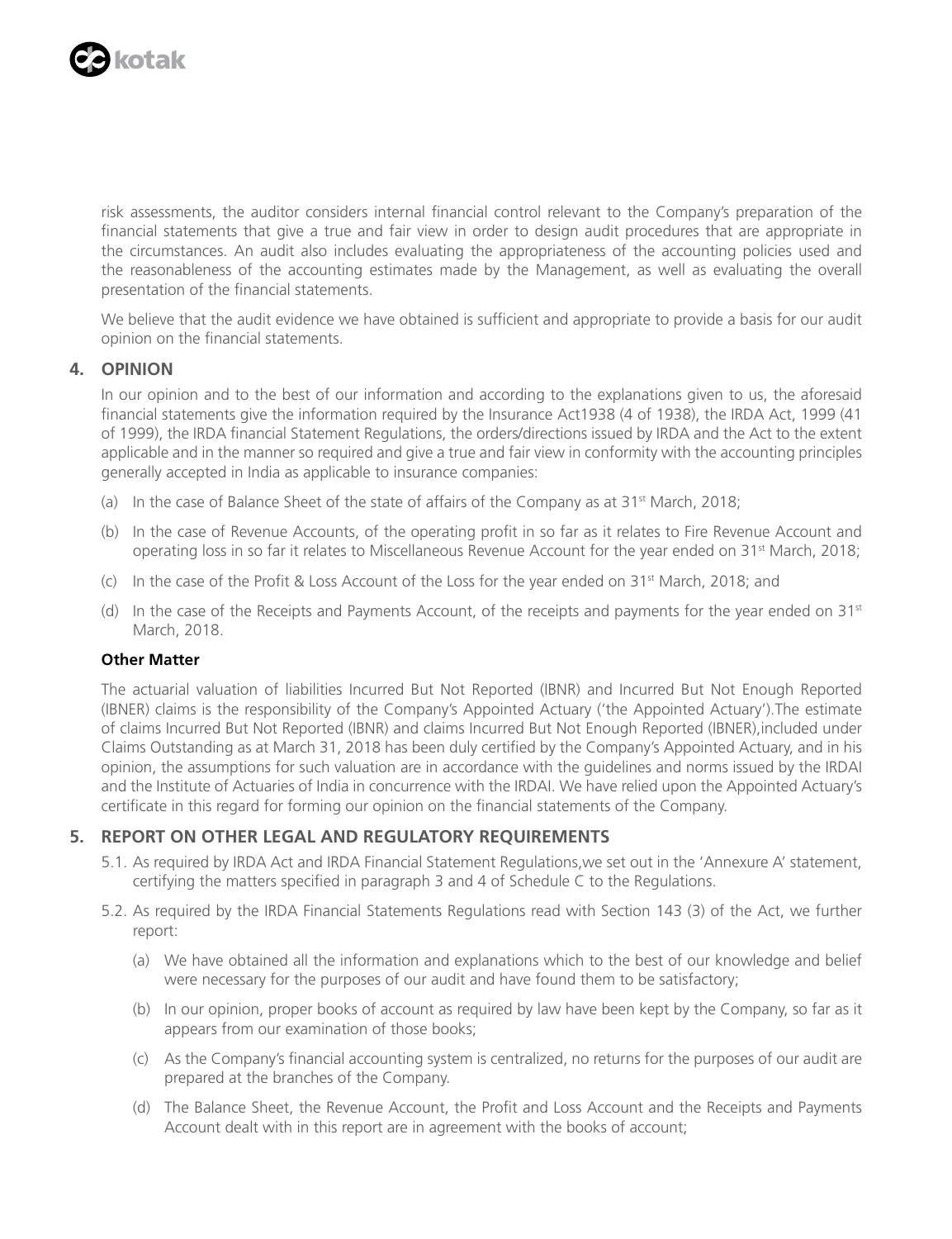risk assessments, the auditor considers internal financial control relevant to the Company's preparation of the financial statements that give a true and fair view in order to design audit procedures that are appropriate in the circumstances. An audit also includes evaluating the appropriateness of the accounting policies used and the reasonableness of the accounting estimates made by the Management, as well as evaluating the overall presentation of the financial statements.

We believe that the audit evidence we have obtained is sufficient and appropriate to provide a basis for our audit opinion on the financial statements.

## 4. OPINION

In our opinion and to the best of our information and according to the explanations given to us, the aforesaid financial statements give the information required by the Insurance Act1938 (4 of 1938), the IRDA Act, 1999 (41 of 1999), the IRDA financial Statement Regulations, the orders/directions issued by IRDA and the Act to the extent applicable and in the manner so required and give a true and fair view in conformity with the accounting principles generally accepted in India as applicable to insurance companies:

(a) In the case of Balance Sheet of the state of affairs of the Company as at 31st March, 2018;

(b) In the case of Revenue Accounts, of the operating profit in so far as it relates to Fire Revenue Account and operating loss in so far it relates to Miscellaneous Revenue Account for the year ended on 31st March, 2018;

(c) In the case of the Profit & Loss Account of the Loss for the year ended on 31st March, 2018; and

(d) In the case of the Receipts and Payments Account, of the receipts and payments for the year ended on 31st March, 2018.

**Other Matter**

The actuarial valuation of liabilities Incurred But Not Reported (IBNR) and Incurred But Not Enough Reported (IBNER) claims is the responsibility of the Company's Appointed Actuary ('the Appointed Actuary').The estimate of claims Incurred But Not Reported (IBNR) and claims Incurred But Not Enough Reported (IBNER),included under Claims Outstanding as at March 31, 2018 has been duly certified by the Company's Appointed Actuary, and in his opinion, the assumptions for such valuation are in accordance with the guidelines and norms issued by the IRDAI and the Institute of Actuaries of India in concurrence with the IRDAI. We have relied upon the Appointed Actuary's certificate in this regard for forming our opinion on the financial statements of the Company.

## 5. REPORT ON OTHER LEGAL AND REGULATORY REQUIREMENTS

5.1. As required by IRDA Act and IRDA Financial Statement Regulations,we set out in the 'Annexure A' statement, certifying the matters specified in paragraph 3 and 4 of Schedule C to the Regulations.

5.2. As required by the IRDA Financial Statements Regulations read with Section 143 (3) of the Act, we further report:

(a) We have obtained all the information and explanations which to the best of our knowledge and belief were necessary for the purposes of our audit and have found them to be satisfactory;

(b) In our opinion, proper books of account as required by law have been kept by the Company, so far as it appears from our examination of those books;

(c) As the Company's financial accounting system is centralized, no returns for the purposes of our audit are prepared at the branches of the Company.

(d) The Balance Sheet, the Revenue Account, the Profit and Loss Account and the Receipts and Payments Account dealt with in this report are in agreement with the books of account;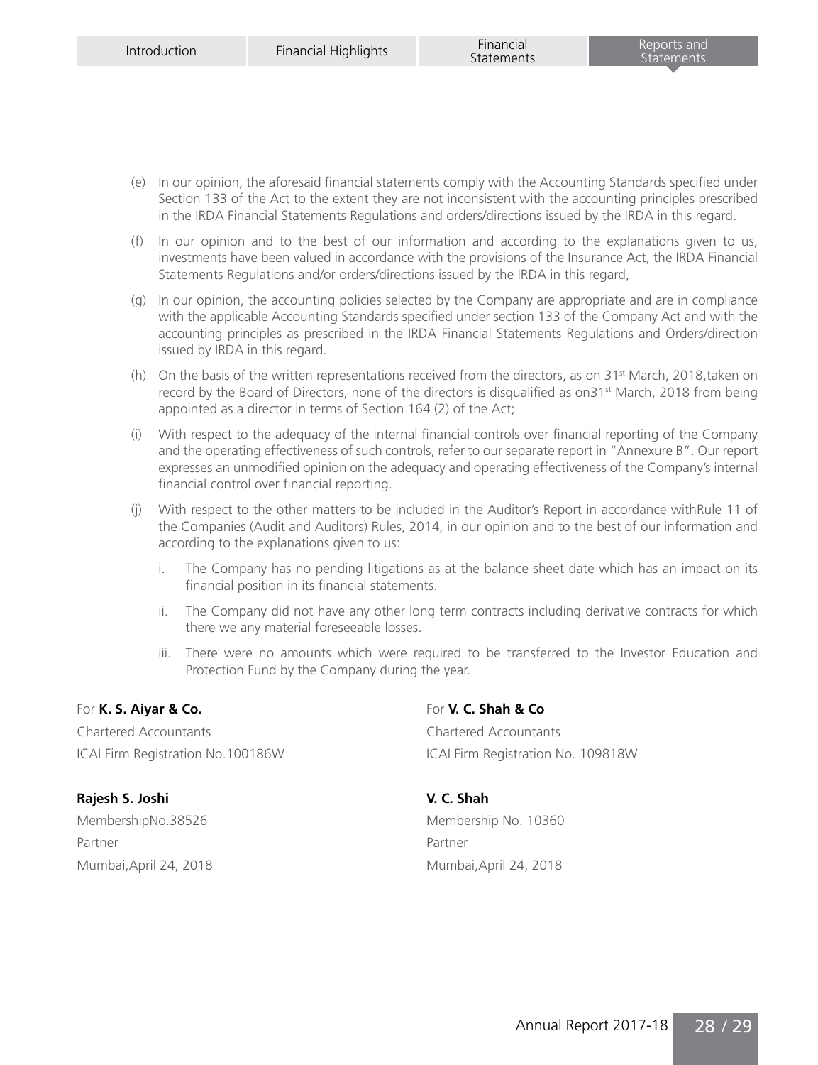(e) In our opinion, the aforesaid financial statements comply with the Accounting Standards specified under Section 133 of the Act to the extent they are not inconsistent with the accounting principles prescribed in the IRDA Financial Statements Regulations and orders/directions issued by the IRDA in this regard.

(f) In our opinion and to the best of our information and according to the explanations given to us, investments have been valued in accordance with the provisions of the Insurance Act, the IRDA Financial Statements Regulations and/or orders/directions issued by the IRDA in this regard,

(g) In our opinion, the accounting policies selected by the Company are appropriate and are in compliance with the applicable Accounting Standards specified under section 133 of the Company Act and with the accounting principles as prescribed in the IRDA Financial Statements Regulations and Orders/direction issued by IRDA in this regard.

(h) On the basis of the written representations received from the directors, as on 31st March, 2018,taken on record by the Board of Directors, none of the directors is disqualified as on31st March, 2018 from being appointed as a director in terms of Section 164 (2) of the Act;

(i) With respect to the adequacy of the internal financial controls over financial reporting of the Company and the operating effectiveness of such controls, refer to our separate report in "Annexure B". Our report expresses an unmodified opinion on the adequacy and operating effectiveness of the Company's internal financial control over financial reporting.

(j) With respect to the other matters to be included in the Auditor's Report in accordance withRule 11 of the Companies (Audit and Auditors) Rules, 2014, in our opinion and to the best of our information and according to the explanations given to us:

   i. The Company has no pending litigations as at the balance sheet date which has an impact on its financial position in its financial statements.

   ii. The Company did not have any other long term contracts including derivative contracts for which there we any material foreseeable losses.

   iii. There were no amounts which were required to be transferred to the Investor Education and Protection Fund by the Company during the year.

For **K. S. Aiyar & Co.**
Chartered Accountants
ICAI Firm Registration No.100186W

**Rajesh S. Joshi**
MembershipNo.38526
Partner
Mumbai,April 24, 2018

For **V. C. Shah & Co**
Chartered Accountants
ICAI Firm Registration No. 109818W

**V. C. Shah**
Membership No. 10360
Partner
Mumbai,April 24, 2018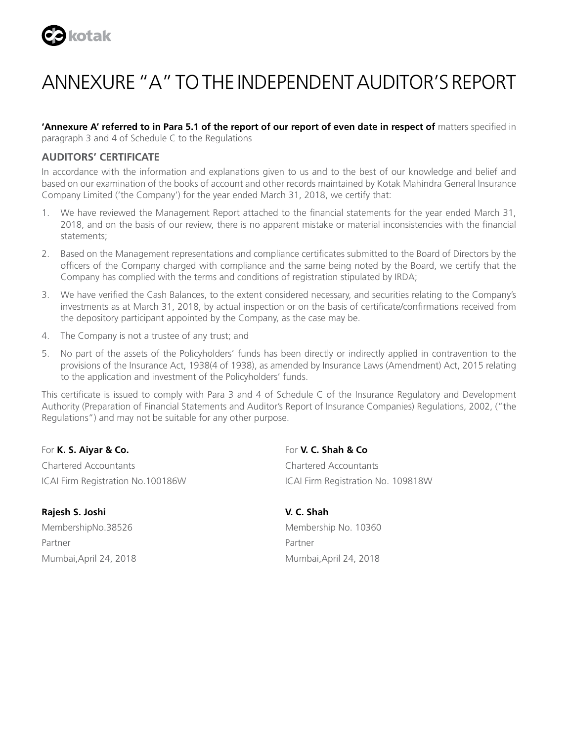# ANNEXURE "A" TO THE INDEPENDENT AUDITOR'S REPORT

**'Annexure A' referred to in Para 5.1 of the report of our report of even date in respect of** matters specified in paragraph 3 and 4 of Schedule C to the Regulations

## AUDITORS' CERTIFICATE

In accordance with the information and explanations given to us and to the best of our knowledge and belief and based on our examination of the books of account and other records maintained by Kotak Mahindra General Insurance Company Limited ('the Company') for the year ended March 31, 2018, we certify that:

1. We have reviewed the Management Report attached to the financial statements for the year ended March 31, 2018, and on the basis of our review, there is no apparent mistake or material inconsistencies with the financial statements;
2. Based on the Management representations and compliance certificates submitted to the Board of Directors by the officers of the Company charged with compliance and the same being noted by the Board, we certify that the Company has complied with the terms and conditions of registration stipulated by IRDA;
3. We have verified the Cash Balances, to the extent considered necessary, and securities relating to the Company's investments as at March 31, 2018, by actual inspection or on the basis of certificate/confirmations received from the depository participant appointed by the Company, as the case may be.
4. The Company is not a trustee of any trust; and
5. No part of the assets of the Policyholders' funds has been directly or indirectly applied in contravention to the provisions of the Insurance Act, 1938(4 of 1938), as amended by Insurance Laws (Amendment) Act, 2015 relating to the application and investment of the Policyholders' funds.

This certificate is issued to comply with Para 3 and 4 of Schedule C of the Insurance Regulatory and Development Authority (Preparation of Financial Statements and Auditor's Report of Insurance Companies) Regulations, 2002, ("the Regulations") and may not be suitable for any other purpose.

For **K. S. Aiyar & Co.**
Chartered Accountants
ICAI Firm Registration No.100186W

**Rajesh S. Joshi**
MembershipNo.38526
Partner
Mumbai,April 24, 2018

For **V. C. Shah & Co**
Chartered Accountants
ICAI Firm Registration No. 109818W

**V. C. Shah**
Membership No. 10360
Partner
Mumbai,April 24, 2018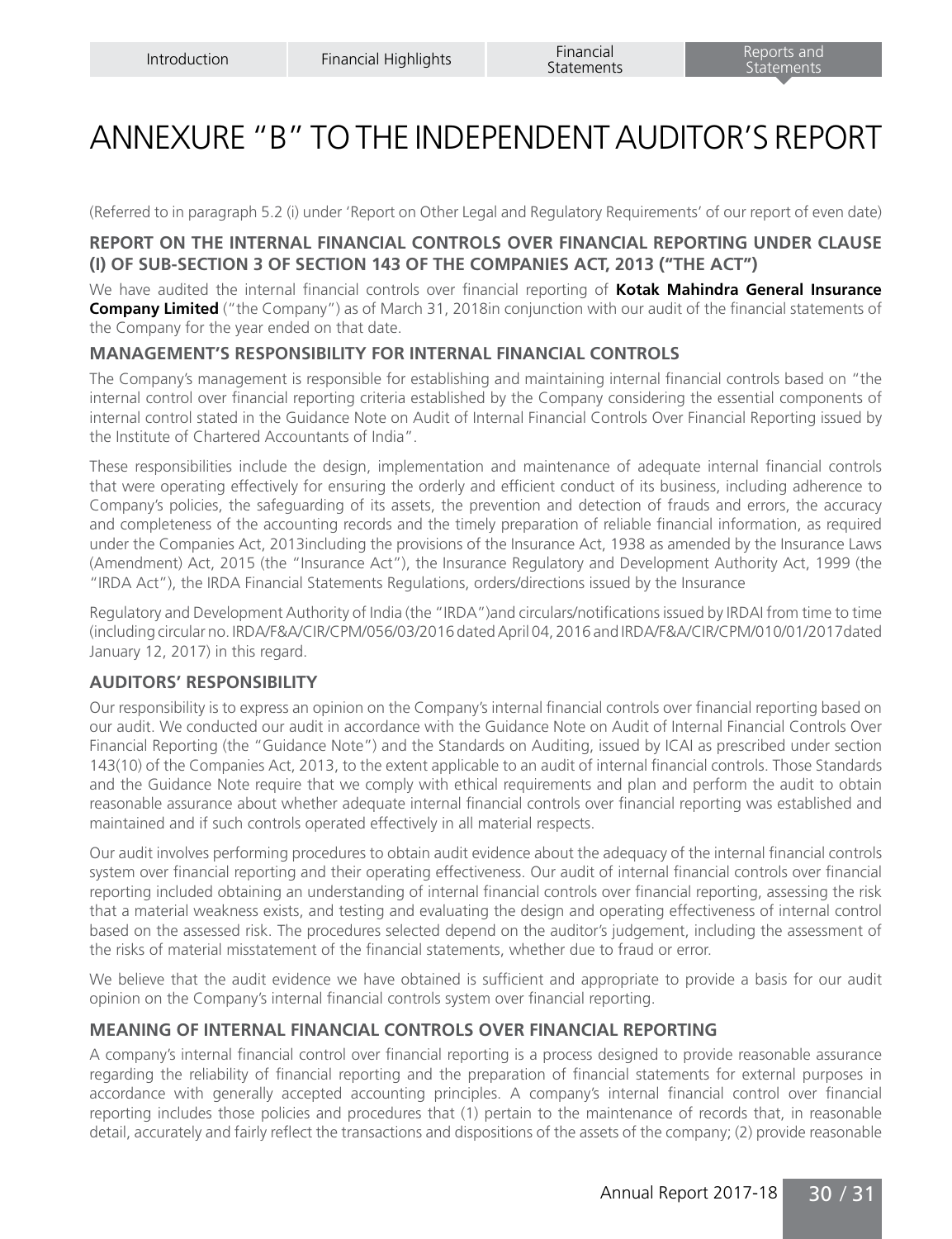# ANNEXURE "B" TO THE INDEPENDENT AUDITOR'S REPORT

(Referred to in paragraph 5.2 (i) under 'Report on Other Legal and Regulatory Requirements' of our report of even date)

### REPORT ON THE INTERNAL FINANCIAL CONTROLS OVER FINANCIAL REPORTING UNDER CLAUSE (I) OF SUB-SECTION 3 OF SECTION 143 OF THE COMPANIES ACT, 2013 ("THE ACT")

We have audited the internal financial controls over financial reporting of **Kotak Mahindra General Insurance Company Limited** ("the Company") as of March 31, 2018in conjunction with our audit of the financial statements of the Company for the year ended on that date.

### MANAGEMENT'S RESPONSIBILITY FOR INTERNAL FINANCIAL CONTROLS

The Company's management is responsible for establishing and maintaining internal financial controls based on "the internal control over financial reporting criteria established by the Company considering the essential components of internal control stated in the Guidance Note on Audit of Internal Financial Controls Over Financial Reporting issued by the Institute of Chartered Accountants of India".

These responsibilities include the design, implementation and maintenance of adequate internal financial controls that were operating effectively for ensuring the orderly and efficient conduct of its business, including adherence to Company's policies, the safeguarding of its assets, the prevention and detection of frauds and errors, the accuracy and completeness of the accounting records and the timely preparation of reliable financial information, as required under the Companies Act, 2013including the provisions of the Insurance Act, 1938 as amended by the Insurance Laws (Amendment) Act, 2015 (the "Insurance Act"), the Insurance Regulatory and Development Authority Act, 1999 (the "IRDA Act"), the IRDA Financial Statements Regulations, orders/directions issued by the Insurance

Regulatory and Development Authority of India (the "IRDA")and circulars/notifications issued by IRDAI from time to time (including circular no. IRDA/F&A/CIR/CPM/056/03/2016 dated April 04, 2016 and IRDA/F&A/CIR/CPM/010/01/2017dated January 12, 2017) in this regard.

### AUDITORS' RESPONSIBILITY

Our responsibility is to express an opinion on the Company's internal financial controls over financial reporting based on our audit. We conducted our audit in accordance with the Guidance Note on Audit of Internal Financial Controls Over Financial Reporting (the "Guidance Note") and the Standards on Auditing, issued by ICAI as prescribed under section 143(10) of the Companies Act, 2013, to the extent applicable to an audit of internal financial controls. Those Standards and the Guidance Note require that we comply with ethical requirements and plan and perform the audit to obtain reasonable assurance about whether adequate internal financial controls over financial reporting was established and maintained and if such controls operated effectively in all material respects.

Our audit involves performing procedures to obtain audit evidence about the adequacy of the internal financial controls system over financial reporting and their operating effectiveness. Our audit of internal financial controls over financial reporting included obtaining an understanding of internal financial controls over financial reporting, assessing the risk that a material weakness exists, and testing and evaluating the design and operating effectiveness of internal control based on the assessed risk. The procedures selected depend on the auditor's judgement, including the assessment of the risks of material misstatement of the financial statements, whether due to fraud or error.

We believe that the audit evidence we have obtained is sufficient and appropriate to provide a basis for our audit opinion on the Company's internal financial controls system over financial reporting.

### MEANING OF INTERNAL FINANCIAL CONTROLS OVER FINANCIAL REPORTING

A company's internal financial control over financial reporting is a process designed to provide reasonable assurance regarding the reliability of financial reporting and the preparation of financial statements for external purposes in accordance with generally accepted accounting principles. A company's internal financial control over financial reporting includes those policies and procedures that (1) pertain to the maintenance of records that, in reasonable detail, accurately and fairly reflect the transactions and dispositions of the assets of the company; (2) provide reasonable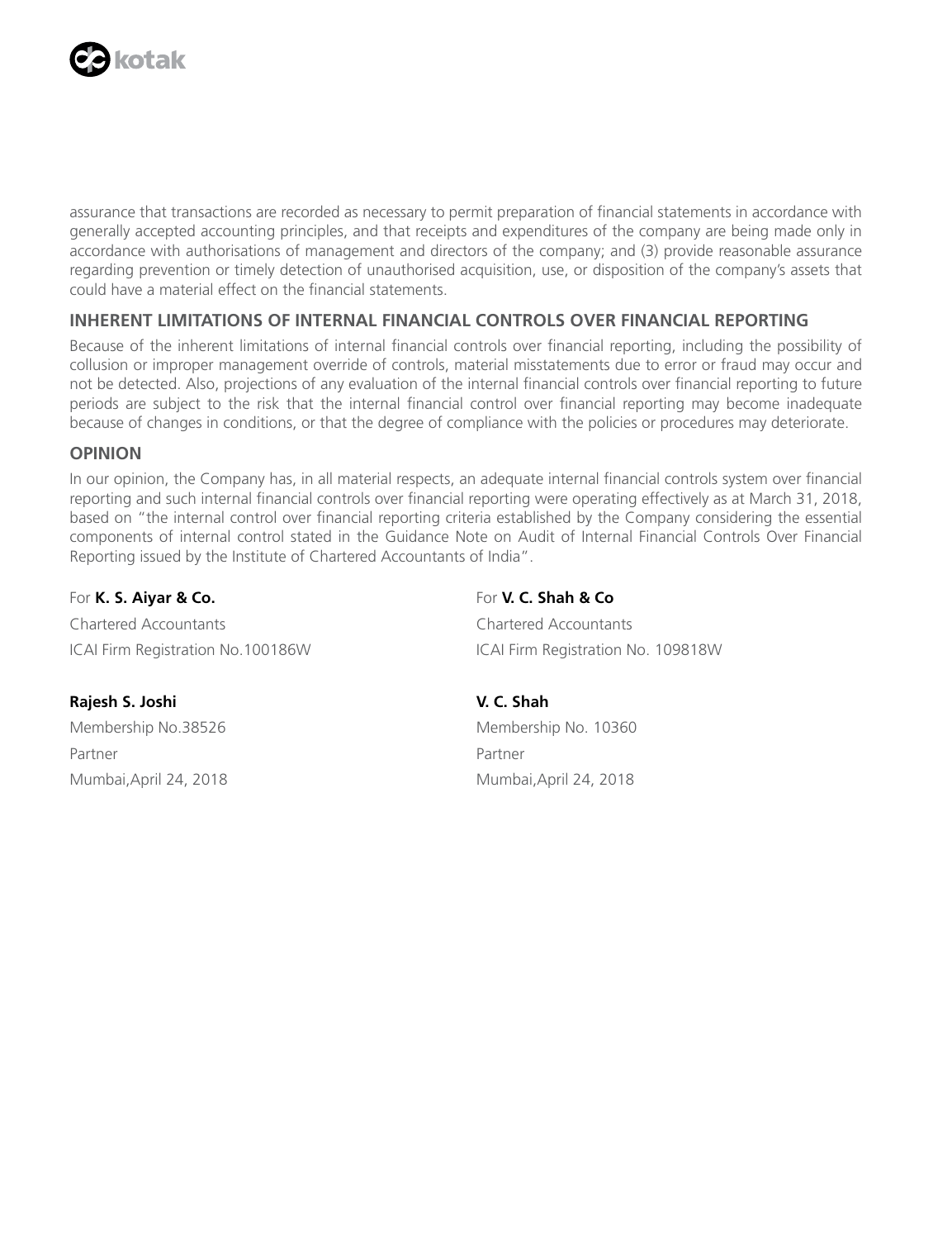assurance that transactions are recorded as necessary to permit preparation of financial statements in accordance with generally accepted accounting principles, and that receipts and expenditures of the company are being made only in accordance with authorisations of management and directors of the company; and (3) provide reasonable assurance regarding prevention or timely detection of unauthorised acquisition, use, or disposition of the company's assets that could have a material effect on the financial statements.

## INHERENT LIMITATIONS OF INTERNAL FINANCIAL CONTROLS OVER FINANCIAL REPORTING

Because of the inherent limitations of internal financial controls over financial reporting, including the possibility of collusion or improper management override of controls, material misstatements due to error or fraud may occur and not be detected. Also, projections of any evaluation of the internal financial controls over financial reporting to future periods are subject to the risk that the internal financial control over financial reporting may become inadequate because of changes in conditions, or that the degree of compliance with the policies or procedures may deteriorate.

## OPINION

In our opinion, the Company has, in all material respects, an adequate internal financial controls system over financial reporting and such internal financial controls over financial reporting were operating effectively as at March 31, 2018, based on "the internal control over financial reporting criteria established by the Company considering the essential components of internal control stated in the Guidance Note on Audit of Internal Financial Controls Over Financial Reporting issued by the Institute of Chartered Accountants of India".

For **K. S. Aiyar & Co.**
Chartered Accountants
ICAI Firm Registration No.100186W

**Rajesh S. Joshi**
Membership No.38526
Partner
Mumbai,April 24, 2018

For **V. C. Shah & Co**
Chartered Accountants
ICAI Firm Registration No. 109818W

**V. C. Shah**
Membership No. 10360
Partner
Mumbai,April 24, 2018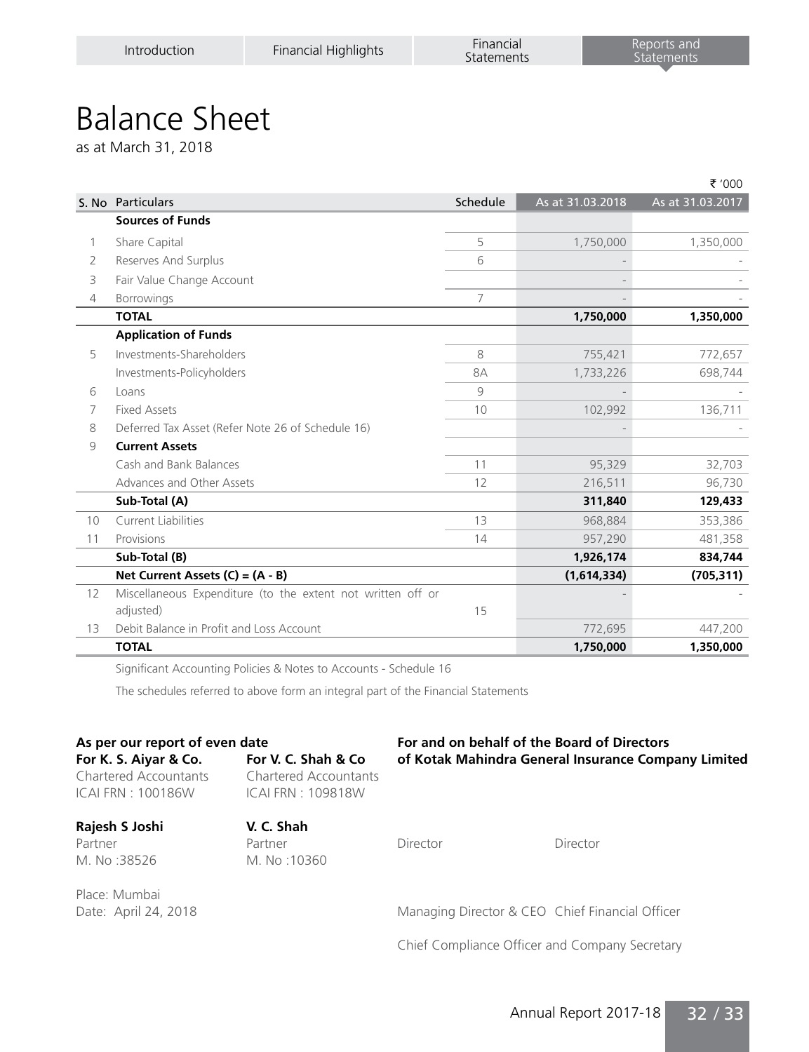# Balance Sheet

as at March 31, 2018

₹ '000

| S. No | Particulars | Schedule | As at 31.03.2018 | As at 31.03.2017 |
|---|---|---|---|---|
| | **Sources of Funds** | | | |
| 1 | Share Capital | 5 | 1,750,000 | 1,350,000 |
| 2 | Reserves And Surplus | 6 | - | - |
| 3 | Fair Value Change Account | | - | - |
| 4 | Borrowings | 7 | - | - |
| | **TOTAL** | | **1,750,000** | **1,350,000** |
| | **Application of Funds** | | | |
| 5 | Investments-Shareholders | 8 | 755,421 | 772,657 |
| | Investments-Policyholders | 8A | 1,733,226 | 698,744 |
| 6 | Loans | 9 | - | - |
| 7 | Fixed Assets | 10 | 102,992 | 136,711 |
| 8 | Deferred Tax Asset (Refer Note 26 of Schedule 16) | | - | - |
| 9 | **Current Assets** | | | |
| | Cash and Bank Balances | 11 | 95,329 | 32,703 |
| | Advances and Other Assets | 12 | 216,511 | 96,730 |
| | **Sub-Total (A)** | | **311,840** | **129,433** |
| 10 | Current Liabilities | 13 | 968,884 | 353,386 |
| 11 | Provisions | 14 | 957,290 | 481,358 |
| | **Sub-Total (B)** | | **1,926,174** | **834,744** |
| | **Net Current Assets (C) = (A - B)** | | **(1,614,334)** | **(705,311)** |
| 12 | Miscellaneous Expenditure (to the extent not written off or adjusted) | 15 | - | - |
| 13 | Debit Balance in Profit and Loss Account | | 772,695 | 447,200 |
| | **TOTAL** | | **1,750,000** | **1,350,000** |

Significant Accounting Policies & Notes to Accounts - Schedule 16

The schedules referred to above form an integral part of the Financial Statements

**As per our report of even date**

**For K. S. Aiyar & Co.**
Chartered Accountants
ICAI FRN : 100186W

**Rajesh S Joshi**
Partner
M. No :38526

**For V. C. Shah & Co**
Chartered Accountants
ICAI FRN : 109818W

**V. C. Shah**
Partner
M. No :10360

Place: Mumbai
Date: April 24, 2018

**For and on behalf of the Board of Directors of Kotak Mahindra General Insurance Company Limited**

Director

Director

Managing Director & CEO

Chief Financial Officer

Chief Compliance Officer and Company Secretary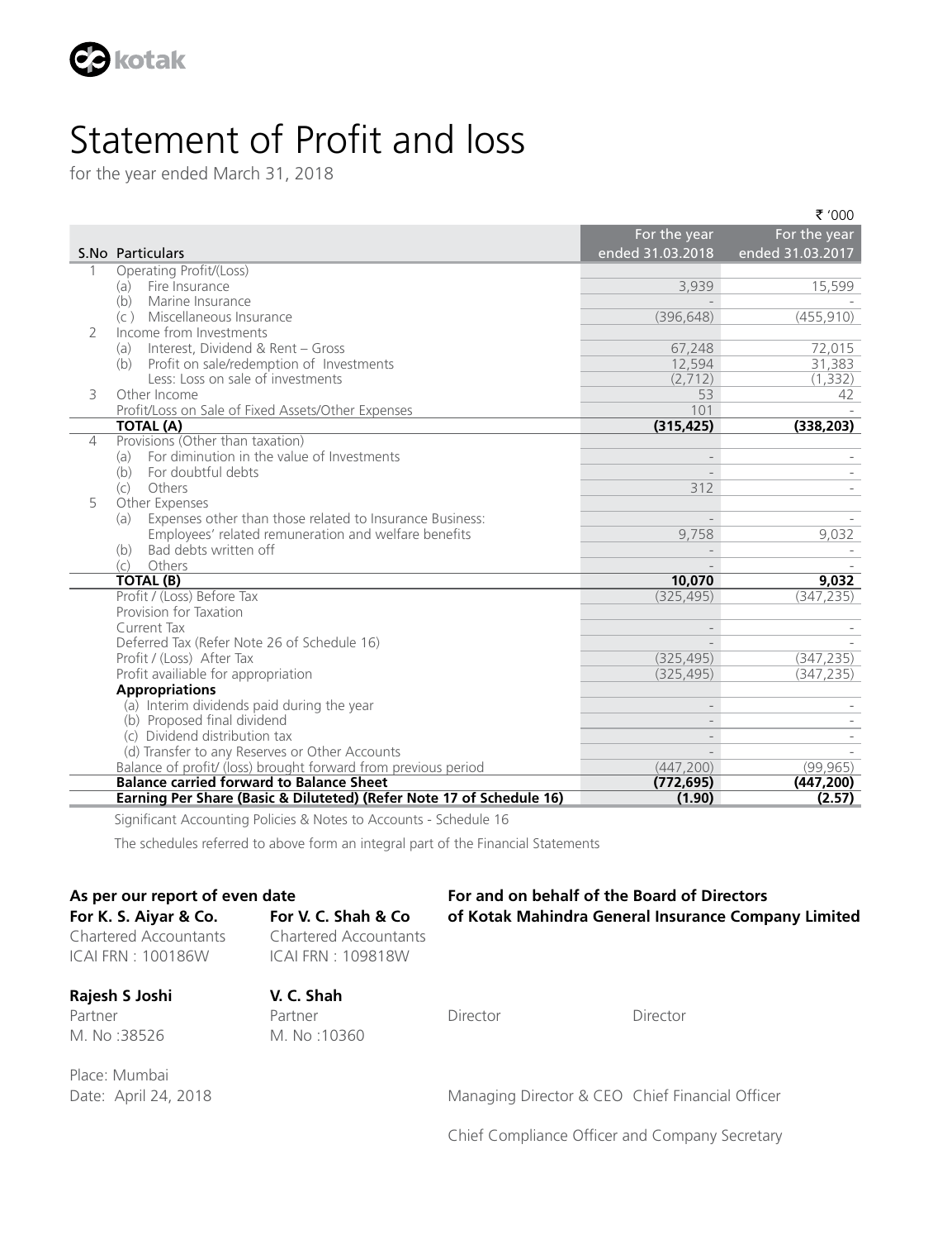# Statement of Profit and loss

for the year ended March 31, 2018

₹ '000

| S.No | Particulars | For the year ended 31.03.2018 | For the year ended 31.03.2017 |
|---|---|---|---|
| 1 | Operating Profit/(Loss) | | |
| | (a) Fire Insurance | 3,939 | 15,599 |
| | (b) Marine Insurance | - | - |
| | (c ) Miscellaneous Insurance | (396,648) | (455,910) |
| 2 | Income from Investments | | |
| | (a) Interest, Dividend & Rent – Gross | 67,248 | 72,015 |
| | (b) Profit on sale/redemption of Investments | 12,594 | 31,383 |
| | Less: Loss on sale of investments | (2,712) | (1,332) |
| 3 | Other Income | 53 | 42 |
| | Profit/Loss on Sale of Fixed Assets/Other Expenses | 101 | - |
| | **TOTAL (A)** | **(315,425)** | **(338,203)** |
| 4 | Provisions (Other than taxation) | | |
| | (a) For diminution in the value of Investments | - | - |
| | (b) For doubtful debts | - | - |
| | (c) Others | 312 | - |
| 5 | Other Expenses | | |
| | (a) Expenses other than those related to Insurance Business: | - | - |
| | Employees' related remuneration and welfare benefits | 9,758 | 9,032 |
| | (b) Bad debts written off | - | - |
| | (c) Others | - | - |
| | **TOTAL (B)** | **10,070** | **9,032** |
| | Profit / (Loss) Before Tax | (325,495) | (347,235) |
| | Provision for Taxation | | |
| | Current Tax | - | - |
| | Deferred Tax (Refer Note 26 of Schedule 16) | - | - |
| | Profit / (Loss) After Tax | (325,495) | (347,235) |
| | Profit availiable for appropriation | (325,495) | (347,235) |
| | **Appropriations** | | |
| | (a) Interim dividends paid during the year | - | - |
| | (b) Proposed final dividend | - | - |
| | (c) Dividend distribution tax | - | - |
| | (d) Transfer to any Reserves or Other Accounts | - | - |
| | Balance of profit/ (loss) brought forward from previous period | (447,200) | (99,965) |
| | **Balance carried forward to Balance Sheet** | **(772,695)** | **(447,200)** |
| | **Earning Per Share (Basic & Diluteted) (Refer Note 17 of Schedule 16)** | **(1.90)** | **(2.57)** |

Significant Accounting Policies & Notes to Accounts - Schedule 16

The schedules referred to above form an integral part of the Financial Statements

**As per our report of even date**

**For K. S. Aiyar & Co.**
Chartered Accountants
ICAI FRN : 100186W

**Rajesh S Joshi**
Partner
M. No :38526

**For V. C. Shah & Co**
Chartered Accountants
ICAI FRN : 109818W

**V. C. Shah**
Partner
M. No :10360

Place: Mumbai
Date: April 24, 2018

**For and on behalf of the Board of Directors of Kotak Mahindra General Insurance Company Limited**

Director Director

Managing Director & CEO Chief Financial Officer

Chief Compliance Officer and Company Secretary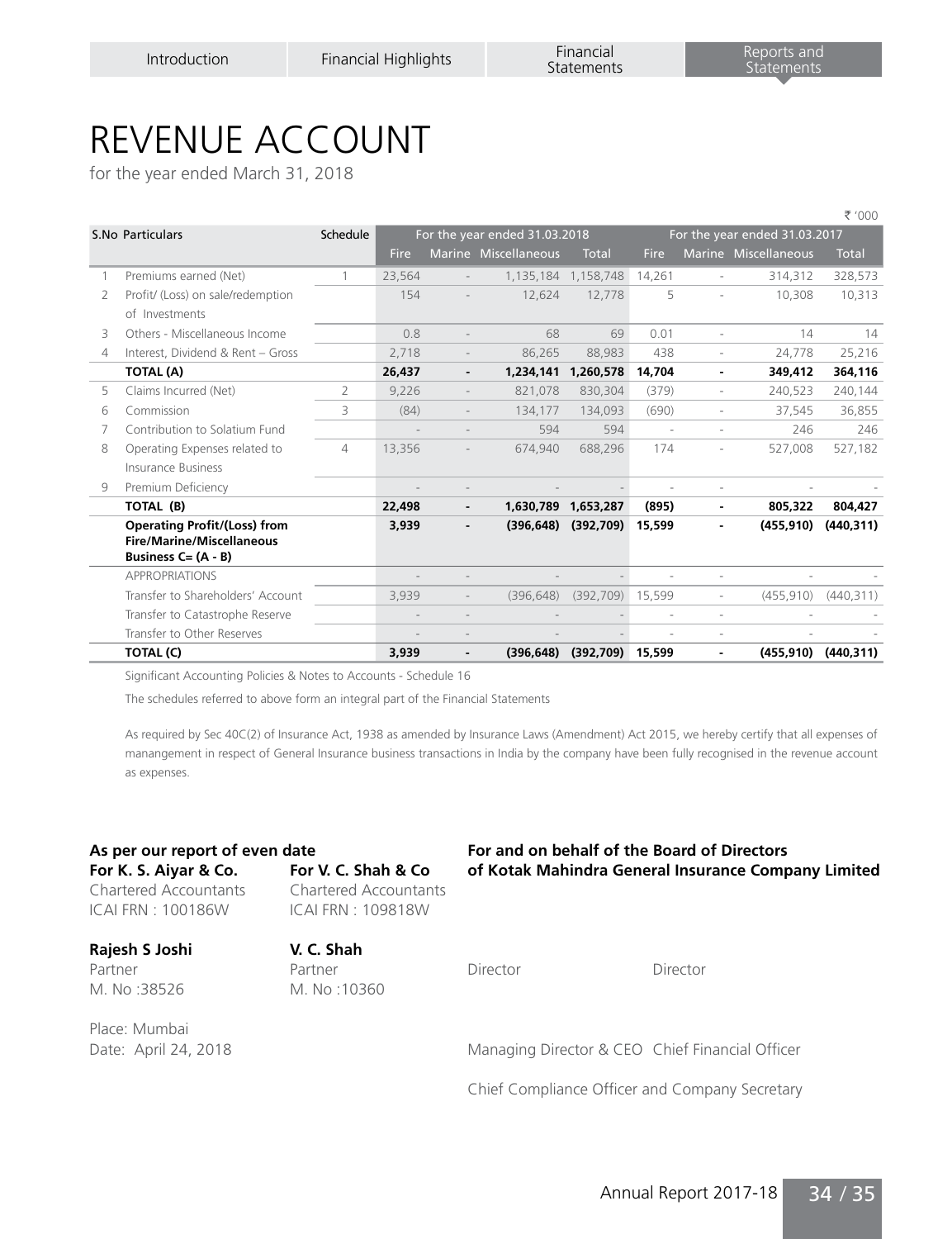# REVENUE ACCOUNT

for the year ended March 31, 2018

₹ '000

| S.No | Particulars | Schedule | For the year ended 31.03.2018 | | | | For the year ended 31.03.2017 | | | |
|---|---|---|---|---|---|---|---|---|---|---|
| | | | Fire | Marine | Miscellaneous | Total | Fire | Marine | Miscellaneous | Total |
| 1 | Premiums earned (Net) | 1 | 23,564 | - | 1,135,184 | 1,158,748 | 14,261 | - | 314,312 | 328,573 |
| 2 | Profit/ (Loss) on sale/redemption of Investments | | 154 | - | 12,624 | 12,778 | 5 | - | 10,308 | 10,313 |
| 3 | Others - Miscellaneous Income | | 0.8 | - | 68 | 69 | 0.01 | - | 14 | 14 |
| 4 | Interest, Dividend & Rent – Gross | | 2,718 | - | 86,265 | 88,983 | 438 | - | 24,778 | 25,216 |
| | **TOTAL (A)** | | **26,437** | **-** | **1,234,141** | **1,260,578** | **14,704** | **-** | **349,412** | **364,116** |
| 5 | Claims Incurred (Net) | 2 | 9,226 | - | 821,078 | 830,304 | (379) | - | 240,523 | 240,144 |
| 6 | Commission | 3 | (84) | - | 134,177 | 134,093 | (690) | - | 37,545 | 36,855 |
| 7 | Contribution to Solatium Fund | | - | - | 594 | 594 | - | - | 246 | 246 |
| 8 | Operating Expenses related to Insurance Business | 4 | 13,356 | - | 674,940 | 688,296 | 174 | - | 527,008 | 527,182 |
| 9 | Premium Deficiency | | - | - | - | - | - | - | - | - |
| | **TOTAL (B)** | | **22,498** | **-** | **1,630,789** | **1,653,287** | **(895)** | **-** | **805,322** | **804,427** |
| | **Operating Profit/(Loss) from Fire/Marine/Miscellaneous Business C= (A - B)** | | **3,939** | **-** | **(396,648)** | **(392,709)** | **15,599** | **-** | **(455,910)** | **(440,311)** |
| | APPROPRIATIONS | | - | - | - | - | - | - | - | - |
| | Transfer to Shareholders' Account | | 3,939 | - | (396,648) | (392,709) | 15,599 | - | (455,910) | (440,311) |
| | Transfer to Catastrophe Reserve | | - | - | - | - | - | - | - | - |
| | Transfer to Other Reserves | | - | - | - | - | - | - | - | - |
| | **TOTAL (C)** | | **3,939** | **-** | **(396,648)** | **(392,709)** | **15,599** | **-** | **(455,910)** | **(440,311)** |

Significant Accounting Policies & Notes to Accounts - Schedule 16

The schedules referred to above form an integral part of the Financial Statements

As required by Sec 40C(2) of Insurance Act, 1938 as amended by Insurance Laws (Amendment) Act 2015, we hereby certify that all expenses of manangement in respect of General Insurance business transactions in India by the company have been fully recognised in the revenue account as expenses.

**As per our report of even date**

**For K. S. Aiyar & Co.**
Chartered Accountants
ICAI FRN : 100186W

**Rajesh S Joshi**
Partner
M. No :38526

**For V. C. Shah & Co**
Chartered Accountants
ICAI FRN : 109818W

**V. C. Shah**
Partner
M. No :10360

Place: Mumbai
Date: April 24, 2018

**For and on behalf of the Board of Directors of Kotak Mahindra General Insurance Company Limited**

Director — Director

Managing Director & CEO — Chief Financial Officer

Chief Compliance Officer and Company Secretary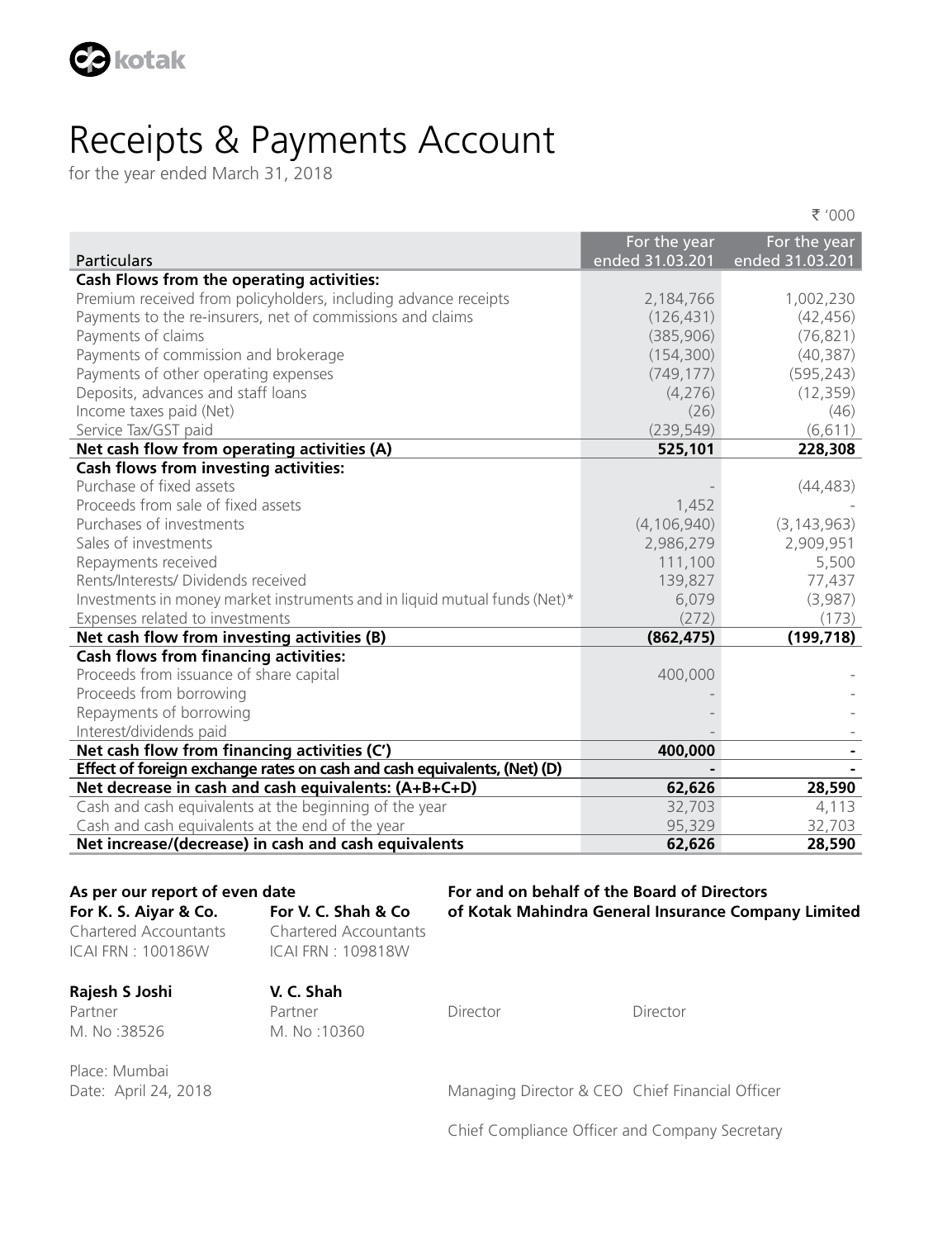# Receipts & Payments Account

for the year ended March 31, 2018

₹ '000

| Particulars | For the year ended 31.03.201 | For the year ended 31.03.201 |
|---|---|---|
| **Cash Flows from the operating activities:** | | |
| Premium received from policyholders, including advance receipts | 2,184,766 | 1,002,230 |
| Payments to the re-insurers, net of commissions and claims | (126,431) | (42,456) |
| Payments of claims | (385,906) | (76,821) |
| Payments of commission and brokerage | (154,300) | (40,387) |
| Payments of other operating expenses | (749,177) | (595,243) |
| Deposits, advances and staff loans | (4,276) | (12,359) |
| Income taxes paid (Net) | (26) | (46) |
| Service Tax/GST paid | (239,549) | (6,611) |
| **Net cash flow from operating activities (A)** | **525,101** | **228,308** |
| **Cash flows from investing activities:** | | |
| Purchase of fixed assets | - | (44,483) |
| Proceeds from sale of fixed assets | 1,452 | - |
| Purchases of investments | (4,106,940) | (3,143,963) |
| Sales of investments | 2,986,279 | 2,909,951 |
| Repayments received | 111,100 | 5,500 |
| Rents/Interests/ Dividends received | 139,827 | 77,437 |
| Investments in money market instruments and in liquid mutual funds (Net)* | 6,079 | (3,987) |
| Expenses related to investments | (272) | (173) |
| **Net cash flow from investing activities (B)** | **(862,475)** | **(199,718)** |
| **Cash flows from financing activities:** | | |
| Proceeds from issuance of share capital | 400,000 | - |
| Proceeds from borrowing | - | - |
| Repayments of borrowing | - | - |
| Interest/dividends paid | - | - |
| **Net cash flow from financing activities (C')** | **400,000** | **-** |
| **Effect of foreign exchange rates on cash and cash equivalents, (Net) (D)** | **-** | **-** |
| **Net decrease in cash and cash equivalents: (A+B+C+D)** | **62,626** | **28,590** |
| Cash and cash equivalents at the beginning of the year | 32,703 | 4,113 |
| Cash and cash equivalents at the end of the year | 95,329 | 32,703 |
| **Net increase/(decrease) in cash and cash equivalents** | **62,626** | **28,590** |

**As per our report of even date**

**For K. S. Aiyar & Co.**
Chartered Accountants
ICAI FRN : 100186W

**Rajesh S Joshi**
Partner
M. No :38526

**For V. C. Shah & Co**
Chartered Accountants
ICAI FRN : 109818W

**V. C. Shah**
Partner
M. No :10360

Place: Mumbai
Date: April 24, 2018

**For and on behalf of the Board of Directors**
**of Kotak Mahindra General Insurance Company Limited**

Director

Director

Managing Director & CEO

Chief Financial Officer

Chief Compliance Officer and Company Secretary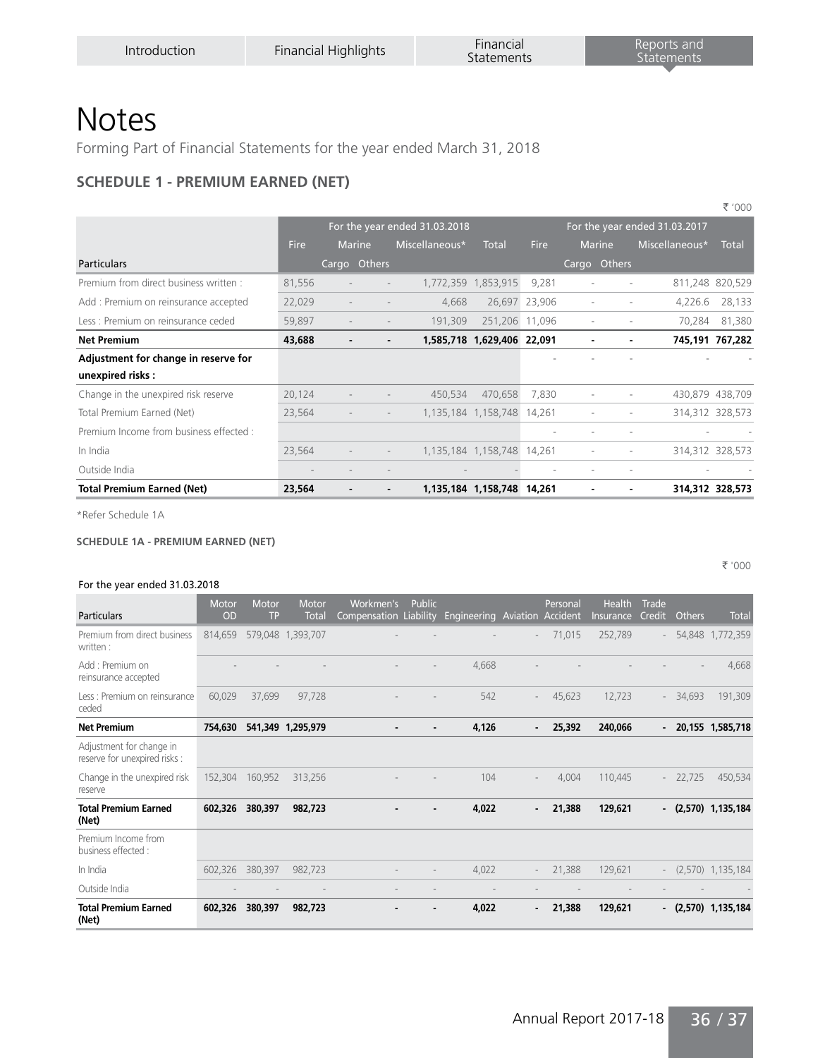# Notes

Forming Part of Financial Statements for the year ended March 31, 2018

## SCHEDULE 1 - PREMIUM EARNED (NET)

₹ '000

| Particulars | For the year ended 31.03.2018 | | | | | For the year ended 31.03.2017 | | | | |
|---|---|---|---|---|---|---|---|---|---|---|
| | Fire | Marine | | Miscellaneous* | Total | Fire | Marine | | Miscellaneous* | Total |
| | | Cargo | Others | | | | Cargo | Others | | |
| Premium from direct business written : | 81,556 | - | - | 1,772,359 | 1,853,915 | 9,281 | - | - | 811,248 | 820,529 |
| Add : Premium on reinsurance accepted | 22,029 | - | - | 4,668 | 26,697 | 23,906 | - | - | 4,226.6 | 28,133 |
| Less : Premium on reinsurance ceded | 59,897 | - | - | 191,309 | 251,206 | 11,096 | - | - | 70,284 | 81,380 |
| **Net Premium** | **43,688** | **-** | **-** | **1,585,718** | **1,629,406** | **22,091** | **-** | **-** | **745,191** | **767,282** |
| **Adjustment for change in reserve for unexpired risks :** | | | | | | - | - | - | - | - |
| Change in the unexpired risk reserve | 20,124 | - | - | 450,534 | 470,658 | 7,830 | - | - | 430,879 | 438,709 |
| Total Premium Earned (Net) | 23,564 | - | - | 1,135,184 | 1,158,748 | 14,261 | - | - | 314,312 | 328,573 |
| Premium Income from business effected : | | | | | | - | - | - | - | - |
| In India | 23,564 | - | - | 1,135,184 | 1,158,748 | 14,261 | - | - | 314,312 | 328,573 |
| Outside India | - | - | - | - | - | - | - | - | - | - |
| **Total Premium Earned (Net)** | **23,564** | **-** | **-** | **1,135,184** | **1,158,748** | **14,261** | **-** | **-** | **314,312** | **328,573** |

*Refer Schedule 1A

#### SCHEDULE 1A - PREMIUM EARNED (NET)

₹ '000

For the year ended 31.03.2018

| Particulars | Motor OD | Motor TP | Motor Total | Workmen's Compensation | Public Liability | Engineering | Aviation | Personal Accident | Health Insurance | Trade Credit | Others | Total |
|---|---|---|---|---|---|---|---|---|---|---|---|---|
| Premium from direct business written : | 814,659 | 579,048 | 1,393,707 | - | - | - | - | 71,015 | 252,789 | - | 54,848 | 1,772,359 |
| Add : Premium on reinsurance accepted | - | - | - | - | - | 4,668 | - | - | - | - | - | 4,668 |
| Less : Premium on reinsurance ceded | 60,029 | 37,699 | 97,728 | - | - | 542 | - | 45,623 | 12,723 | - | 34,693 | 191,309 |
| **Net Premium** | **754,630** | **541,349** | **1,295,979** | **-** | **-** | **4,126** | **-** | **25,392** | **240,066** | **-** | **20,155** | **1,585,718** |
| Adjustment for change in reserve for unexpired risks : | | | | | | | | | | | | |
| Change in the unexpired risk reserve | 152,304 | 160,952 | 313,256 | - | - | 104 | - | 4,004 | 110,445 | - | 22,725 | 450,534 |
| **Total Premium Earned (Net)** | **602,326** | **380,397** | **982,723** | **-** | **-** | **4,022** | **-** | **21,388** | **129,621** | **-** | **(2,570)** | **1,135,184** |
| Premium Income from business effected : | | | | | | | | | | | | |
| In India | 602,326 | 380,397 | 982,723 | - | - | 4,022 | - | 21,388 | 129,621 | - | (2,570) | 1,135,184 |
| Outside India | - | - | - | - | - | - | - | - | - | - | - | - |
| **Total Premium Earned (Net)** | **602,326** | **380,397** | **982,723** | **-** | **-** | **4,022** | **-** | **21,388** | **129,621** | **-** | **(2,570)** | **1,135,184** |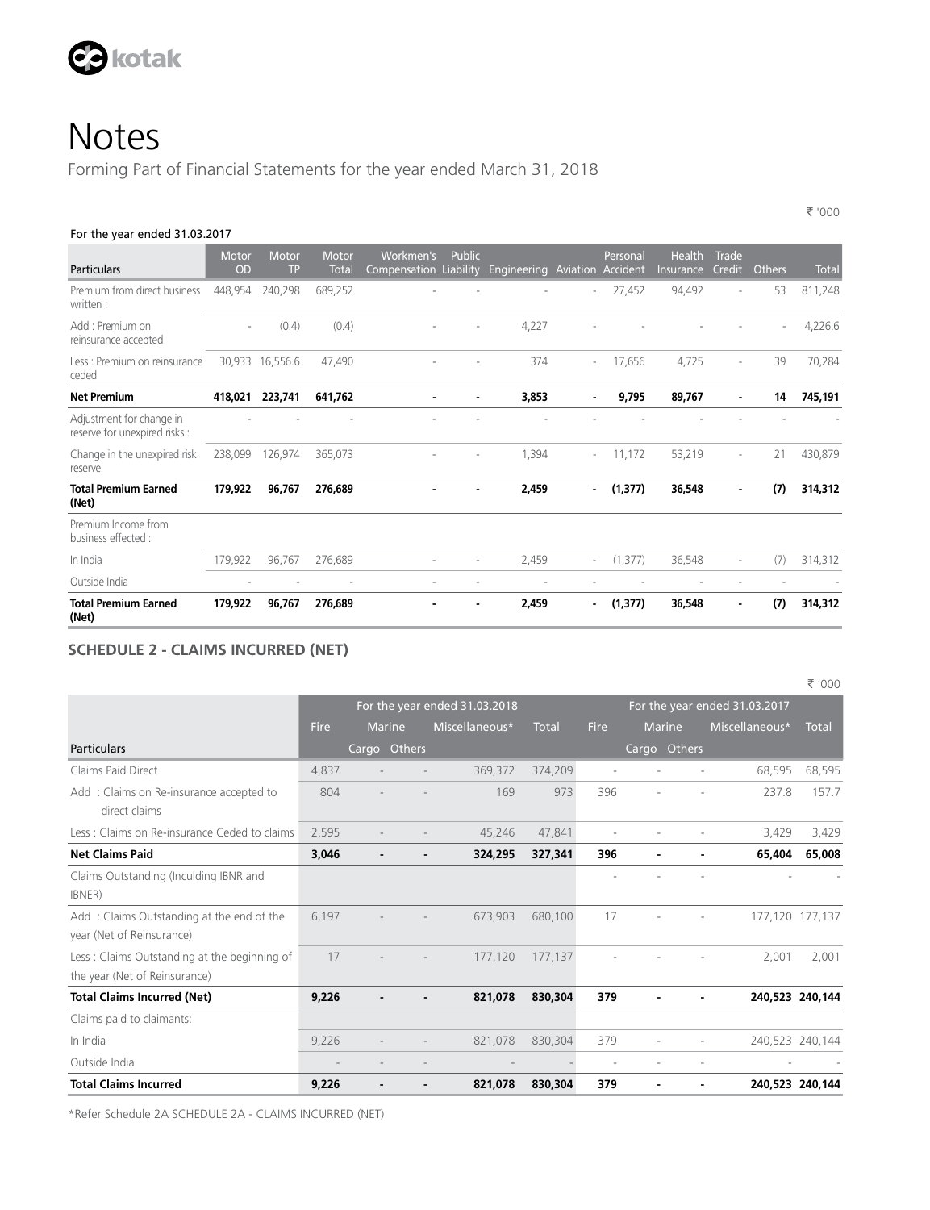# Notes

Forming Part of Financial Statements for the year ended March 31, 2018

₹ '000

For the year ended 31.03.2017

| Particulars | Motor OD | Motor TP | Motor Total | Workmen's Compensation | Public Liability | Engineering | Aviation | Personal Accident | Health Insurance | Trade Credit | Others | Total |
|---|---|---|---|---|---|---|---|---|---|---|---|---|
| Premium from direct business written : | 448,954 | 240,298 | 689,252 | - | - | - | - | 27,452 | 94,492 | - | 53 | 811,248 |
| Add : Premium on reinsurance accepted | - | (0.4) | (0.4) | - | - | 4,227 | - | - | - | - | - | 4,226.6 |
| Less : Premium on reinsurance ceded | 30,933 | 16,556.6 | 47,490 | - | - | 374 | - | 17,656 | 4,725 | - | 39 | 70,284 |
| **Net Premium** | **418,021** | **223,741** | **641,762** | **-** | **-** | **3,853** | **-** | **9,795** | **89,767** | **-** | **14** | **745,191** |
| Adjustment for change in reserve for unexpired risks : | - | - | - | - | - | - | - | - | - | - | - | - |
| Change in the unexpired risk reserve | 238,099 | 126,974 | 365,073 | - | - | 1,394 | - | 11,172 | 53,219 | - | 21 | 430,879 |
| **Total Premium Earned (Net)** | **179,922** | **96,767** | **276,689** | **-** | **-** | **2,459** | **-** | **(1,377)** | **36,548** | **-** | **(7)** | **314,312** |
| Premium Income from business effected : | | | | | | | | | | | | |
| In India | 179,922 | 96,767 | 276,689 | - | - | 2,459 | - | (1,377) | 36,548 | - | (7) | 314,312 |
| Outside India | - | - | - | - | - | - | - | - | - | - | - | - |
| **Total Premium Earned (Net)** | **179,922** | **96,767** | **276,689** | **-** | **-** | **2,459** | **-** | **(1,377)** | **36,548** | **-** | **(7)** | **314,312** |

## SCHEDULE 2 - CLAIMS INCURRED (NET)

₹ '000

| | For the year ended 31.03.2018 | | | | | For the year ended 31.03.2017 | | | | |
|---|---|---|---|---|---|---|---|---|---|---|
| | Fire | Marine | | Miscellaneous* | Total | Fire | Marine | | Miscellaneous* | Total |
| Particulars | | Cargo | Others | | | | Cargo | Others | | |
| Claims Paid Direct | 4,837 | - | - | 369,372 | 374,209 | - | - | - | 68,595 | 68,595 |
| Add : Claims on Re-insurance accepted to direct claims | 804 | - | - | 169 | 973 | 396 | - | - | 237.8 | 157.7 |
| Less : Claims on Re-insurance Ceded to claims | 2,595 | - | - | 45,246 | 47,841 | - | - | - | 3,429 | 3,429 |
| **Net Claims Paid** | **3,046** | **-** | **-** | **324,295** | **327,341** | **396** | **-** | **-** | **65,404** | **65,008** |
| Claims Outstanding (Inculding IBNR and IBNER) | | | | | | - | - | - | - | - |
| Add : Claims Outstanding at the end of the year (Net of Reinsurance) | 6,197 | - | - | 673,903 | 680,100 | 17 | - | - | 177,120 | 177,137 |
| Less : Claims Outstanding at the beginning of the year (Net of Reinsurance) | 17 | - | - | 177,120 | 177,137 | - | - | - | 2,001 | 2,001 |
| **Total Claims Incurred (Net)** | **9,226** | **-** | **-** | **821,078** | **830,304** | **379** | **-** | **-** | **240,523** | **240,144** |
| Claims paid to claimants: | | | | | | | | | | |
| In India | 9,226 | - | - | 821,078 | 830,304 | 379 | - | - | 240,523 | 240,144 |
| Outside India | - | - | - | - | - | - | - | - | - | - |
| **Total Claims Incurred** | **9,226** | **-** | **-** | **821,078** | **830,304** | **379** | **-** | **-** | **240,523** | **240,144** |

*Refer Schedule 2A SCHEDULE 2A - CLAIMS INCURRED (NET)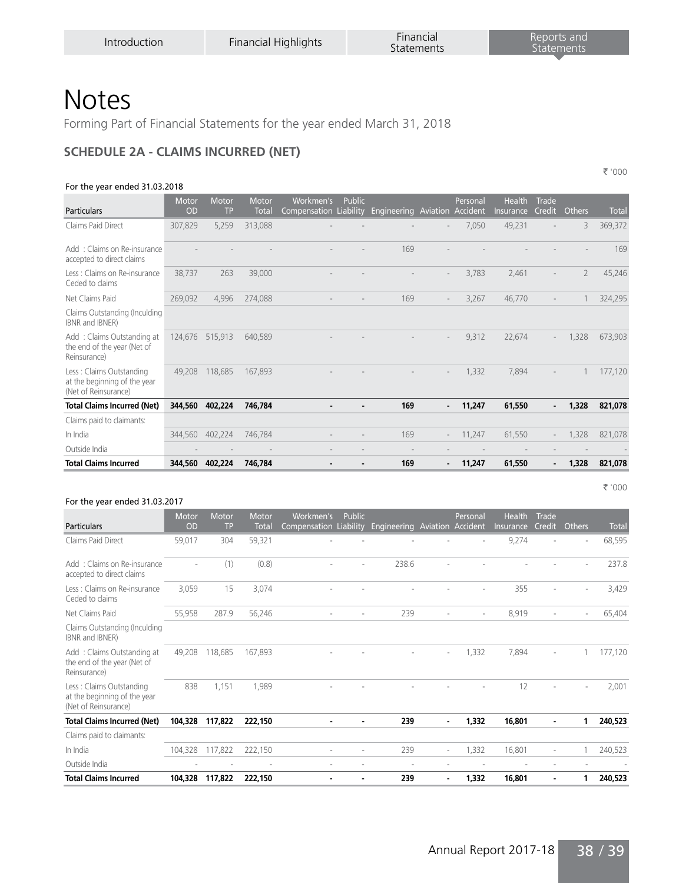# Notes

Forming Part of Financial Statements for the year ended March 31, 2018

## SCHEDULE 2A - CLAIMS INCURRED (NET)

₹ '000

For the year ended 31.03.2018

| Particulars | Motor OD | Motor TP | Motor Total | Workmen's Compensation | Public Liability | Engineering | Aviation | Personal Accident | Health Insurance | Trade Credit | Others | Total |
|---|---|---|---|---|---|---|---|---|---|---|---|---|
| Claims Paid Direct | 307,829 | 5,259 | 313,088 | - | - | - | - | 7,050 | 49,231 | - | 3 | 369,372 |
| Add : Claims on Re-insurance accepted to direct claims | - | - | - | - | - | 169 | - | - | - | - | - | 169 |
| Less : Claims on Re-insurance Ceded to claims | 38,737 | 263 | 39,000 | - | - | - | - | 3,783 | 2,461 | - | 2 | 45,246 |
| Net Claims Paid | 269,092 | 4,996 | 274,088 | - | - | 169 | - | 3,267 | 46,770 | - | 1 | 324,295 |
| Claims Outstanding (Inculding IBNR and IBNER) | | | | | | | | | | | | |
| Add : Claims Outstanding at the end of the year (Net of Reinsurance) | 124,676 | 515,913 | 640,589 | - | - | - | - | 9,312 | 22,674 | - | 1,328 | 673,903 |
| Less : Claims Outstanding at the beginning of the year (Net of Reinsurance) | 49,208 | 118,685 | 167,893 | - | - | - | - | 1,332 | 7,894 | - | 1 | 177,120 |
| **Total Claims Incurred (Net)** | **344,560** | **402,224** | **746,784** | **-** | **-** | **169** | **-** | **11,247** | **61,550** | **-** | **1,328** | **821,078** |
| Claims paid to claimants: | | | | | | | | | | | | |
| In India | 344,560 | 402,224 | 746,784 | - | - | 169 | - | 11,247 | 61,550 | - | 1,328 | 821,078 |
| Outside India | - | - | - | - | - | - | - | - | - | - | - | - |
| **Total Claims Incurred** | **344,560** | **402,224** | **746,784** | **-** | **-** | **169** | **-** | **11,247** | **61,550** | **-** | **1,328** | **821,078** |

₹ '000

For the year ended 31.03.2017

| Particulars | Motor OD | Motor TP | Motor Total | Workmen's Compensation | Public Liability | Engineering | Aviation | Personal Accident | Health Insurance | Trade Credit | Others | Total |
|---|---|---|---|---|---|---|---|---|---|---|---|---|
| Claims Paid Direct | 59,017 | 304 | 59,321 | - | - | - | - | - | 9,274 | - | - | 68,595 |
| Add : Claims on Re-insurance accepted to direct claims | - | (1) | (0.8) | - | - | 238.6 | - | - | - | - | - | 237.8 |
| Less : Claims on Re-insurance Ceded to claims | 3,059 | 15 | 3,074 | - | - | - | - | - | 355 | - | - | 3,429 |
| Net Claims Paid | 55,958 | 287.9 | 56,246 | - | - | 239 | - | - | 8,919 | - | - | 65,404 |
| Claims Outstanding (Inculding IBNR and IBNER) | | | | | | | | | | | | |
| Add : Claims Outstanding at the end of the year (Net of Reinsurance) | 49,208 | 118,685 | 167,893 | - | - | - | - | 1,332 | 7,894 | - | 1 | 177,120 |
| Less : Claims Outstanding at the beginning of the year (Net of Reinsurance) | 838 | 1,151 | 1,989 | - | - | - | - | - | 12 | - | - | 2,001 |
| **Total Claims Incurred (Net)** | **104,328** | **117,822** | **222,150** | **-** | **-** | **239** | **-** | **1,332** | **16,801** | **-** | **1** | **240,523** |
| Claims paid to claimants: | | | | | | | | | | | | |
| In India | 104,328 | 117,822 | 222,150 | - | - | 239 | - | 1,332 | 16,801 | - | 1 | 240,523 |
| Outside India | - | - | - | - | - | - | - | - | - | - | - | - |
| **Total Claims Incurred** | **104,328** | **117,822** | **222,150** | **-** | **-** | **239** | **-** | **1,332** | **16,801** | **-** | **1** | **240,523** |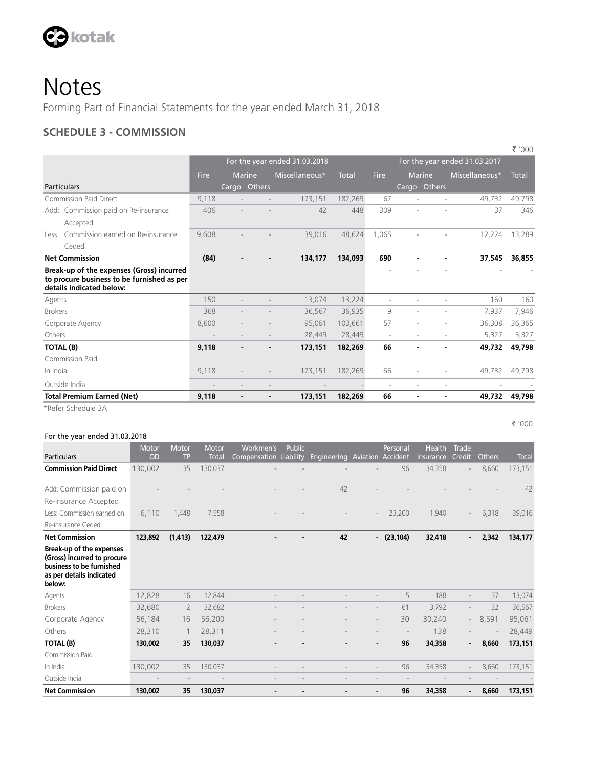# Notes

Forming Part of Financial Statements for the year ended March 31, 2018

## SCHEDULE 3 - COMMISSION

₹ '000

| Particulars | For the year ended 31.03.2018 | | | | | For the year ended 31.03.2017 | | | | |
|---|---|---|---|---|---|---|---|---|---|---|
| | Fire | Marine | | Miscellaneous* | Total | Fire | Marine | | Miscellaneous* | Total |
| | | Cargo | Others | | | | Cargo | Others | | |
| Commission Paid Direct | 9,118 | - | - | 173,151 | 182,269 | 67 | - | - | 49,732 | 49,798 |
| Add: Commission paid on Re-insurance Accepted | 406 | - | - | 42 | 448 | 309 | - | - | 37 | 346 |
| Less: Commission earned on Re-insurance Ceded | 9,608 | - | - | 39,016 | 48,624 | 1,065 | - | - | 12,224 | 13,289 |
| **Net Commission** | **(84)** | **-** | **-** | **134,177** | **134,093** | **690** | **-** | **-** | **37,545** | **36,855** |
| **Break-up of the expenses (Gross) incurred to procure business to be furnished as per details indicated below:** | | | | | | - | - | - | - | - |
| Agents | 150 | - | - | 13,074 | 13,224 | - | - | - | 160 | 160 |
| Brokers | 368 | - | - | 36,567 | 36,935 | 9 | - | - | 7,937 | 7,946 |
| Corporate Agency | 8,600 | - | - | 95,061 | 103,661 | 57 | - | - | 36,308 | 36,365 |
| Others | - | - | - | 28,449 | 28,449 | - | - | - | 5,327 | 5,327 |
| **TOTAL (B)** | **9,118** | **-** | **-** | **173,151** | **182,269** | **66** | **-** | **-** | **49,732** | **49,798** |
| Commission Paid | | | | | | | | | | |
| In India | 9,118 | - | - | 173,151 | 182,269 | 66 | - | - | 49,732 | 49,798 |
| Outside India | - | - | - | - | - | - | - | - | - | - |
| **Total Premium Earned (Net)** | **9,118** | **-** | **-** | **173,151** | **182,269** | **66** | **-** | **-** | **49,732** | **49,798** |

*Refer Schedule 3A

₹ '000

For the year ended 31.03.2018

| Particulars | Motor OD | Motor TP | Motor Total | Workmen's Compensation | Public Liability | Engineering | Aviation | Personal Accident | Health Insurance | Trade Credit | Others | Total |
|---|---|---|---|---|---|---|---|---|---|---|---|---|
| **Commission Paid Direct** | 130,002 | 35 | 130,037 | - | - | - | - | 96 | 34,358 | - | 8,660 | 173,151 |
| Add: Commission paid on Re-insurance Accepted | - | - | - | - | - | 42 | - | - | - | - | - | 42 |
| Less: Commission earned on Re-insurance Ceded | 6,110 | 1,448 | 7,558 | - | - | - | - | 23,200 | 1,940 | - | 6,318 | 39,016 |
| **Net Commission** | **123,892** | **(1,413)** | **122,479** | **-** | **-** | **42** | **-** | **(23,104)** | **32,418** | **-** | **2,342** | **134,177** |
| **Break-up of the expenses (Gross) incurred to procure business to be furnished as per details indicated below:** | | | | | | | | | | | | |
| Agents | 12,828 | 16 | 12,844 | - | - | - | - | 5 | 188 | - | 37 | 13,074 |
| Brokers | 32,680 | 2 | 32,682 | - | - | - | - | 61 | 3,792 | - | 32 | 36,567 |
| Corporate Agency | 56,184 | 16 | 56,200 | - | - | - | - | 30 | 30,240 | - | 8,591 | 95,061 |
| Others | 28,310 | 1 | 28,311 | - | - | - | - | - | 138 | - | - | 28,449 |
| **TOTAL (B)** | **130,002** | **35** | **130,037** | **-** | **-** | **-** | **-** | **96** | **34,358** | **-** | **8,660** | **173,151** |
| Commission Paid | | | | | | | | | | | | |
| In India | 130,002 | 35 | 130,037 | - | - | - | - | 96 | 34,358 | - | 8,660 | 173,151 |
| Outside India | - | - | - | - | - | - | - | - | - | - | - | - |
| **Net Commission** | **130,002** | **35** | **130,037** | **-** | **-** | **-** | **-** | **96** | **34,358** | **-** | **8,660** | **173,151** |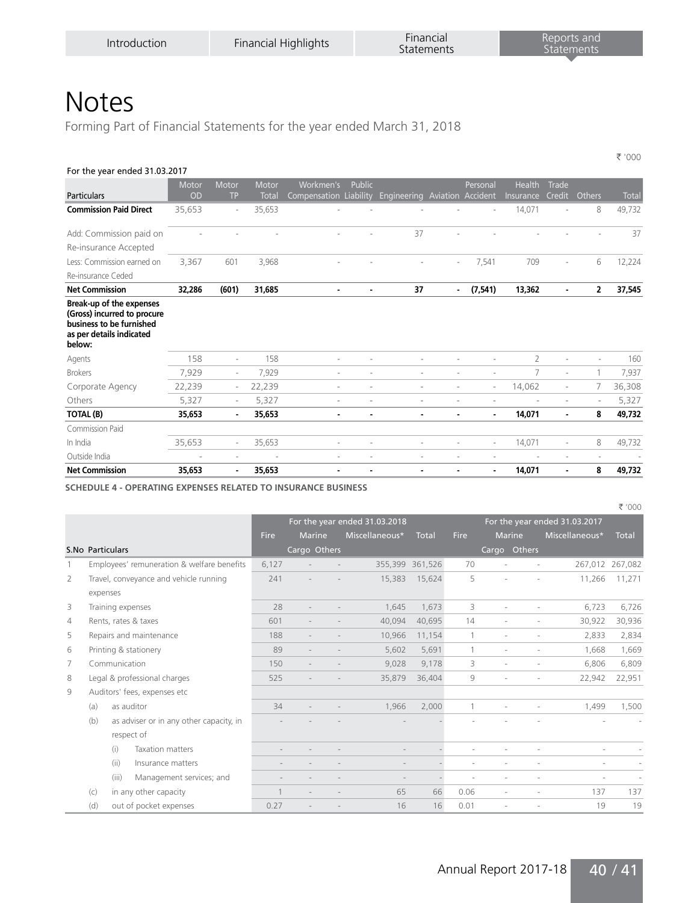# Notes

Forming Part of Financial Statements for the year ended March 31, 2018

₹ '000

For the year ended 31.03.2017

| Particulars | Motor OD | Motor TP | Motor Total | Workmen's Compensation | Public Liability | Engineering | Aviation | Personal Accident | Health Insurance | Trade Credit | Others | Total |
|---|---|---|---|---|---|---|---|---|---|---|---|---|
| **Commission Paid Direct** | 35,653 | - | 35,653 | - | - | - | - | - | 14,071 | - | 8 | 49,732 |
| Add: Commission paid on Re-insurance Accepted | - | - | - | - | - | 37 | - | - | - | - | - | 37 |
| Less: Commission earned on Re-insurance Ceded | 3,367 | 601 | 3,968 | - | - | - | - | 7,541 | 709 | - | 6 | 12,224 |
| **Net Commission** | **32,286** | **(601)** | **31,685** | **-** | **-** | **37** | **-** | **(7,541)** | **13,362** | **-** | **2** | **37,545** |
| **Break-up of the expenses (Gross) incurred to procure business to be furnished as per details indicated below:** | | | | | | | | | | | | |
| Agents | 158 | - | 158 | - | - | - | - | - | 2 | - | - | 160 |
| Brokers | 7,929 | - | 7,929 | - | - | - | - | - | 7 | - | 1 | 7,937 |
| Corporate Agency | 22,239 | - | 22,239 | - | - | - | - | - | 14,062 | - | 7 | 36,308 |
| Others | 5,327 | - | 5,327 | - | - | - | - | - | - | - | - | 5,327 |
| **TOTAL (B)** | **35,653** | **-** | **35,653** | **-** | **-** | **-** | **-** | **-** | **14,071** | **-** | **8** | **49,732** |
| Commission Paid | | | | | | | | | | | | |
| In India | 35,653 | - | 35,653 | - | - | - | - | - | 14,071 | - | 8 | 49,732 |
| Outside India | - | - | - | - | - | - | - | - | - | - | - | - |
| **Net Commission** | **35,653** | **-** | **35,653** | **-** | **-** | **-** | **-** | **-** | **14,071** | **-** | **8** | **49,732** |

**SCHEDULE 4 - OPERATING EXPENSES RELATED TO INSURANCE BUSINESS**

₹ '000

| S.No | Particulars | For the year ended 31.03.2018 | | | | | For the year ended 31.03.2017 | | | | |
|---|---|---|---|---|---|---|---|---|---|---|---|
| | | Fire | Marine | | Miscellaneous* | Total | Fire | Marine | | Miscellaneous* | Total |
| | | | Cargo | Others | | | | Cargo | Others | | |
| 1 | Employees' remuneration & welfare benefits | 6,127 | - | - | 355,399 | 361,526 | 70 | - | - | 267,012 | 267,082 |
| 2 | Travel, conveyance and vehicle running expenses | 241 | - | - | 15,383 | 15,624 | 5 | - | - | 11,266 | 11,271 |
| 3 | Training expenses | 28 | - | - | 1,645 | 1,673 | 3 | - | - | 6,723 | 6,726 |
| 4 | Rents, rates & taxes | 601 | - | - | 40,094 | 40,695 | 14 | - | - | 30,922 | 30,936 |
| 5 | Repairs and maintenance | 188 | - | - | 10,966 | 11,154 | 1 | - | - | 2,833 | 2,834 |
| 6 | Printing & stationery | 89 | - | - | 5,602 | 5,691 | 1 | - | - | 1,668 | 1,669 |
| 7 | Communication | 150 | - | - | 9,028 | 9,178 | 3 | - | - | 6,806 | 6,809 |
| 8 | Legal & professional charges | 525 | - | - | 35,879 | 36,404 | 9 | - | - | 22,942 | 22,951 |
| 9 | Auditors' fees, expenses etc | | | | | | | | | | |
| | (a) as auditor | 34 | - | - | 1,966 | 2,000 | 1 | - | - | 1,499 | 1,500 |
| | (b) as adviser or in any other capacity, in respect of | - | - | - | - | - | - | - | - | - | - |
| | (i) Taxation matters | - | - | - | - | - | - | - | - | - | - |
| | (ii) Insurance matters | - | - | - | - | - | - | - | - | - | - |
| | (iii) Management services; and | - | - | - | - | - | - | - | - | - | - |
| | (c) in any other capacity | 1 | - | - | 65 | 66 | 0.06 | - | - | 137 | 137 |
| | (d) out of pocket expenses | 0.27 | - | - | 16 | 16 | 0.01 | - | - | 19 | 19 |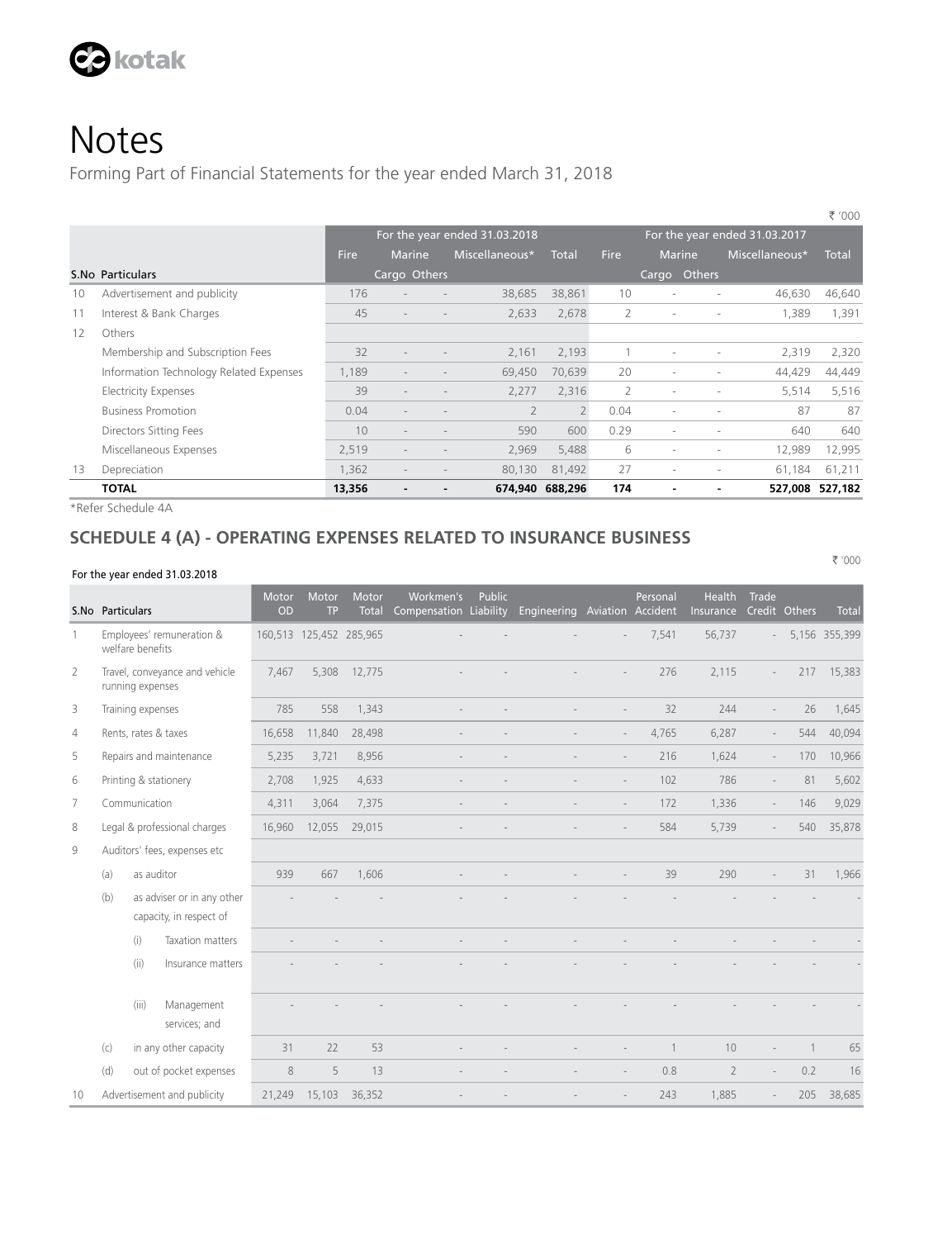# Notes

Forming Part of Financial Statements for the year ended March 31, 2018

₹ '000

| S.No | Particulars | For the year ended 31.03.2018 | | | | | For the year ended 31.03.2017 | | | | |
|---|---|---|---|---|---|---|---|---|---|---|---|
| | | Fire | Marine | | Miscellaneous* | Total | Fire | Marine | | Miscellaneous* | Total |
| | | | Cargo | Others | | | | Cargo | Others | | |
| 10 | Advertisement and publicity | 176 | - | - | 38,685 | 38,861 | 10 | - | - | 46,630 | 46,640 |
| 11 | Interest & Bank Charges | 45 | - | - | 2,633 | 2,678 | 2 | - | - | 1,389 | 1,391 |
| 12 | Others | | | | | | | | | | |
| | Membership and Subscription Fees | 32 | - | - | 2,161 | 2,193 | 1 | - | - | 2,319 | 2,320 |
| | Information Technology Related Expenses | 1,189 | - | - | 69,450 | 70,639 | 20 | - | - | 44,429 | 44,449 |
| | Electricity Expenses | 39 | - | - | 2,277 | 2,316 | 2 | - | - | 5,514 | 5,516 |
| | Business Promotion | 0.04 | - | - | 2 | 2 | 0.04 | - | - | 87 | 87 |
| | Directors Sitting Fees | 10 | - | - | 590 | 600 | 0.29 | - | - | 640 | 640 |
| | Miscellaneous Expenses | 2,519 | - | - | 2,969 | 5,488 | 6 | - | - | 12,989 | 12,995 |
| 13 | Depreciation | 1,362 | - | - | 80,130 | 81,492 | 27 | - | - | 61,184 | 61,211 |
| | **TOTAL** | **13,356** | **-** | **-** | **674,940** | **688,296** | **174** | **-** | **-** | **527,008** | **527,182** |

*Refer Schedule 4A

## SCHEDULE 4 (A) - OPERATING EXPENSES RELATED TO INSURANCE BUSINESS

₹ '000

For the year ended 31.03.2018

| S.No | Particulars | Motor OD | Motor TP | Motor Total | Workmen's Compensation | Public Liability | Engineering | Aviation | Personal Accident | Health Insurance | Trade Credit | Others | Total |
|---|---|---|---|---|---|---|---|---|---|---|---|---|---|
| 1 | Employees' remuneration & welfare benefits | 160,513 | 125,452 | 285,965 | - | - | - | - | 7,541 | 56,737 | - | 5,156 | 355,399 |
| 2 | Travel, conveyance and vehicle running expenses | 7,467 | 5,308 | 12,775 | - | - | - | - | 276 | 2,115 | - | 217 | 15,383 |
| 3 | Training expenses | 785 | 558 | 1,343 | - | - | - | - | 32 | 244 | - | 26 | 1,645 |
| 4 | Rents, rates & taxes | 16,658 | 11,840 | 28,498 | - | - | - | - | 4,765 | 6,287 | - | 544 | 40,094 |
| 5 | Repairs and maintenance | 5,235 | 3,721 | 8,956 | - | - | - | - | 216 | 1,624 | - | 170 | 10,966 |
| 6 | Printing & stationery | 2,708 | 1,925 | 4,633 | - | - | - | - | 102 | 786 | - | 81 | 5,602 |
| 7 | Communication | 4,311 | 3,064 | 7,375 | - | - | - | - | 172 | 1,336 | - | 146 | 9,029 |
| 8 | Legal & professional charges | 16,960 | 12,055 | 29,015 | - | - | - | - | 584 | 5,739 | - | 540 | 35,878 |
| 9 | Auditors' fees, expenses etc | | | | | | | | | | | | |
| | (a) as auditor | 939 | 667 | 1,606 | - | - | - | - | 39 | 290 | - | 31 | 1,966 |
| | (b) as adviser or in any other capacity, in respect of | - | - | - | - | - | - | - | - | - | - | - | - |
| | (i) Taxation matters | - | - | - | - | - | - | - | - | - | - | - | - |
| | (ii) Insurance matters | - | - | - | - | - | - | - | - | - | - | - | - |
| | (iii) Management services; and | - | - | - | - | - | - | - | - | - | - | - | - |
| | (c) in any other capacity | 31 | 22 | 53 | - | - | - | - | 1 | 10 | - | 1 | 65 |
| | (d) out of pocket expenses | 8 | 5 | 13 | - | - | - | - | 0.8 | 2 | - | 0.2 | 16 |
| 10 | Advertisement and publicity | 21,249 | 15,103 | 36,352 | - | - | - | - | 243 | 1,885 | - | 205 | 38,685 |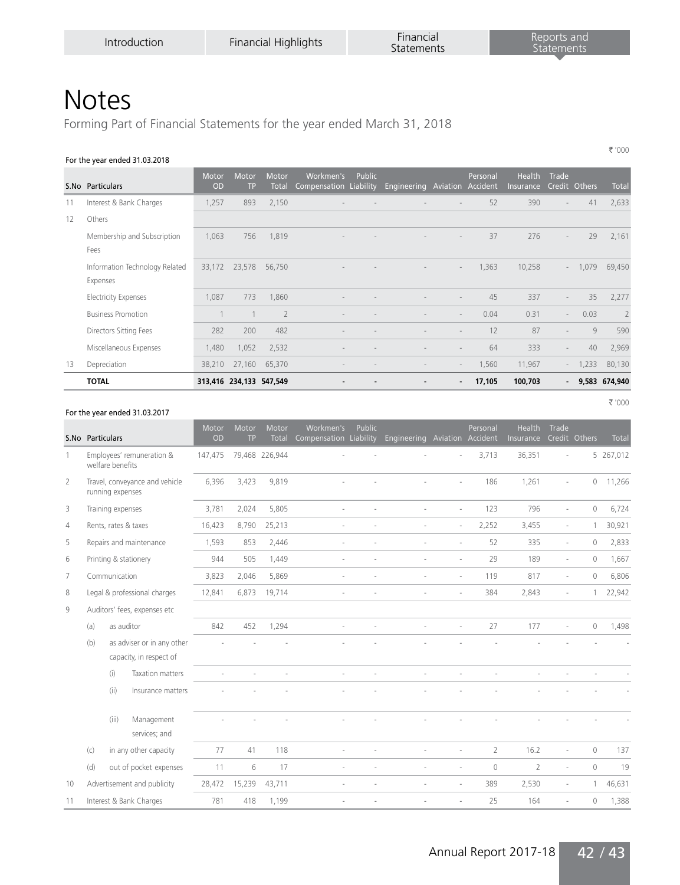# Notes

Forming Part of Financial Statements for the year ended March 31, 2018

₹ '000

For the year ended 31.03.2018

| S.No | Particulars | Motor OD | Motor TP | Motor Total | Workmen's Compensation | Public Liability | Engineering | Aviation | Personal Accident | Health Insurance | Trade Credit | Others | Total |
|---|---|---|---|---|---|---|---|---|---|---|---|---|---|
| 11 | Interest & Bank Charges | 1,257 | 893 | 2,150 | - | - | - | - | 52 | 390 | - | 41 | 2,633 |
| 12 | Others | | | | | | | | | | | | |
| | Membership and Subscription Fees | 1,063 | 756 | 1,819 | - | - | - | - | 37 | 276 | - | 29 | 2,161 |
| | Information Technology Related Expenses | 33,172 | 23,578 | 56,750 | - | - | - | - | 1,363 | 10,258 | - | 1,079 | 69,450 |
| | Electricity Expenses | 1,087 | 773 | 1,860 | - | - | - | - | 45 | 337 | - | 35 | 2,277 |
| | Business Promotion | 1 | 1 | 2 | - | - | - | - | 0.04 | 0.31 | - | 0.03 | 2 |
| | Directors Sitting Fees | 282 | 200 | 482 | - | - | - | - | 12 | 87 | - | 9 | 590 |
| | Miscellaneous Expenses | 1,480 | 1,052 | 2,532 | - | - | - | - | 64 | 333 | - | 40 | 2,969 |
| 13 | Depreciation | 38,210 | 27,160 | 65,370 | - | - | - | - | 1,560 | 11,967 | - | 1,233 | 80,130 |
| | **TOTAL** | **313,416** | **234,133** | **547,549** | **-** | **-** | **-** | **-** | **17,105** | **100,703** | **-** | **9,583** | **674,940** |

₹ '000

For the year ended 31.03.2017

| S.No | Particulars | Motor OD | Motor TP | Motor Total | Workmen's Compensation | Public Liability | Engineering | Aviation | Personal Accident | Health Insurance | Trade Credit | Others | Total |
|---|---|---|---|---|---|---|---|---|---|---|---|---|---|
| 1 | Employees' remuneration & welfare benefits | 147,475 | 79,468 | 226,944 | - | - | - | - | 3,713 | 36,351 | - | 5 | 267,012 |
| 2 | Travel, conveyance and vehicle running expenses | 6,396 | 3,423 | 9,819 | - | - | - | - | 186 | 1,261 | - | 0 | 11,266 |
| 3 | Training expenses | 3,781 | 2,024 | 5,805 | - | - | - | - | 123 | 796 | - | 0 | 6,724 |
| 4 | Rents, rates & taxes | 16,423 | 8,790 | 25,213 | - | - | - | - | 2,252 | 3,455 | - | 1 | 30,921 |
| 5 | Repairs and maintenance | 1,593 | 853 | 2,446 | - | - | - | - | 52 | 335 | - | 0 | 2,833 |
| 6 | Printing & stationery | 944 | 505 | 1,449 | - | - | - | - | 29 | 189 | - | 0 | 1,667 |
| 7 | Communication | 3,823 | 2,046 | 5,869 | - | - | - | - | 119 | 817 | - | 0 | 6,806 |
| 8 | Legal & professional charges | 12,841 | 6,873 | 19,714 | - | - | - | - | 384 | 2,843 | - | 1 | 22,942 |
| 9 | Auditors' fees, expenses etc | | | | | | | | | | | | |
| | (a) as auditor | 842 | 452 | 1,294 | - | - | - | - | 27 | 177 | - | 0 | 1,498 |
| | (b) as adviser or in any other capacity, in respect of | - | - | - | - | - | - | - | - | - | - | - | - |
| | (i) Taxation matters | - | - | - | - | - | - | - | - | - | - | - | - |
| | (ii) Insurance matters | - | - | - | - | - | - | - | - | - | - | - | - |
| | (iii) Management services; and | - | - | - | - | - | - | - | - | - | - | - | - |
| | (c) in any other capacity | 77 | 41 | 118 | - | - | - | - | 2 | 16.2 | - | 0 | 137 |
| | (d) out of pocket expenses | 11 | 6 | 17 | - | - | - | - | 0 | 2 | - | 0 | 19 |
| 10 | Advertisement and publicity | 28,472 | 15,239 | 43,711 | - | - | - | - | 389 | 2,530 | - | 1 | 46,631 |
| 11 | Interest & Bank Charges | 781 | 418 | 1,199 | - | - | - | - | 25 | 164 | - | 0 | 1,388 |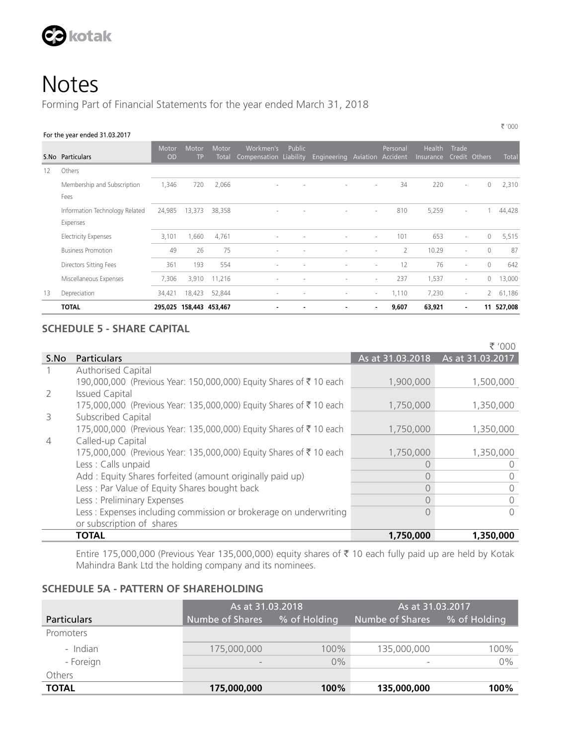# Notes

Forming Part of Financial Statements for the year ended March 31, 2018

₹ '000

For the year ended 31.03.2017

| S.No | Particulars | Motor OD | Motor TP | Motor Total | Workmen's Compensation | Public Liability | Engineering | Aviation | Personal Accident | Health Insurance | Trade Credit | Others | Total |
|---|---|---|---|---|---|---|---|---|---|---|---|---|---|
| 12 | Others | | | | | | | | | | | | |
| | Membership and Subscription Fees | 1,346 | 720 | 2,066 | - | - | - | - | 34 | 220 | - | 0 | 2,310 |
| | Information Technology Related Expenses | 24,985 | 13,373 | 38,358 | - | - | - | - | 810 | 5,259 | - | 1 | 44,428 |
| | Electricity Expenses | 3,101 | 1,660 | 4,761 | - | - | - | - | 101 | 653 | - | 0 | 5,515 |
| | Business Promotion | 49 | 26 | 75 | - | - | - | - | 2 | 10.29 | - | 0 | 87 |
| | Directors Sitting Fees | 361 | 193 | 554 | - | - | - | - | 12 | 76 | - | 0 | 642 |
| | Miscellaneous Expenses | 7,306 | 3,910 | 11,216 | - | - | - | - | 237 | 1,537 | - | 0 | 13,000 |
| 13 | Depreciation | 34,421 | 18,423 | 52,844 | - | - | - | - | 1,110 | 7,230 | - | 2 | 61,186 |
| | **TOTAL** | **295,025** | **158,443** | **453,467** | **-** | **-** | **-** | **-** | **9,607** | **63,921** | **-** | **11** | **527,008** |

## SCHEDULE 5 - SHARE CAPITAL

₹ '000

| S.No | Particulars | As at 31.03.2018 | As at 31.03.2017 |
|---|---|---|---|
| 1 | Authorised Capital<br>190,000,000 (Previous Year: 150,000,000) Equity Shares of ₹ 10 each | 1,900,000 | 1,500,000 |
| 2 | Issued Capital<br>175,000,000 (Previous Year: 135,000,000) Equity Shares of ₹ 10 each | 1,750,000 | 1,350,000 |
| 3 | Subscribed Capital<br>175,000,000 (Previous Year: 135,000,000) Equity Shares of ₹ 10 each | 1,750,000 | 1,350,000 |
| 4 | Called-up Capital<br>175,000,000 (Previous Year: 135,000,000) Equity Shares of ₹ 10 each | 1,750,000 | 1,350,000 |
| | Less : Calls unpaid | 0 | 0 |
| | Add : Equity Shares forfeited (amount originally paid up) | 0 | 0 |
| | Less : Par Value of Equity Shares bought back | 0 | 0 |
| | Less : Preliminary Expenses | 0 | 0 |
| | Less : Expenses including commission or brokerage on underwriting or subscription of shares | 0 | 0 |
| | **TOTAL** | **1,750,000** | **1,350,000** |

Entire 175,000,000 (Previous Year 135,000,000) equity shares of ₹ 10 each fully paid up are held by Kotak Mahindra Bank Ltd the holding company and its nominees.

## SCHEDULE 5A - PATTERN OF SHAREHOLDING

| Particulars | As at 31.03.2018 | | As at 31.03.2017 | |
|---|---|---|---|---|
| | Numbe of Shares | % of Holding | Numbe of Shares | % of Holding |
| Promoters | | | | |
| - Indian | 175,000,000 | 100% | 135,000,000 | 100% |
| - Foreign | - | 0% | - | 0% |
| Others | | | | |
| **TOTAL** | **175,000,000** | **100%** | **135,000,000** | **100%** |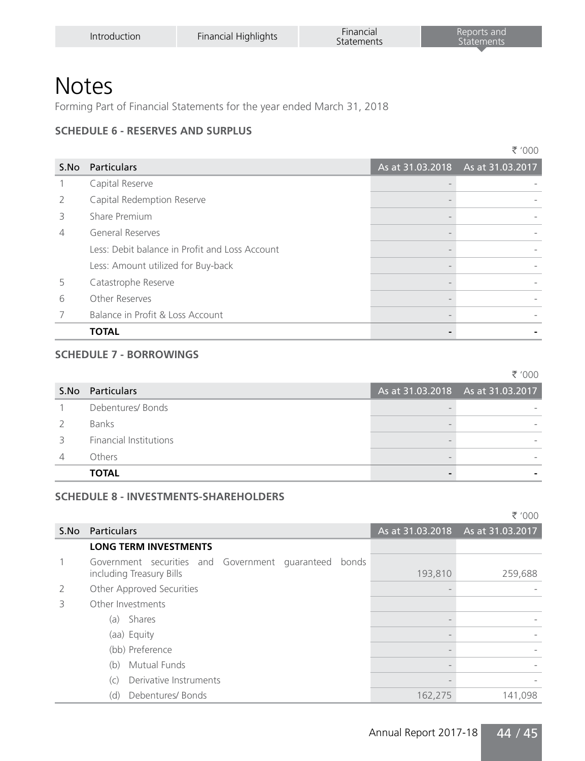# Notes

Forming Part of Financial Statements for the year ended March 31, 2018

### SCHEDULE 6 - RESERVES AND SURPLUS

₹ '000

| S.No | Particulars | As at 31.03.2018 | As at 31.03.2017 |
|---|---|---|---|
| 1 | Capital Reserve | - | - |
| 2 | Capital Redemption Reserve | - | - |
| 3 | Share Premium | - | - |
| 4 | General Reserves | - | - |
| | Less: Debit balance in Profit and Loss Account | - | - |
| | Less: Amount utilized for Buy-back | - | - |
| 5 | Catastrophe Reserve | - | - |
| 6 | Other Reserves | - | - |
| 7 | Balance in Profit & Loss Account | - | - |
| | **TOTAL** | **-** | **-** |

### SCHEDULE 7 - BORROWINGS

₹ '000

| S.No | Particulars | As at 31.03.2018 | As at 31.03.2017 |
|---|---|---|---|
| 1 | Debentures/ Bonds | - | - |
| 2 | Banks | - | - |
| 3 | Financial Institutions | - | - |
| 4 | Others | - | - |
| | **TOTAL** | **-** | **-** |

### SCHEDULE 8 - INVESTMENTS-SHAREHOLDERS

₹ '000

| S.No | Particulars | As at 31.03.2018 | As at 31.03.2017 |
|---|---|---|---|
| | **LONG TERM INVESTMENTS** | | |
| 1 | Government securities and Government guaranteed bonds including Treasury Bills | 193,810 | 259,688 |
| 2 | Other Approved Securities | - | - |
| 3 | Other Investments | | |
| | (a) Shares | - | - |
| | (aa) Equity | - | - |
| | (bb) Preference | - | - |
| | (b) Mutual Funds | - | - |
| | (c) Derivative Instruments | - | - |
| | (d) Debentures/ Bonds | 162,275 | 141,098 |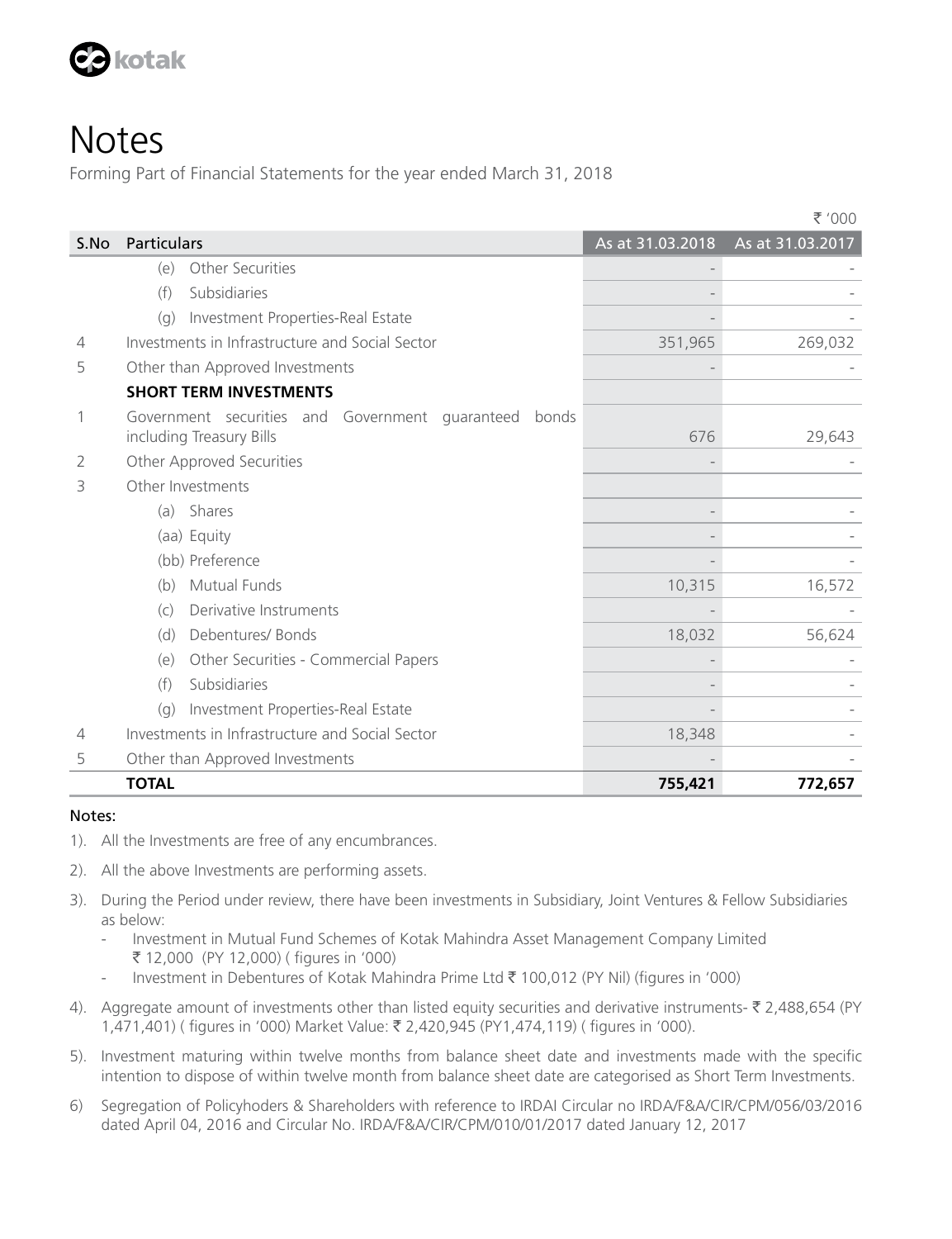# Notes

Forming Part of Financial Statements for the year ended March 31, 2018

₹ '000

| S.No | Particulars | As at 31.03.2018 | As at 31.03.2017 |
|---|---|---|---|
| | (e) Other Securities | - | - |
| | (f) Subsidiaries | - | - |
| | (g) Investment Properties-Real Estate | - | - |
| 4 | Investments in Infrastructure and Social Sector | 351,965 | 269,032 |
| 5 | Other than Approved Investments | - | - |
| | **SHORT TERM INVESTMENTS** | | |
| 1 | Government securities and Government guaranteed bonds including Treasury Bills | 676 | 29,643 |
| 2 | Other Approved Securities | - | - |
| 3 | Other Investments | | |
| | (a) Shares | - | - |
| | (aa) Equity | - | - |
| | (bb) Preference | - | - |
| | (b) Mutual Funds | 10,315 | 16,572 |
| | (c) Derivative Instruments | - | - |
| | (d) Debentures/ Bonds | 18,032 | 56,624 |
| | (e) Other Securities - Commercial Papers | - | - |
| | (f) Subsidiaries | - | - |
| | (g) Investment Properties-Real Estate | - | - |
| 4 | Investments in Infrastructure and Social Sector | 18,348 | - |
| 5 | Other than Approved Investments | - | - |
| | **TOTAL** | **755,421** | **772,657** |

**Notes:**

1). All the Investments are free of any encumbrances.

2). All the above Investments are performing assets.

3). During the Period under review, there have been investments in Subsidiary, Joint Ventures & Fellow Subsidiaries as below:
   - Investment in Mutual Fund Schemes of Kotak Mahindra Asset Management Company Limited ₹ 12,000 (PY 12,000) ( figures in '000)
   - Investment in Debentures of Kotak Mahindra Prime Ltd ₹ 100,012 (PY Nil) (figures in '000)

4). Aggregate amount of investments other than listed equity securities and derivative instruments- ₹ 2,488,654 (PY 1,471,401) ( figures in '000) Market Value: ₹ 2,420,945 (PY1,474,119) ( figures in '000).

5). Investment maturing within twelve months from balance sheet date and investments made with the specific intention to dispose of within twelve month from balance sheet date are categorised as Short Term Investments.

6) Segregation of Policyhoders & Shareholders with reference to IRDAI Circular no IRDA/F&A/CIR/CPM/056/03/2016 dated April 04, 2016 and Circular No. IRDA/F&A/CIR/CPM/010/01/2017 dated January 12, 2017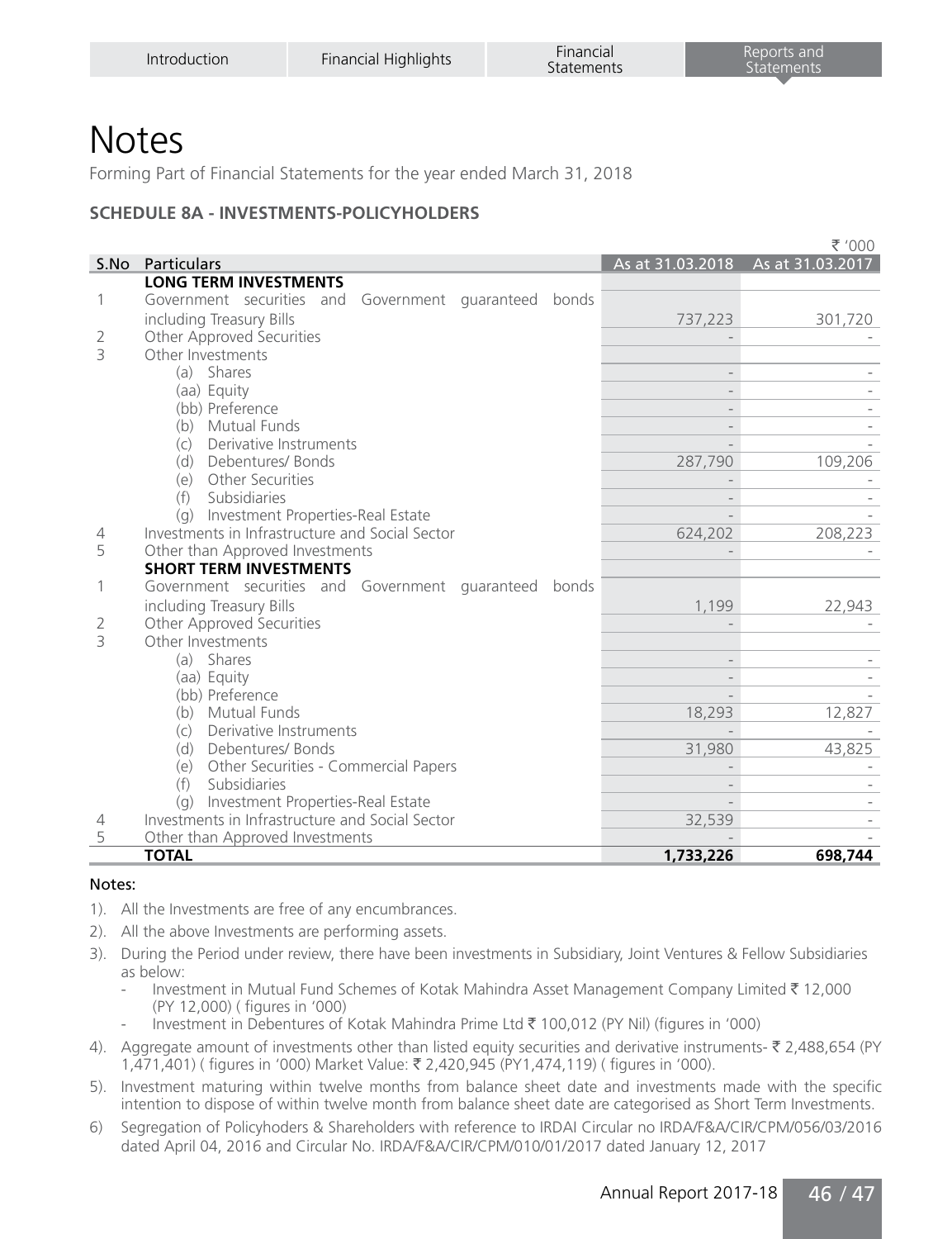# Notes

Forming Part of Financial Statements for the year ended March 31, 2018

### SCHEDULE 8A - INVESTMENTS-POLICYHOLDERS

₹ '000

| S.No | Particulars | As at 31.03.2018 | As at 31.03.2017 |
|---|---|---|---|
| | **LONG TERM INVESTMENTS** | | |
| 1 | Government securities and Government guaranteed bonds including Treasury Bills | 737,223 | 301,720 |
| 2 | Other Approved Securities | - | - |
| 3 | Other Investments | | |
| | (a) Shares | - | - |
| | (aa) Equity | - | - |
| | (bb) Preference | - | - |
| | (b) Mutual Funds | - | - |
| | (c) Derivative Instruments | - | - |
| | (d) Debentures/ Bonds | 287,790 | 109,206 |
| | (e) Other Securities | - | - |
| | (f) Subsidiaries | - | - |
| | (g) Investment Properties-Real Estate | - | - |
| 4 | Investments in Infrastructure and Social Sector | 624,202 | 208,223 |
| 5 | Other than Approved Investments | - | - |
| | **SHORT TERM INVESTMENTS** | | |
| 1 | Government securities and Government guaranteed bonds including Treasury Bills | 1,199 | 22,943 |
| 2 | Other Approved Securities | - | - |
| 3 | Other Investments | | |
| | (a) Shares | - | - |
| | (aa) Equity | - | - |
| | (bb) Preference | - | - |
| | (b) Mutual Funds | 18,293 | 12,827 |
| | (c) Derivative Instruments | - | - |
| | (d) Debentures/ Bonds | 31,980 | 43,825 |
| | (e) Other Securities - Commercial Papers | - | - |
| | (f) Subsidiaries | - | - |
| | (g) Investment Properties-Real Estate | - | - |
| 4 | Investments in Infrastructure and Social Sector | 32,539 | - |
| 5 | Other than Approved Investments | - | - |
| | **TOTAL** | **1,733,226** | **698,744** |

Notes:

1). All the Investments are free of any encumbrances.

2). All the above Investments are performing assets.

3). During the Period under review, there have been investments in Subsidiary, Joint Ventures & Fellow Subsidiaries as below:

- Investment in Mutual Fund Schemes of Kotak Mahindra Asset Management Company Limited ₹ 12,000 (PY 12,000) ( figures in '000)
- Investment in Debentures of Kotak Mahindra Prime Ltd ₹ 100,012 (PY Nil) (figures in '000)

4). Aggregate amount of investments other than listed equity securities and derivative instruments- ₹ 2,488,654 (PY 1,471,401) ( figures in '000) Market Value: ₹ 2,420,945 (PY1,474,119) ( figures in '000).

5). Investment maturing within twelve months from balance sheet date and investments made with the specific intention to dispose of within twelve month from balance sheet date are categorised as Short Term Investments.

6) Segregation of Policyhoders & Shareholders with reference to IRDAI Circular no IRDA/F&A/CIR/CPM/056/03/2016 dated April 04, 2016 and Circular No. IRDA/F&A/CIR/CPM/010/01/2017 dated January 12, 2017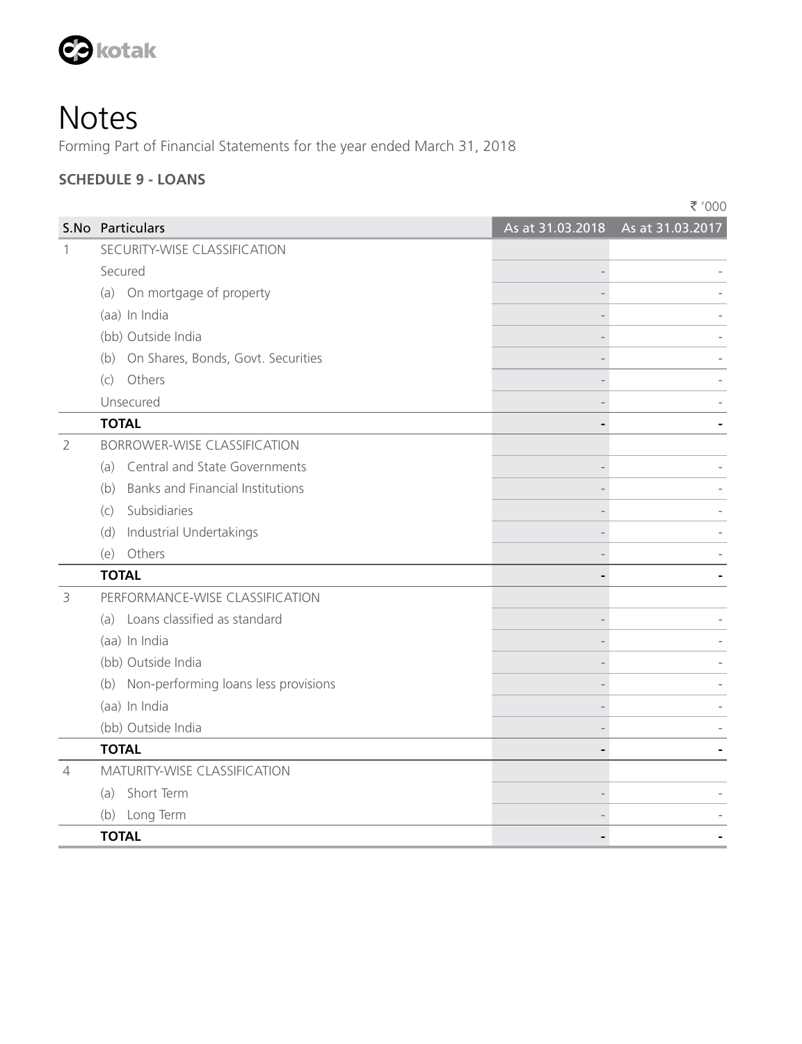# Notes

Forming Part of Financial Statements for the year ended March 31, 2018

## SCHEDULE 9 - LOANS

₹ '000

| S.No | Particulars | As at 31.03.2018 | As at 31.03.2017 |
|---|---|---|---|
| 1 | SECURITY-WISE CLASSIFICATION | | |
| | Secured | - | - |
| | (a) On mortgage of property | - | - |
| | (aa) In India | - | - |
| | (bb) Outside India | - | - |
| | (b) On Shares, Bonds, Govt. Securities | - | - |
| | (c) Others | - | - |
| | Unsecured | - | - |
| | **TOTAL** | **-** | **-** |
| 2 | BORROWER-WISE CLASSIFICATION | | |
| | (a) Central and State Governments | - | - |
| | (b) Banks and Financial Institutions | - | - |
| | (c) Subsidiaries | - | - |
| | (d) Industrial Undertakings | - | - |
| | (e) Others | - | - |
| | **TOTAL** | **-** | **-** |
| 3 | PERFORMANCE-WISE CLASSIFICATION | | |
| | (a) Loans classified as standard | - | - |
| | (aa) In India | - | - |
| | (bb) Outside India | - | - |
| | (b) Non-performing loans less provisions | - | - |
| | (aa) In India | - | - |
| | (bb) Outside India | - | - |
| | **TOTAL** | **-** | **-** |
| 4 | MATURITY-WISE CLASSIFICATION | | |
| | (a) Short Term | - | - |
| | (b) Long Term | - | - |
| | **TOTAL** | **-** | **-** |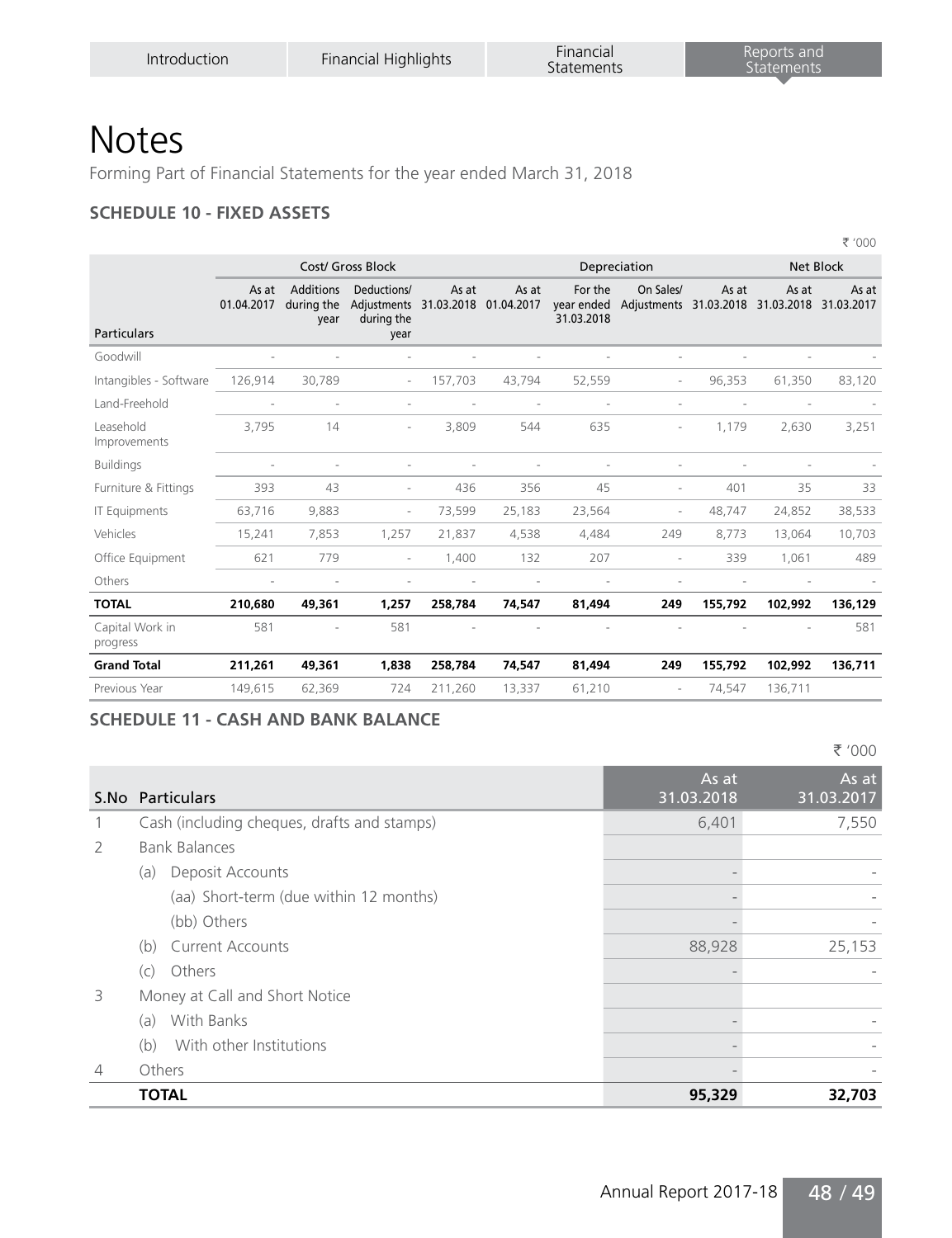# Notes

Forming Part of Financial Statements for the year ended March 31, 2018

### SCHEDULE 10 - FIXED ASSETS

₹ '000

| Particulars | Cost/ Gross Block | | | | Depreciation | | | | Net Block | |
|---|---|---|---|---|---|---|---|---|---|---|
| | As at 01.04.2017 | Additions during the year | Deductions/ Adjustments during the year | As at 31.03.2018 | As at 01.04.2017 | For the year ended 31.03.2018 | On Sales/ Adjustments | As at 31.03.2018 | As at 31.03.2018 | As at 31.03.2017 |
| Goodwill | - | - | - | - | - | - | - | - | - | - |
| Intangibles - Software | 126,914 | 30,789 | - | 157,703 | 43,794 | 52,559 | - | 96,353 | 61,350 | 83,120 |
| Land-Freehold | - | - | - | - | - | - | - | - | - | - |
| Leasehold Improvements | 3,795 | 14 | - | 3,809 | 544 | 635 | - | 1,179 | 2,630 | 3,251 |
| Buildings | - | - | - | - | - | - | - | - | - | - |
| Furniture & Fittings | 393 | 43 | - | 436 | 356 | 45 | - | 401 | 35 | 33 |
| IT Equipments | 63,716 | 9,883 | - | 73,599 | 25,183 | 23,564 | - | 48,747 | 24,852 | 38,533 |
| Vehicles | 15,241 | 7,853 | 1,257 | 21,837 | 4,538 | 4,484 | 249 | 8,773 | 13,064 | 10,703 |
| Office Equipment | 621 | 779 | - | 1,400 | 132 | 207 | - | 339 | 1,061 | 489 |
| Others | - | - | - | - | - | - | - | - | - | - |
| **TOTAL** | **210,680** | **49,361** | **1,257** | **258,784** | **74,547** | **81,494** | **249** | **155,792** | **102,992** | **136,129** |
| Capital Work in progress | 581 | - | 581 | - | - | - | - | - | - | 581 |
| **Grand Total** | **211,261** | **49,361** | **1,838** | **258,784** | **74,547** | **81,494** | **249** | **155,792** | **102,992** | **136,711** |
| Previous Year | 149,615 | 62,369 | 724 | 211,260 | 13,337 | 61,210 | - | 74,547 | 136,711 | |

### SCHEDULE 11 - CASH AND BANK BALANCE

₹ '000

| S.No | Particulars | As at 31.03.2018 | As at 31.03.2017 |
|---|---|---|---|
| 1 | Cash (including cheques, drafts and stamps) | 6,401 | 7,550 |
| 2 | Bank Balances | | |
| | (a) Deposit Accounts | - | - |
| | (aa) Short-term (due within 12 months) | - | - |
| | (bb) Others | - | - |
| | (b) Current Accounts | 88,928 | 25,153 |
| | (c) Others | - | - |
| 3 | Money at Call and Short Notice | | |
| | (a) With Banks | - | - |
| | (b) With other Institutions | - | - |
| 4 | Others | - | - |
| | **TOTAL** | **95,329** | **32,703** |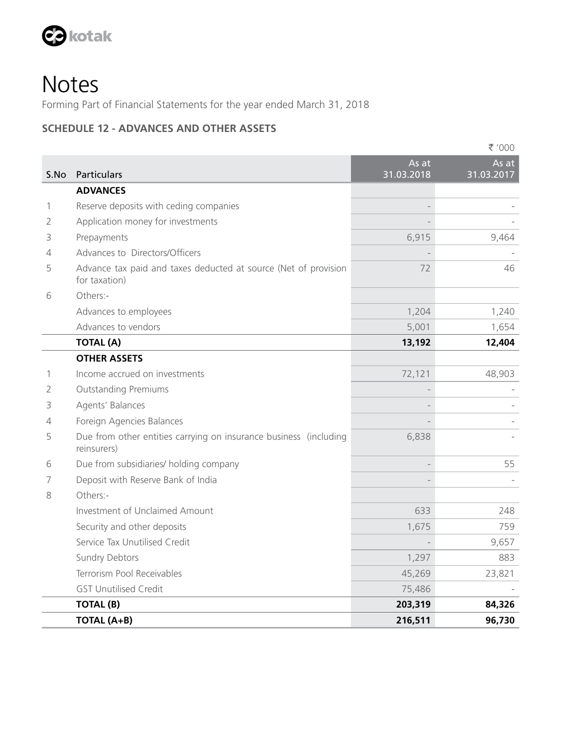# Notes

Forming Part of Financial Statements for the year ended March 31, 2018

## SCHEDULE 12 - ADVANCES AND OTHER ASSETS

₹ '000

| S.No | Particulars | As at 31.03.2018 | As at 31.03.2017 |
|---|---|---|---|
| | **ADVANCES** | | |
| 1 | Reserve deposits with ceding companies | - | - |
| 2 | Application money for investments | - | - |
| 3 | Prepayments | 6,915 | 9,464 |
| 4 | Advances to Directors/Officers | - | - |
| 5 | Advance tax paid and taxes deducted at source (Net of provision for taxation) | 72 | 46 |
| 6 | Others:- | | |
| | Advances to employees | 1,204 | 1,240 |
| | Advances to vendors | 5,001 | 1,654 |
| | **TOTAL (A)** | **13,192** | **12,404** |
| | **OTHER ASSETS** | | |
| 1 | Income accrued on investments | 72,121 | 48,903 |
| 2 | Outstanding Premiums | - | - |
| 3 | Agents' Balances | - | - |
| 4 | Foreign Agencies Balances | - | - |
| 5 | Due from other entities carrying on insurance business (including reinsurers) | 6,838 | - |
| 6 | Due from subsidiaries/ holding company | - | 55 |
| 7 | Deposit with Reserve Bank of India | - | - |
| 8 | Others:- | | |
| | Investment of Unclaimed Amount | 633 | 248 |
| | Security and other deposits | 1,675 | 759 |
| | Service Tax Unutilised Credit | - | 9,657 |
| | Sundry Debtors | 1,297 | 883 |
| | Terrorism Pool Receivables | 45,269 | 23,821 |
| | GST Unutilised Credit | 75,486 | - |
| | **TOTAL (B)** | **203,319** | **84,326** |
| | **TOTAL (A+B)** | **216,511** | **96,730** |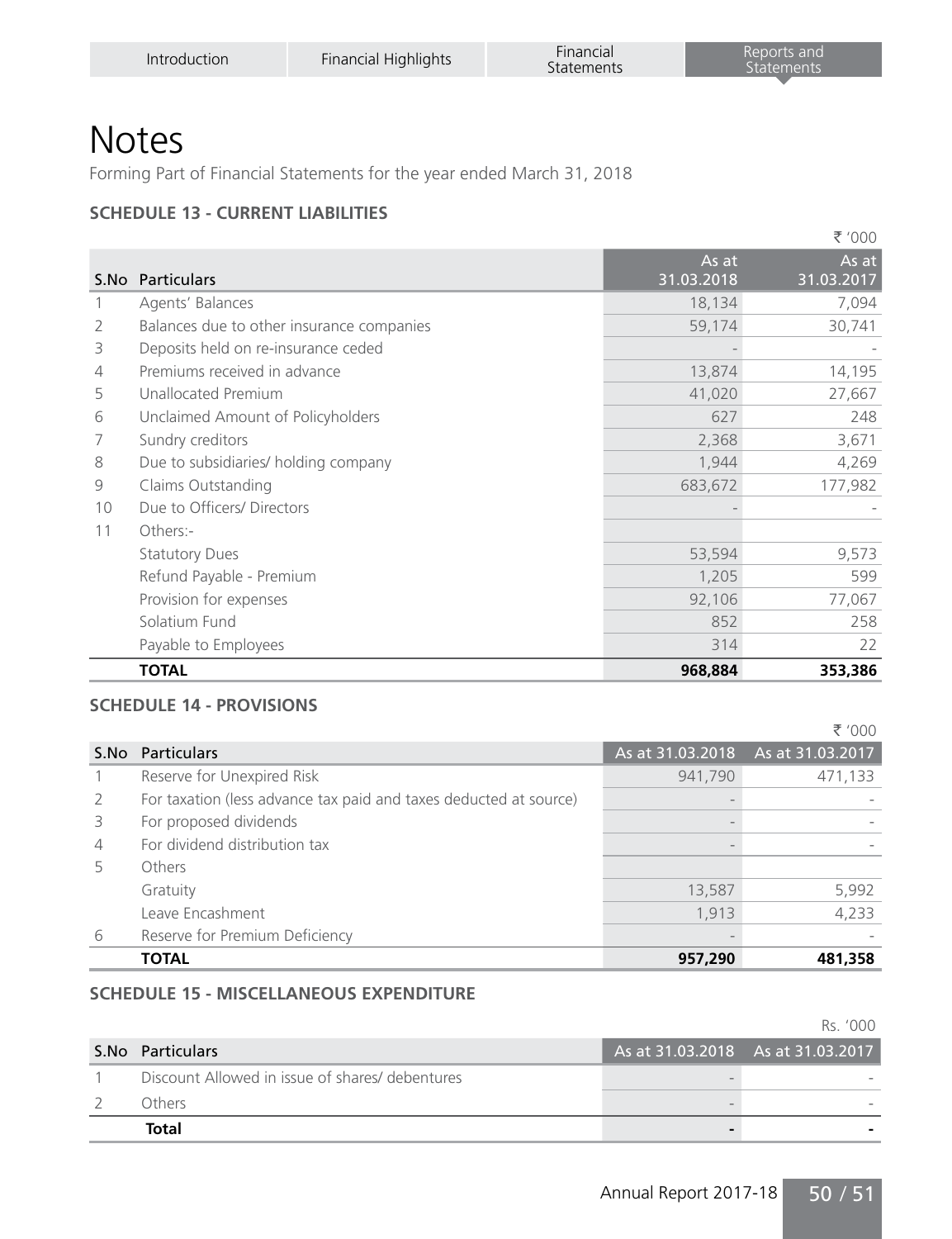# Notes

Forming Part of Financial Statements for the year ended March 31, 2018

### SCHEDULE 13 - CURRENT LIABILITIES

₹ '000

| S.No | Particulars | As at 31.03.2018 | As at 31.03.2017 |
|---|---|---|---|
| 1 | Agents' Balances | 18,134 | 7,094 |
| 2 | Balances due to other insurance companies | 59,174 | 30,741 |
| 3 | Deposits held on re-insurance ceded | - | - |
| 4 | Premiums received in advance | 13,874 | 14,195 |
| 5 | Unallocated Premium | 41,020 | 27,667 |
| 6 | Unclaimed Amount of Policyholders | 627 | 248 |
| 7 | Sundry creditors | 2,368 | 3,671 |
| 8 | Due to subsidiaries/ holding company | 1,944 | 4,269 |
| 9 | Claims Outstanding | 683,672 | 177,982 |
| 10 | Due to Officers/ Directors | - | - |
| 11 | Others:- | | |
| | Statutory Dues | 53,594 | 9,573 |
| | Refund Payable - Premium | 1,205 | 599 |
| | Provision for expenses | 92,106 | 77,067 |
| | Solatium Fund | 852 | 258 |
| | Payable to Employees | 314 | 22 |
| | **TOTAL** | **968,884** | **353,386** |

### SCHEDULE 14 - PROVISIONS

₹ '000

| S.No | Particulars | As at 31.03.2018 | As at 31.03.2017 |
|---|---|---|---|
| 1 | Reserve for Unexpired Risk | 941,790 | 471,133 |
| 2 | For taxation (less advance tax paid and taxes deducted at source) | - | - |
| 3 | For proposed dividends | - | - |
| 4 | For dividend distribution tax | - | - |
| 5 | Others | | |
| | Gratuity | 13,587 | 5,992 |
| | Leave Encashment | 1,913 | 4,233 |
| 6 | Reserve for Premium Deficiency | - | - |
| | **TOTAL** | **957,290** | **481,358** |

### SCHEDULE 15 - MISCELLANEOUS EXPENDITURE

Rs. '000

| S.No | Particulars | As at 31.03.2018 | As at 31.03.2017 |
|---|---|---|---|
| 1 | Discount Allowed in issue of shares/ debentures | - | - |
| 2 | Others | - | - |
| | **Total** | **-** | **-** |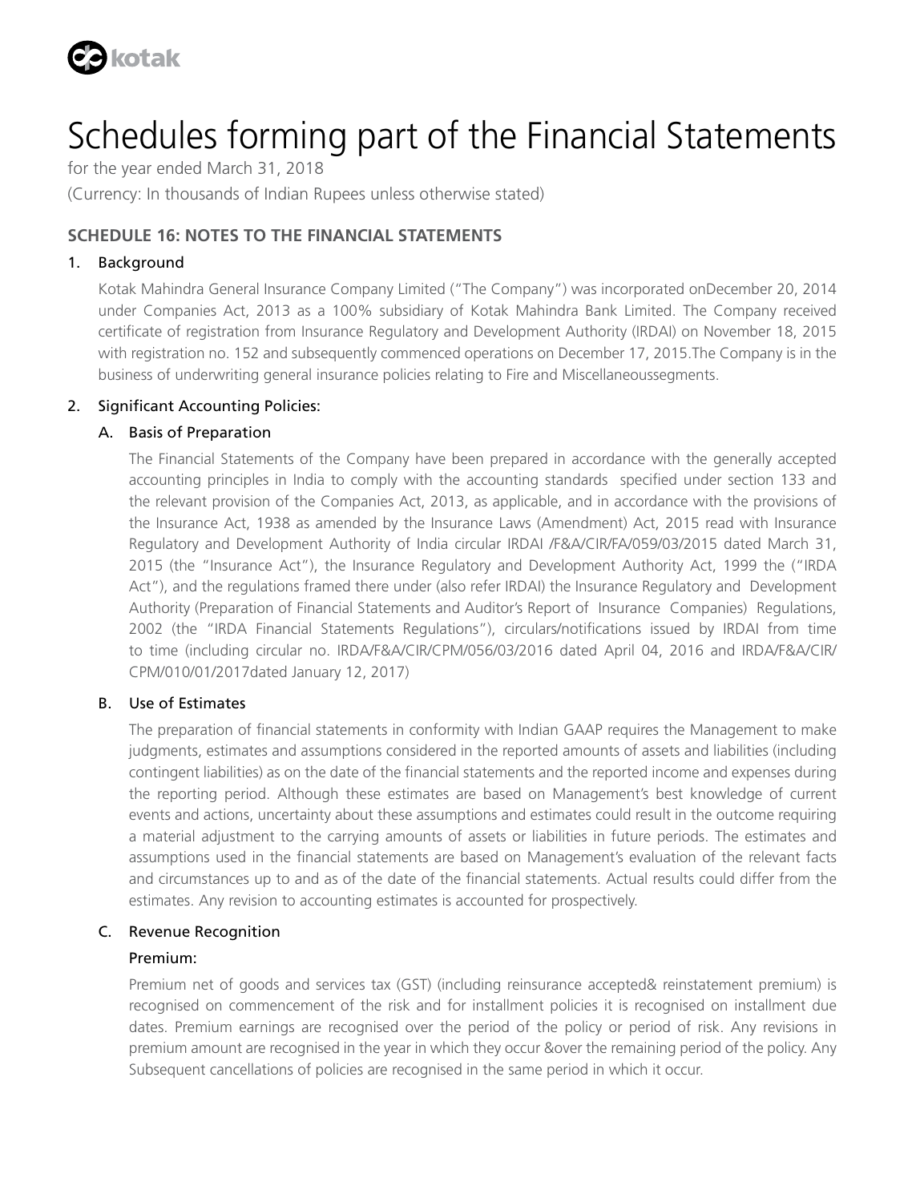# Schedules forming part of the Financial Statements

for the year ended March 31, 2018

(Currency: In thousands of Indian Rupees unless otherwise stated)

## SCHEDULE 16: NOTES TO THE FINANCIAL STATEMENTS

### 1. Background

Kotak Mahindra General Insurance Company Limited ("The Company") was incorporated onDecember 20, 2014 under Companies Act, 2013 as a 100% subsidiary of Kotak Mahindra Bank Limited. The Company received certificate of registration from Insurance Regulatory and Development Authority (IRDAI) on November 18, 2015 with registration no. 152 and subsequently commenced operations on December 17, 2015.The Company is in the business of underwriting general insurance policies relating to Fire and Miscellaneoussegments.

### 2. Significant Accounting Policies:

#### A. Basis of Preparation

The Financial Statements of the Company have been prepared in accordance with the generally accepted accounting principles in India to comply with the accounting standards specified under section 133 and the relevant provision of the Companies Act, 2013, as applicable, and in accordance with the provisions of the Insurance Act, 1938 as amended by the Insurance Laws (Amendment) Act, 2015 read with Insurance Regulatory and Development Authority of India circular IRDAI /F&A/CIR/FA/059/03/2015 dated March 31, 2015 (the "Insurance Act"), the Insurance Regulatory and Development Authority Act, 1999 the ("IRDA Act"), and the regulations framed there under (also refer IRDAI) the Insurance Regulatory and Development Authority (Preparation of Financial Statements and Auditor's Report of Insurance Companies) Regulations, 2002 (the "IRDA Financial Statements Regulations"), circulars/notifications issued by IRDAI from time to time (including circular no. IRDA/F&A/CIR/CPM/056/03/2016 dated April 04, 2016 and IRDA/F&A/CIR/CPM/010/01/2017dated January 12, 2017)

#### B. Use of Estimates

The preparation of financial statements in conformity with Indian GAAP requires the Management to make judgments, estimates and assumptions considered in the reported amounts of assets and liabilities (including contingent liabilities) as on the date of the financial statements and the reported income and expenses during the reporting period. Although these estimates are based on Management's best knowledge of current events and actions, uncertainty about these assumptions and estimates could result in the outcome requiring a material adjustment to the carrying amounts of assets or liabilities in future periods. The estimates and assumptions used in the financial statements are based on Management's evaluation of the relevant facts and circumstances up to and as of the date of the financial statements. Actual results could differ from the estimates. Any revision to accounting estimates is accounted for prospectively.

#### C. Revenue Recognition

**Premium:**

Premium net of goods and services tax (GST) (including reinsurance accepted& reinstatement premium) is recognised on commencement of the risk and for installment policies it is recognised on installment due dates. Premium earnings are recognised over the period of the policy or period of risk. Any revisions in premium amount are recognised in the year in which they occur &over the remaining period of the policy. Any Subsequent cancellations of policies are recognised in the same period in which it occur.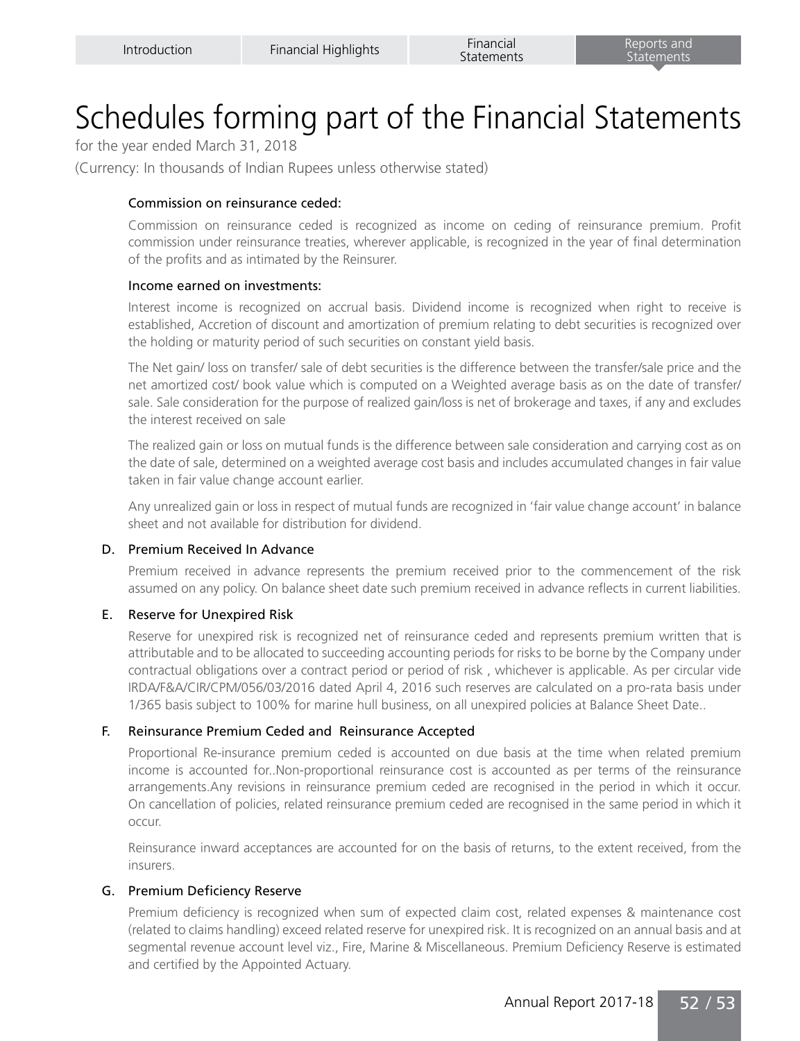# Schedules forming part of the Financial Statements

for the year ended March 31, 2018

(Currency: In thousands of Indian Rupees unless otherwise stated)

#### Commission on reinsurance ceded:

Commission on reinsurance ceded is recognized as income on ceding of reinsurance premium. Profit commission under reinsurance treaties, wherever applicable, is recognized in the year of final determination of the profits and as intimated by the Reinsurer.

#### Income earned on investments:

Interest income is recognized on accrual basis. Dividend income is recognized when right to receive is established, Accretion of discount and amortization of premium relating to debt securities is recognized over the holding or maturity period of such securities on constant yield basis.

The Net gain/ loss on transfer/ sale of debt securities is the difference between the transfer/sale price and the net amortized cost/ book value which is computed on a Weighted average basis as on the date of transfer/ sale. Sale consideration for the purpose of realized gain/loss is net of brokerage and taxes, if any and excludes the interest received on sale

The realized gain or loss on mutual funds is the difference between sale consideration and carrying cost as on the date of sale, determined on a weighted average cost basis and includes accumulated changes in fair value taken in fair value change account earlier.

Any unrealized gain or loss in respect of mutual funds are recognized in 'fair value change account' in balance sheet and not available for distribution for dividend.

### D. Premium Received In Advance

Premium received in advance represents the premium received prior to the commencement of the risk assumed on any policy. On balance sheet date such premium received in advance reflects in current liabilities.

### E. Reserve for Unexpired Risk

Reserve for unexpired risk is recognized net of reinsurance ceded and represents premium written that is attributable and to be allocated to succeeding accounting periods for risks to be borne by the Company under contractual obligations over a contract period or period of risk , whichever is applicable. As per circular vide IRDA/F&A/CIR/CPM/056/03/2016 dated April 4, 2016 such reserves are calculated on a pro-rata basis under 1/365 basis subject to 100% for marine hull business, on all unexpired policies at Balance Sheet Date..

### F. Reinsurance Premium Ceded and Reinsurance Accepted

Proportional Re-insurance premium ceded is accounted on due basis at the time when related premium income is accounted for..Non-proportional reinsurance cost is accounted as per terms of the reinsurance arrangements.Any revisions in reinsurance premium ceded are recognised in the period in which it occur. On cancellation of policies, related reinsurance premium ceded are recognised in the same period in which it occur.

Reinsurance inward acceptances are accounted for on the basis of returns, to the extent received, from the insurers.

### G. Premium Deficiency Reserve

Premium deficiency is recognized when sum of expected claim cost, related expenses & maintenance cost (related to claims handling) exceed related reserve for unexpired risk. It is recognized on an annual basis and at segmental revenue account level viz., Fire, Marine & Miscellaneous. Premium Deficiency Reserve is estimated and certified by the Appointed Actuary.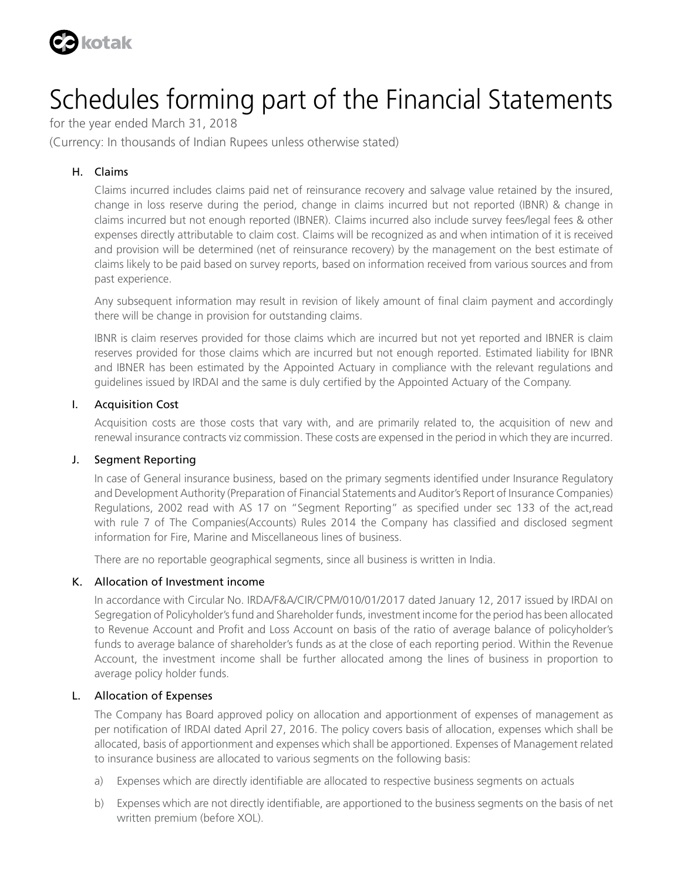# Schedules forming part of the Financial Statements

for the year ended March 31, 2018

(Currency: In thousands of Indian Rupees unless otherwise stated)

### H. Claims

Claims incurred includes claims paid net of reinsurance recovery and salvage value retained by the insured, change in loss reserve during the period, change in claims incurred but not reported (IBNR) & change in claims incurred but not enough reported (IBNER). Claims incurred also include survey fees/legal fees & other expenses directly attributable to claim cost. Claims will be recognized as and when intimation of it is received and provision will be determined (net of reinsurance recovery) by the management on the best estimate of claims likely to be paid based on survey reports, based on information received from various sources and from past experience.

Any subsequent information may result in revision of likely amount of final claim payment and accordingly there will be change in provision for outstanding claims.

IBNR is claim reserves provided for those claims which are incurred but not yet reported and IBNER is claim reserves provided for those claims which are incurred but not enough reported. Estimated liability for IBNR and IBNER has been estimated by the Appointed Actuary in compliance with the relevant regulations and guidelines issued by IRDAI and the same is duly certified by the Appointed Actuary of the Company.

### I. Acquisition Cost

Acquisition costs are those costs that vary with, and are primarily related to, the acquisition of new and renewal insurance contracts viz commission. These costs are expensed in the period in which they are incurred.

### J. Segment Reporting

In case of General insurance business, based on the primary segments identified under Insurance Regulatory and Development Authority (Preparation of Financial Statements and Auditor's Report of Insurance Companies) Regulations, 2002 read with AS 17 on "Segment Reporting" as specified under sec 133 of the act,read with rule 7 of The Companies(Accounts) Rules 2014 the Company has classified and disclosed segment information for Fire, Marine and Miscellaneous lines of business.

There are no reportable geographical segments, since all business is written in India.

### K. Allocation of Investment income

In accordance with Circular No. IRDA/F&A/CIR/CPM/010/01/2017 dated January 12, 2017 issued by IRDAI on Segregation of Policyholder's fund and Shareholder funds, investment income for the period has been allocated to Revenue Account and Profit and Loss Account on basis of the ratio of average balance of policyholder's funds to average balance of shareholder's funds as at the close of each reporting period. Within the Revenue Account, the investment income shall be further allocated among the lines of business in proportion to average policy holder funds.

### L. Allocation of Expenses

The Company has Board approved policy on allocation and apportionment of expenses of management as per notification of IRDAI dated April 27, 2016. The policy covers basis of allocation, expenses which shall be allocated, basis of apportionment and expenses which shall be apportioned. Expenses of Management related to insurance business are allocated to various segments on the following basis:

a) Expenses which are directly identifiable are allocated to respective business segments on actuals

b) Expenses which are not directly identifiable, are apportioned to the business segments on the basis of net written premium (before XOL).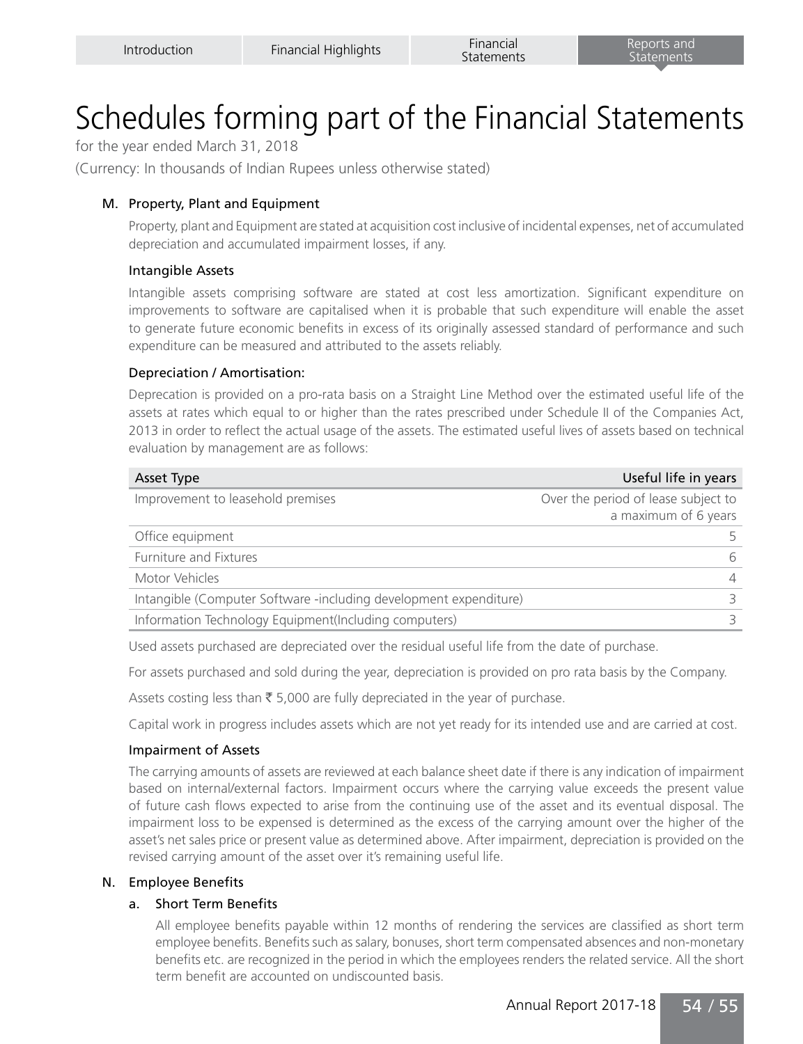# Schedules forming part of the Financial Statements

for the year ended March 31, 2018

(Currency: In thousands of Indian Rupees unless otherwise stated)

### M. Property, Plant and Equipment

Property, plant and Equipment are stated at acquisition cost inclusive of incidental expenses, net of accumulated depreciation and accumulated impairment losses, if any.

#### Intangible Assets

Intangible assets comprising software are stated at cost less amortization. Significant expenditure on improvements to software are capitalised when it is probable that such expenditure will enable the asset to generate future economic benefits in excess of its originally assessed standard of performance and such expenditure can be measured and attributed to the assets reliably.

#### Depreciation / Amortisation:

Deprecation is provided on a pro-rata basis on a Straight Line Method over the estimated useful life of the assets at rates which equal to or higher than the rates prescribed under Schedule II of the Companies Act, 2013 in order to reflect the actual usage of the assets. The estimated useful lives of assets based on technical evaluation by management are as follows:

| Asset Type | Useful life in years |
|---|---|
| Improvement to leasehold premises | Over the period of lease subject to a maximum of 6 years |
| Office equipment | 5 |
| Furniture and Fixtures | 6 |
| Motor Vehicles | 4 |
| Intangible (Computer Software -including development expenditure) | 3 |
| Information Technology Equipment(Including computers) | 3 |

Used assets purchased are depreciated over the residual useful life from the date of purchase.

For assets purchased and sold during the year, depreciation is provided on pro rata basis by the Company.

Assets costing less than ₹ 5,000 are fully depreciated in the year of purchase.

Capital work in progress includes assets which are not yet ready for its intended use and are carried at cost.

#### Impairment of Assets

The carrying amounts of assets are reviewed at each balance sheet date if there is any indication of impairment based on internal/external factors. Impairment occurs where the carrying value exceeds the present value of future cash flows expected to arise from the continuing use of the asset and its eventual disposal. The impairment loss to be expensed is determined as the excess of the carrying amount over the higher of the asset's net sales price or present value as determined above. After impairment, depreciation is provided on the revised carrying amount of the asset over it's remaining useful life.

### N. Employee Benefits

#### a. Short Term Benefits

All employee benefits payable within 12 months of rendering the services are classified as short term employee benefits. Benefits such as salary, bonuses, short term compensated absences and non-monetary benefits etc. are recognized in the period in which the employees renders the related service. All the short term benefit are accounted on undiscounted basis.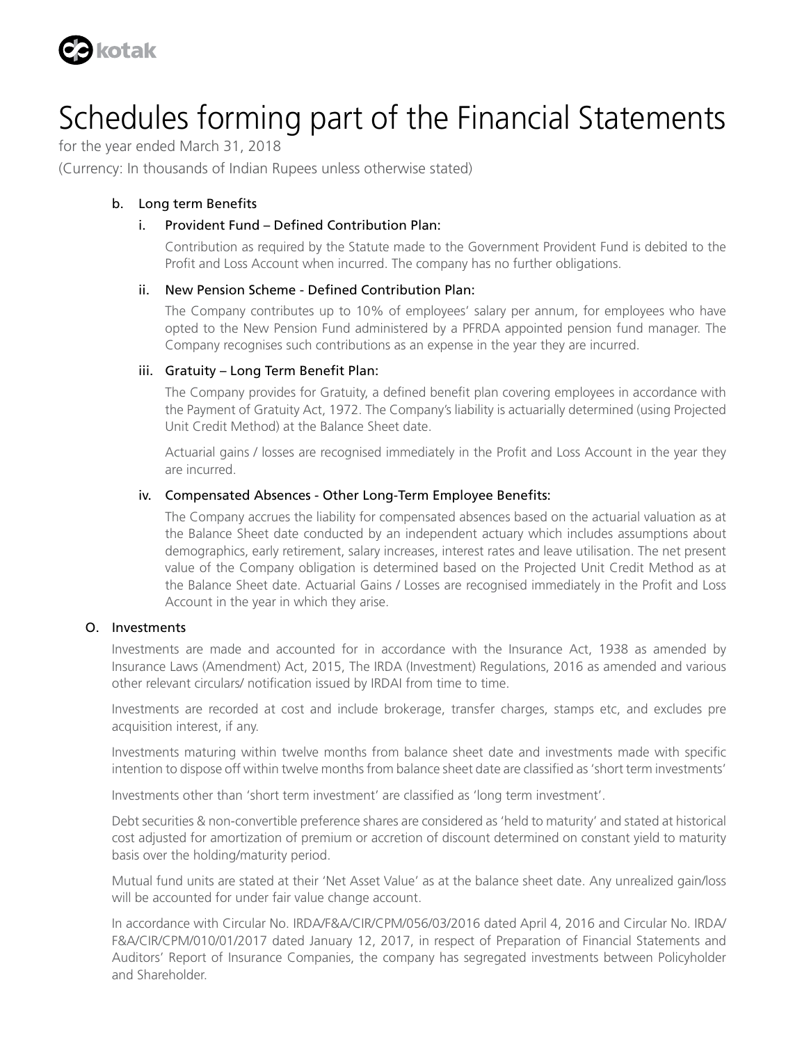# Schedules forming part of the Financial Statements

for the year ended March 31, 2018

(Currency: In thousands of Indian Rupees unless otherwise stated)

b. Long term Benefits

i. Provident Fund – Defined Contribution Plan:

Contribution as required by the Statute made to the Government Provident Fund is debited to the Profit and Loss Account when incurred. The company has no further obligations.

ii. New Pension Scheme - Defined Contribution Plan:

The Company contributes up to 10% of employees' salary per annum, for employees who have opted to the New Pension Fund administered by a PFRDA appointed pension fund manager. The Company recognises such contributions as an expense in the year they are incurred.

iii. Gratuity – Long Term Benefit Plan:

The Company provides for Gratuity, a defined benefit plan covering employees in accordance with the Payment of Gratuity Act, 1972. The Company's liability is actuarially determined (using Projected Unit Credit Method) at the Balance Sheet date.

Actuarial gains / losses are recognised immediately in the Profit and Loss Account in the year they are incurred.

iv. Compensated Absences - Other Long-Term Employee Benefits:

The Company accrues the liability for compensated absences based on the actuarial valuation as at the Balance Sheet date conducted by an independent actuary which includes assumptions about demographics, early retirement, salary increases, interest rates and leave utilisation. The net present value of the Company obligation is determined based on the Projected Unit Credit Method as at the Balance Sheet date. Actuarial Gains / Losses are recognised immediately in the Profit and Loss Account in the year in which they arise.

O. Investments

Investments are made and accounted for in accordance with the Insurance Act, 1938 as amended by Insurance Laws (Amendment) Act, 2015, The IRDA (Investment) Regulations, 2016 as amended and various other relevant circulars/ notification issued by IRDAI from time to time.

Investments are recorded at cost and include brokerage, transfer charges, stamps etc, and excludes pre acquisition interest, if any.

Investments maturing within twelve months from balance sheet date and investments made with specific intention to dispose off within twelve months from balance sheet date are classified as 'short term investments'

Investments other than 'short term investment' are classified as 'long term investment'.

Debt securities & non-convertible preference shares are considered as 'held to maturity' and stated at historical cost adjusted for amortization of premium or accretion of discount determined on constant yield to maturity basis over the holding/maturity period.

Mutual fund units are stated at their 'Net Asset Value' as at the balance sheet date. Any unrealized gain/loss will be accounted for under fair value change account.

In accordance with Circular No. IRDA/F&A/CIR/CPM/056/03/2016 dated April 4, 2016 and Circular No. IRDA/F&A/CIR/CPM/010/01/2017 dated January 12, 2017, in respect of Preparation of Financial Statements and Auditors' Report of Insurance Companies, the company has segregated investments between Policyholder and Shareholder.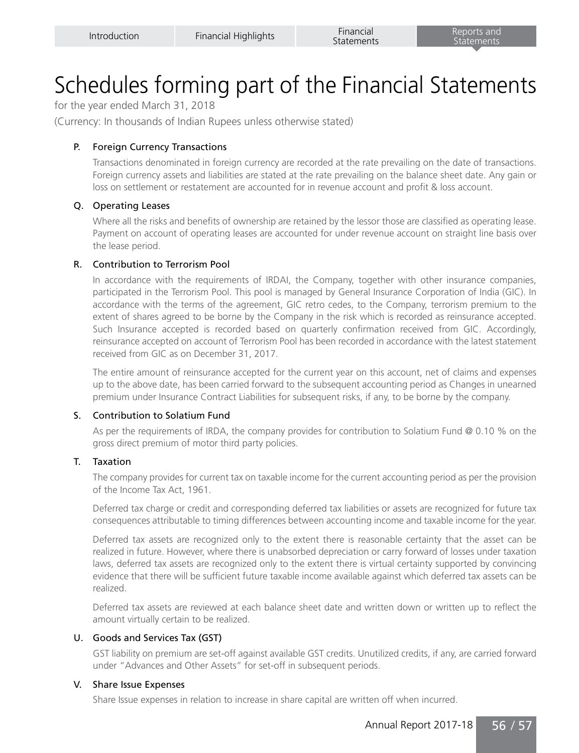# Schedules forming part of the Financial Statements

for the year ended March 31, 2018

(Currency: In thousands of Indian Rupees unless otherwise stated)

### P. Foreign Currency Transactions

Transactions denominated in foreign currency are recorded at the rate prevailing on the date of transactions. Foreign currency assets and liabilities are stated at the rate prevailing on the balance sheet date. Any gain or loss on settlement or restatement are accounted for in revenue account and profit & loss account.

### Q. Operating Leases

Where all the risks and benefits of ownership are retained by the lessor those are classified as operating lease. Payment on account of operating leases are accounted for under revenue account on straight line basis over the lease period.

### R. Contribution to Terrorism Pool

In accordance with the requirements of IRDAI, the Company, together with other insurance companies, participated in the Terrorism Pool. This pool is managed by General Insurance Corporation of India (GIC). In accordance with the terms of the agreement, GIC retro cedes, to the Company, terrorism premium to the extent of shares agreed to be borne by the Company in the risk which is recorded as reinsurance accepted. Such Insurance accepted is recorded based on quarterly confirmation received from GIC. Accordingly, reinsurance accepted on account of Terrorism Pool has been recorded in accordance with the latest statement received from GIC as on December 31, 2017.

The entire amount of reinsurance accepted for the current year on this account, net of claims and expenses up to the above date, has been carried forward to the subsequent accounting period as Changes in unearned premium under Insurance Contract Liabilities for subsequent risks, if any, to be borne by the company.

### S. Contribution to Solatium Fund

As per the requirements of IRDA, the company provides for contribution to Solatium Fund @ 0.10 % on the gross direct premium of motor third party policies.

### T. Taxation

The company provides for current tax on taxable income for the current accounting period as per the provision of the Income Tax Act, 1961.

Deferred tax charge or credit and corresponding deferred tax liabilities or assets are recognized for future tax consequences attributable to timing differences between accounting income and taxable income for the year.

Deferred tax assets are recognized only to the extent there is reasonable certainty that the asset can be realized in future. However, where there is unabsorbed depreciation or carry forward of losses under taxation laws, deferred tax assets are recognized only to the extent there is virtual certainty supported by convincing evidence that there will be sufficient future taxable income available against which deferred tax assets can be realized.

Deferred tax assets are reviewed at each balance sheet date and written down or written up to reflect the amount virtually certain to be realized.

### U. Goods and Services Tax (GST)

GST liability on premium are set-off against available GST credits. Unutilized credits, if any, are carried forward under "Advances and Other Assets" for set-off in subsequent periods.

### V. Share Issue Expenses

Share Issue expenses in relation to increase in share capital are written off when incurred.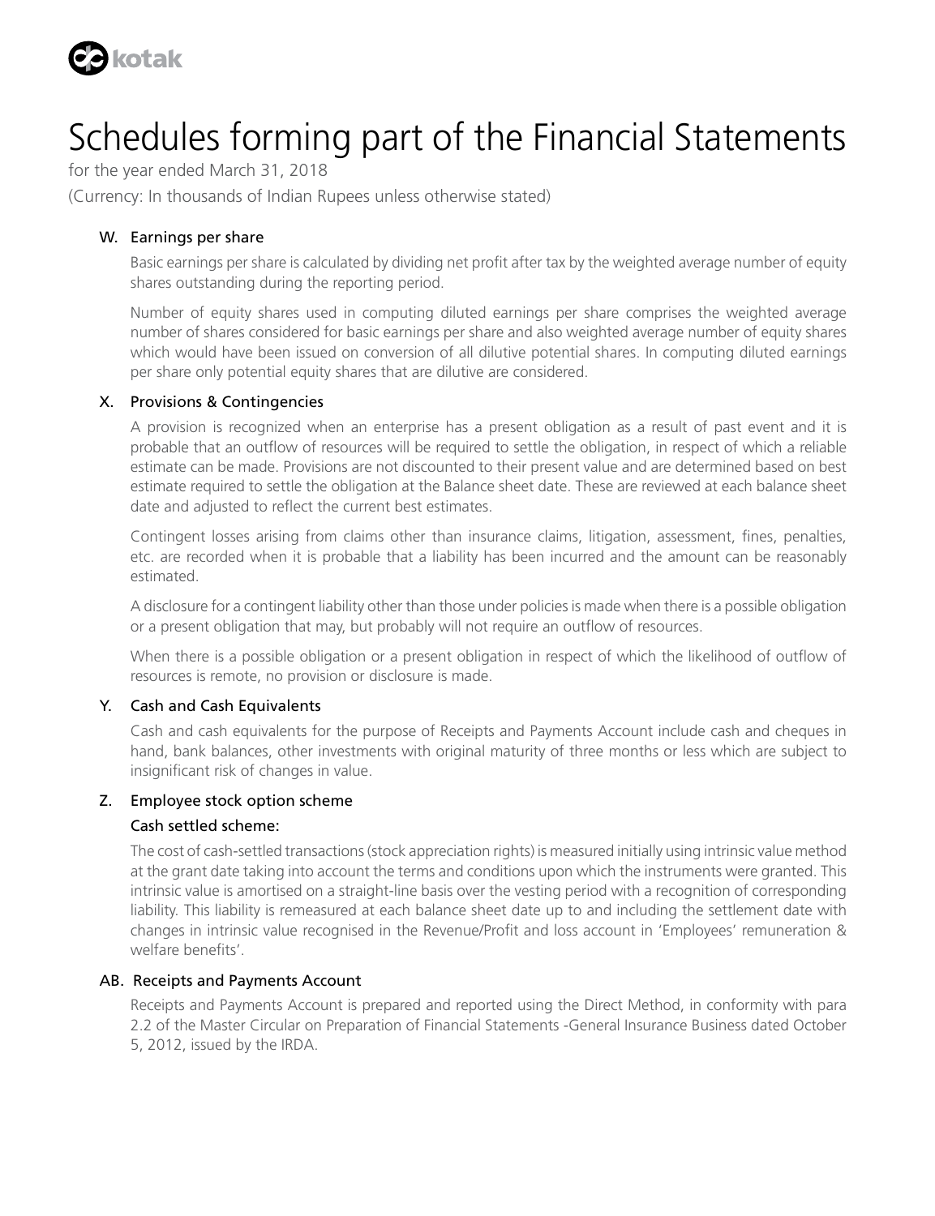# Schedules forming part of the Financial Statements

for the year ended March 31, 2018

(Currency: In thousands of Indian Rupees unless otherwise stated)

### W. Earnings per share

Basic earnings per share is calculated by dividing net profit after tax by the weighted average number of equity shares outstanding during the reporting period.

Number of equity shares used in computing diluted earnings per share comprises the weighted average number of shares considered for basic earnings per share and also weighted average number of equity shares which would have been issued on conversion of all dilutive potential shares. In computing diluted earnings per share only potential equity shares that are dilutive are considered.

### X. Provisions & Contingencies

A provision is recognized when an enterprise has a present obligation as a result of past event and it is probable that an outflow of resources will be required to settle the obligation, in respect of which a reliable estimate can be made. Provisions are not discounted to their present value and are determined based on best estimate required to settle the obligation at the Balance sheet date. These are reviewed at each balance sheet date and adjusted to reflect the current best estimates.

Contingent losses arising from claims other than insurance claims, litigation, assessment, fines, penalties, etc. are recorded when it is probable that a liability has been incurred and the amount can be reasonably estimated.

A disclosure for a contingent liability other than those under policies is made when there is a possible obligation or a present obligation that may, but probably will not require an outflow of resources.

When there is a possible obligation or a present obligation in respect of which the likelihood of outflow of resources is remote, no provision or disclosure is made.

### Y. Cash and Cash Equivalents

Cash and cash equivalents for the purpose of Receipts and Payments Account include cash and cheques in hand, bank balances, other investments with original maturity of three months or less which are subject to insignificant risk of changes in value.

### Z. Employee stock option scheme

#### Cash settled scheme:

The cost of cash-settled transactions (stock appreciation rights) is measured initially using intrinsic value method at the grant date taking into account the terms and conditions upon which the instruments were granted. This intrinsic value is amortised on a straight-line basis over the vesting period with a recognition of corresponding liability. This liability is remeasured at each balance sheet date up to and including the settlement date with changes in intrinsic value recognised in the Revenue/Profit and loss account in 'Employees' remuneration & welfare benefits'.

### AB. Receipts and Payments Account

Receipts and Payments Account is prepared and reported using the Direct Method, in conformity with para 2.2 of the Master Circular on Preparation of Financial Statements -General Insurance Business dated October 5, 2012, issued by the IRDA.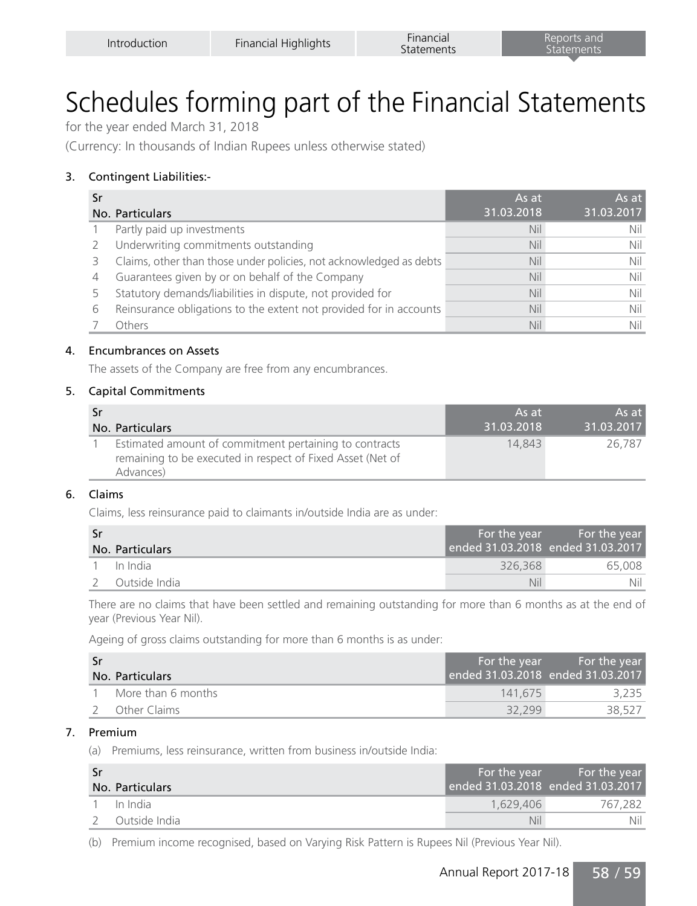# Schedules forming part of the Financial Statements

for the year ended March 31, 2018

(Currency: In thousands of Indian Rupees unless otherwise stated)

### 3. Contingent Liabilities:-

| Sr No. | Particulars | As at 31.03.2018 | As at 31.03.2017 |
|---|---|---|---|
| 1 | Partly paid up investments | Nil | Nil |
| 2 | Underwriting commitments outstanding | Nil | Nil |
| 3 | Claims, other than those under policies, not acknowledged as debts | Nil | Nil |
| 4 | Guarantees given by or on behalf of the Company | Nil | Nil |
| 5 | Statutory demands/liabilities in dispute, not provided for | Nil | Nil |
| 6 | Reinsurance obligations to the extent not provided for in accounts | Nil | Nil |
| 7 | Others | Nil | Nil |

### 4. Encumbrances on Assets

The assets of the Company are free from any encumbrances.

### 5. Capital Commitments

| Sr No. | Particulars | As at 31.03.2018 | As at 31.03.2017 |
|---|---|---|---|
| 1 | Estimated amount of commitment pertaining to contracts remaining to be executed in respect of Fixed Asset (Net of Advances) | 14,843 | 26,787 |

### 6. Claims

Claims, less reinsurance paid to claimants in/outside India are as under:

| Sr No. | Particulars | For the year ended 31.03.2018 | For the year ended 31.03.2017 |
|---|---|---|---|
| 1 | In India | 326,368 | 65,008 |
| 2 | Outside India | Nil | Nil |

There are no claims that have been settled and remaining outstanding for more than 6 months as at the end of year (Previous Year Nil).

Ageing of gross claims outstanding for more than 6 months is as under:

| Sr No. | Particulars | For the year ended 31.03.2018 | For the year ended 31.03.2017 |
|---|---|---|---|
| 1 | More than 6 months | 141,675 | 3,235 |
| 2 | Other Claims | 32,299 | 38,527 |

### 7. Premium

(a) Premiums, less reinsurance, written from business in/outside India:

| Sr No. | Particulars | For the year ended 31.03.2018 | For the year ended 31.03.2017 |
|---|---|---|---|
| 1 | In India | 1,629,406 | 767,282 |
| 2 | Outside India | Nil | Nil |

(b) Premium income recognised, based on Varying Risk Pattern is Rupees Nil (Previous Year Nil).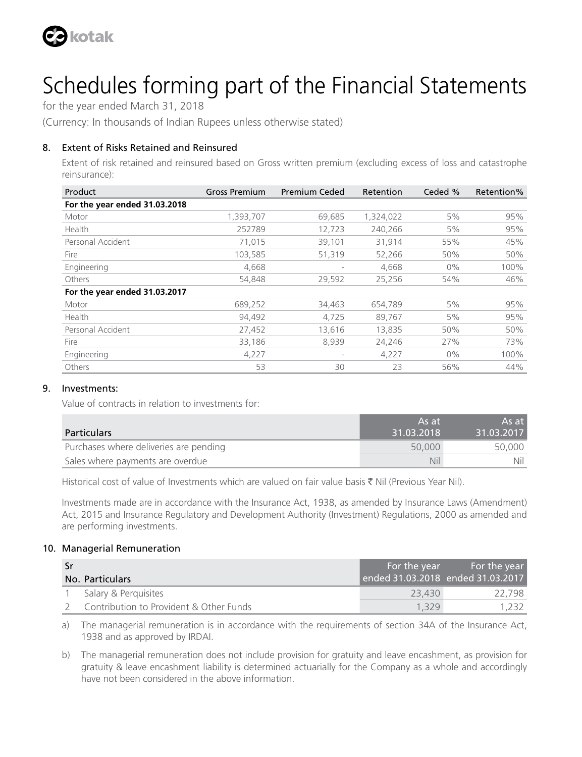# Schedules forming part of the Financial Statements

for the year ended March 31, 2018

(Currency: In thousands of Indian Rupees unless otherwise stated)

## 8. Extent of Risks Retained and Reinsured

Extent of risk retained and reinsured based on Gross written premium (excluding excess of loss and catastrophe reinsurance):

| Product | Gross Premium | Premium Ceded | Retention | Ceded % | Retention% |
|---|---|---|---|---|---|
| **For the year ended 31.03.2018** | | | | | |
| Motor | 1,393,707 | 69,685 | 1,324,022 | 5% | 95% |
| Health | 252789 | 12,723 | 240,266 | 5% | 95% |
| Personal Accident | 71,015 | 39,101 | 31,914 | 55% | 45% |
| Fire | 103,585 | 51,319 | 52,266 | 50% | 50% |
| Engineering | 4,668 | - | 4,668 | 0% | 100% |
| Others | 54,848 | 29,592 | 25,256 | 54% | 46% |
| **For the year ended 31.03.2017** | | | | | |
| Motor | 689,252 | 34,463 | 654,789 | 5% | 95% |
| Health | 94,492 | 4,725 | 89,767 | 5% | 95% |
| Personal Accident | 27,452 | 13,616 | 13,835 | 50% | 50% |
| Fire | 33,186 | 8,939 | 24,246 | 27% | 73% |
| Engineering | 4,227 | - | 4,227 | 0% | 100% |
| Others | 53 | 30 | 23 | 56% | 44% |

## 9. Investments:

Value of contracts in relation to investments for:

| Particulars | As at 31.03.2018 | As at 31.03.2017 |
|---|---|---|
| Purchases where deliveries are pending | 50,000 | 50,000 |
| Sales where payments are overdue | Nil | Nil |

Historical cost of value of Investments which are valued on fair value basis ₹ Nil (Previous Year Nil).

Investments made are in accordance with the Insurance Act, 1938, as amended by Insurance Laws (Amendment) Act, 2015 and Insurance Regulatory and Development Authority (Investment) Regulations, 2000 as amended and are performing investments.

## 10. Managerial Remuneration

| Sr No. | Particulars | For the year ended 31.03.2018 | For the year ended 31.03.2017 |
|---|---|---|---|
| 1 | Salary & Perquisites | 23,430 | 22,798 |
| 2 | Contribution to Provident & Other Funds | 1,329 | 1,232 |

a) The managerial remuneration is in accordance with the requirements of section 34A of the Insurance Act, 1938 and as approved by IRDAI.

b) The managerial remuneration does not include provision for gratuity and leave encashment, as provision for gratuity & leave encashment liability is determined actuarially for the Company as a whole and accordingly have not been considered in the above information.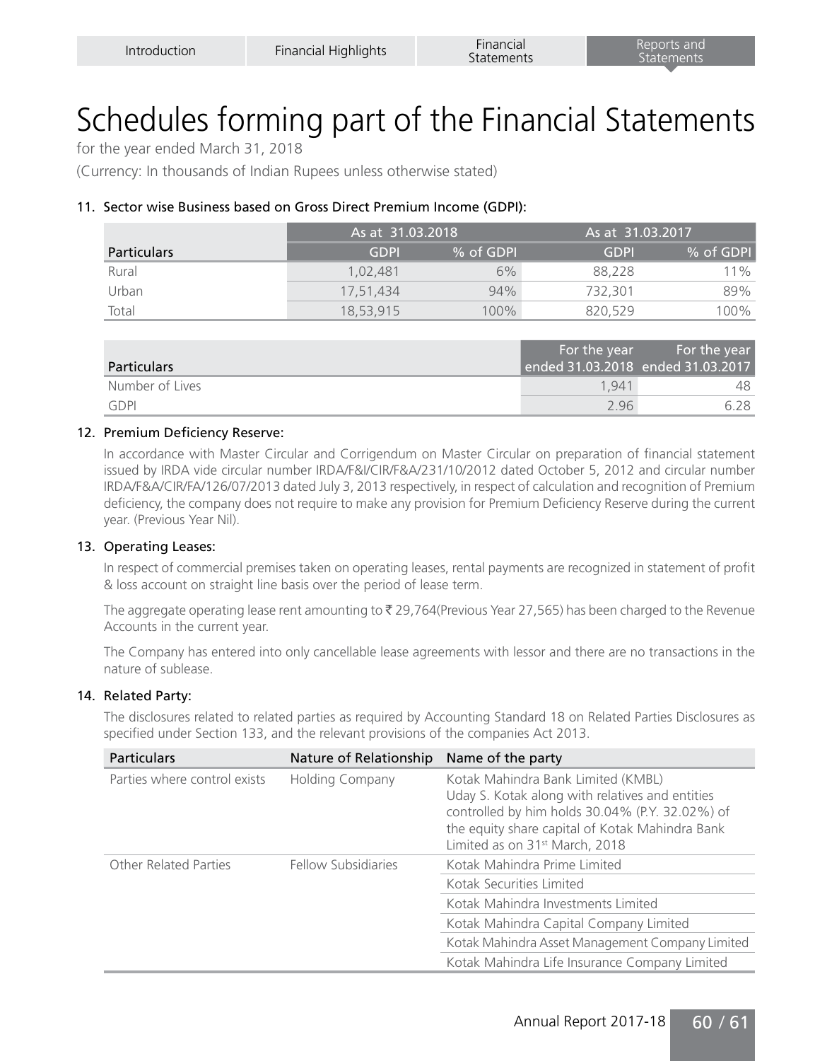# Schedules forming part of the Financial Statements

for the year ended March 31, 2018

(Currency: In thousands of Indian Rupees unless otherwise stated)

### 11. Sector wise Business based on Gross Direct Premium Income (GDPI):

| Particulars | As at 31.03.2018 | | As at 31.03.2017 | |
|---|---|---|---|---|
| | GDPI | % of GDPI | GDPI | % of GDPI |
| Rural | 1,02,481 | 6% | 88,228 | 11% |
| Urban | 17,51,434 | 94% | 732,301 | 89% |
| Total | 18,53,915 | 100% | 820,529 | 100% |

| Particulars | For the year ended 31.03.2018 | For the year ended 31.03.2017 |
|---|---|---|
| Number of Lives | 1,941 | 48 |
| GDPI | 2.96 | 6.28 |

### 12. Premium Deficiency Reserve:

In accordance with Master Circular and Corrigendum on Master Circular on preparation of financial statement issued by IRDA vide circular number IRDA/F&I/CIR/F&A/231/10/2012 dated October 5, 2012 and circular number IRDA/F&A/CIR/FA/126/07/2013 dated July 3, 2013 respectively, in respect of calculation and recognition of Premium deficiency, the company does not require to make any provision for Premium Deficiency Reserve during the current year. (Previous Year Nil).

### 13. Operating Leases:

In respect of commercial premises taken on operating leases, rental payments are recognized in statement of profit & loss account on straight line basis over the period of lease term.

The aggregate operating lease rent amounting to ₹ 29,764(Previous Year 27,565) has been charged to the Revenue Accounts in the current year.

The Company has entered into only cancellable lease agreements with lessor and there are no transactions in the nature of sublease.

### 14. Related Party:

The disclosures related to related parties as required by Accounting Standard 18 on Related Parties Disclosures as specified under Section 133, and the relevant provisions of the companies Act 2013.

| Particulars | Nature of Relationship | Name of the party |
|---|---|---|
| Parties where control exists | Holding Company | Kotak Mahindra Bank Limited (KMBL) Uday S. Kotak along with relatives and entities controlled by him holds 30.04% (P.Y. 32.02%) of the equity share capital of Kotak Mahindra Bank Limited as on 31st March, 2018 |
| Other Related Parties | Fellow Subsidiaries | Kotak Mahindra Prime Limited |
| | | Kotak Securities Limited |
| | | Kotak Mahindra Investments Limited |
| | | Kotak Mahindra Capital Company Limited |
| | | Kotak Mahindra Asset Management Company Limited |
| | | Kotak Mahindra Life Insurance Company Limited |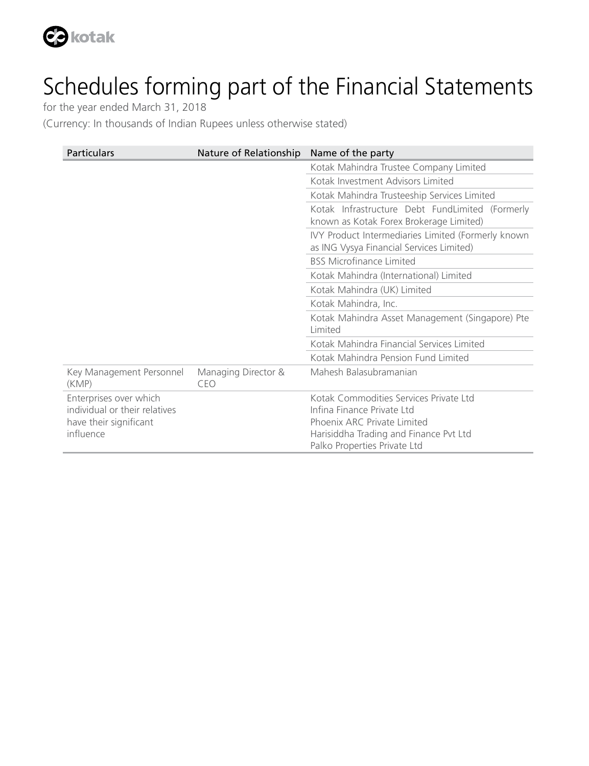# Schedules forming part of the Financial Statements

for the year ended March 31, 2018

(Currency: In thousands of Indian Rupees unless otherwise stated)

| Particulars | Nature of Relationship | Name of the party |
|---|---|---|
| | | Kotak Mahindra Trustee Company Limited |
| | | Kotak Investment Advisors Limited |
| | | Kotak Mahindra Trusteeship Services Limited |
| | | Kotak Infrastructure Debt FundLimited (Formerly known as Kotak Forex Brokerage Limited) |
| | | IVY Product Intermediaries Limited (Formerly known as ING Vysya Financial Services Limited) |
| | | BSS Microfinance Limited |
| | | Kotak Mahindra (International) Limited |
| | | Kotak Mahindra (UK) Limited |
| | | Kotak Mahindra, Inc. |
| | | Kotak Mahindra Asset Management (Singapore) Pte Limited |
| | | Kotak Mahindra Financial Services Limited |
| | | Kotak Mahindra Pension Fund Limited |
| Key Management Personnel (KMP) | Managing Director & CEO | Mahesh Balasubramanian |
| Enterprises over which individual or their relatives have their significant influence | | Kotak Commodities Services Private Ltd<br>Infina Finance Private Ltd<br>Phoenix ARC Private Limited<br>Harisiddha Trading and Finance Pvt Ltd<br>Palko Properties Private Ltd |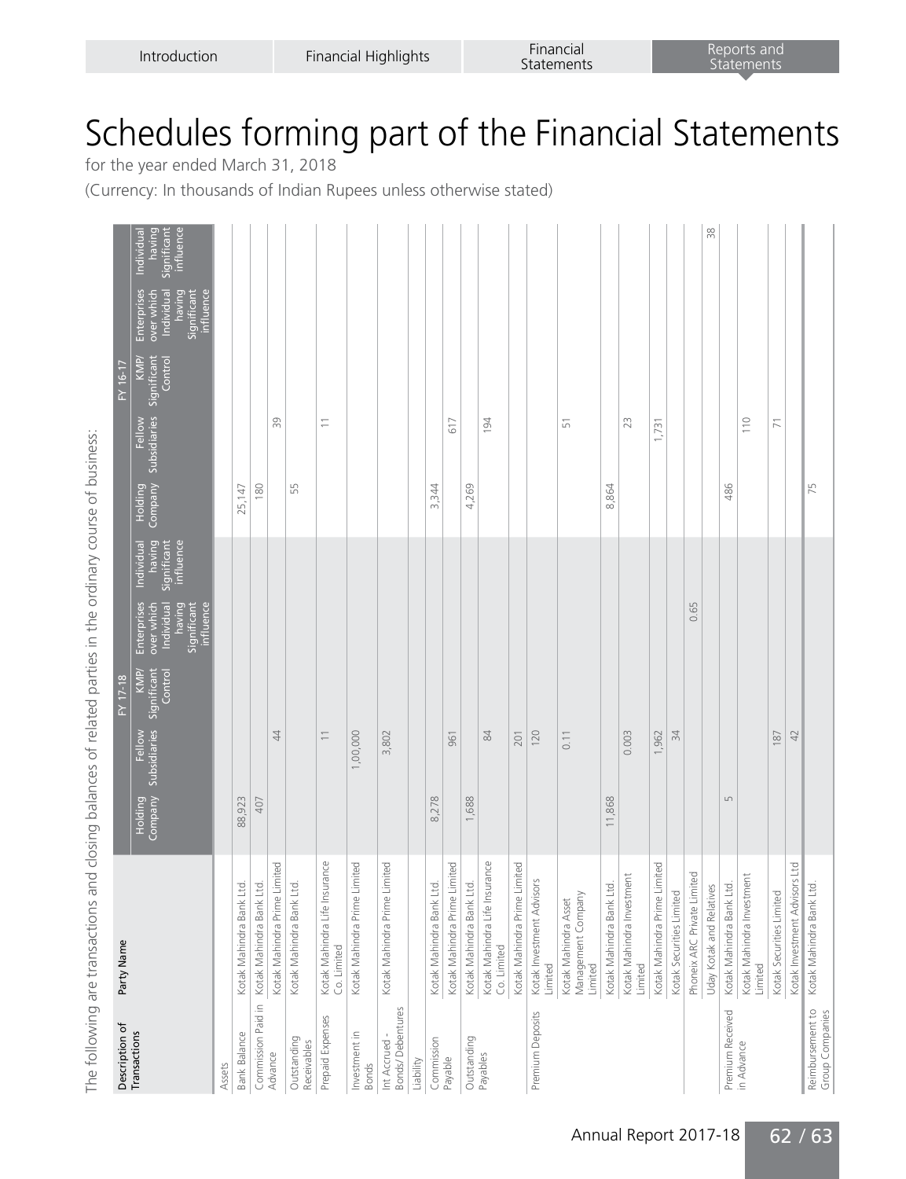# Schedules forming part of the Financial Statements

for the year ended March 31, 2018

(Currency: In thousands of Indian Rupees unless otherwise stated)

The following are transactions and closing balances of related parties in the ordinary course of business:

| Description of Transactions | Party Name | FY 17-18 | | | | | FY 16-17 | | | | |
|---|---|---|---|---|---|---|---|---|---|---|---|
| | | Holding Company | Fellow Subsidiaries | KMP/ Significant Control | Enterprises over which Individual having Significant influence | Individual having Significant influence | Holding Company | Fellow Subsidiaries | KMP/ Significant Control | Enterprises over which Individual having Significant influence | Individual having Significant influence |
| Assets | | | | | | | | | | | |
| Bank Balance | Kotak Mahindra Bank Ltd. | 88,923 | | | | | 25,147 | | | | |
| Commission Paid in Advance | Kotak Mahindra Bank Ltd. | 407 | | | | | 180 | | | | |
| | Kotak Mahindra Prime Limited | | 44 | | | | | 39 | | | |
| Outstanding Receivables | Kotak Mahindra Bank Ltd. | | | | | | 55 | | | | |
| Prepaid Expenses | Kotak Mahindra Life Insurance Co. Limited | | 11 | | | | | 11 | | | |
| Investment in Bonds | Kotak Mahindra Prime Limited | | 1,00,000 | | | | | | | | |
| Int Accrued - Bonds/ Debentures | Kotak Mahindra Prime Limited | | 3,802 | | | | | | | | |
| Liability | | | | | | | | | | | |
| Commission Payable | Kotak Mahindra Bank Ltd. | 8,278 | | | | | 3,344 | | | | |
| | Kotak Mahindra Prime Limited | | 961 | | | | | 617 | | | |
| Outstanding Payables | Kotak Mahindra Bank Ltd. | 1,688 | | | | | 4,269 | | | | |
| | Kotak Mahindra Life Insurance Co. Limited | | 84 | | | | | 194 | | | |
| | Kotak Mahindra Prime Limited | | 201 | | | | | | | | |
| Premium Deposits | Kotak Investment Advisors Limited | | 120 | | | | | | | | |
| | Kotak Mahindra Asset Management Company Limited | | 0.11 | | | | | 51 | | | |
| | Kotak Mahindra Bank Ltd. | 11,868 | | | | | 8,864 | | | | |
| | Kotak Mahindra Investment Limited | | 0.003 | | | | | 23 | | | |
| | Kotak Mahindra Prime Limited | | 1,962 | | | | | 1,731 | | | |
| | Kotak Securities Limited | | 34 | | | | | | | | |
| | Phoneix ARC Private Limited | | | | 0.65 | | | | | | |
| | Uday Kotak and Relatives | | | | | | | | | | 38 |
| Premium Received in Advance | Kotak Mahindra Bank Ltd. | 5 | | | | | 486 | | | | |
| | Kotak Mahindra Investment Limited | | | | | | | 110 | | | |
| | Kotak Securities Limited | | 187 | | | | | 71 | | | |
| | Kotak Investment Advisors Ltd | | 42 | | | | | | | | |
| Reimbursement to Group Companies | Kotak Mahindra Bank Ltd. | | | | | | 75 | | | | |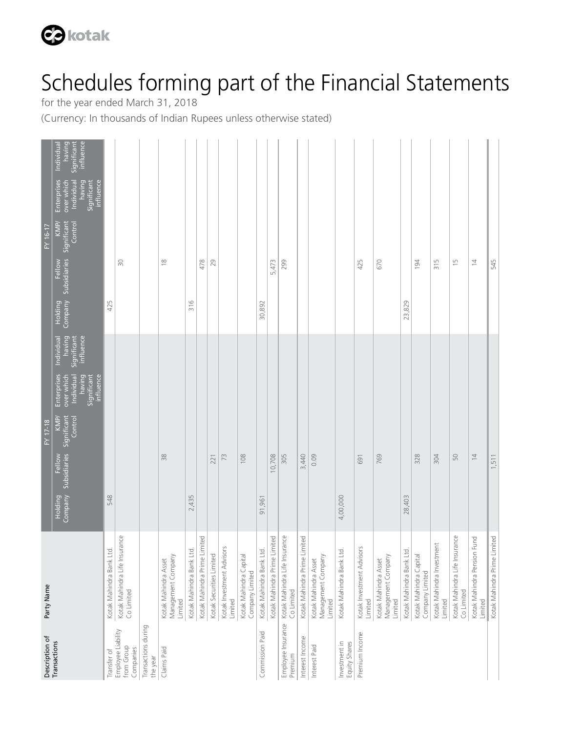# Schedules forming part of the Financial Statements

for the year ended March 31, 2018

(Currency: In thousands of Indian Rupees unless otherwise stated)

| Description of Transactions | Party Name | FY 17-18 | | | | | FY 16-17 | | | | |
|---|---|---|---|---|---|---|---|---|---|---|---|
| | | Holding Company | Fellow Subsidiaries | KMP/ Significant Control | Enterprises over which Individual having Significant influence | Individual having Significant influence | Holding Company | Fellow Subsidiaries | KMP/ Significant Control | Enterprises over which Individual having Significant influence | Individual having Significant influence |
| Transfer of Employee Liability from Group Companies | Kotak Mahindra Bank Ltd. | 548 | | | | | 425 | | | | |
| | Kotak Mahindra Life Insurance Co Limited | | | | | | | 30 | | | |
| Transactions during the year | | | | | | | | | | | |
| Claims Paid | Kotak Mahindra Asset Management Company Limited | | 38 | | | | | 18 | | | |
| | Kotak Mahindra Bank Ltd. | 2,435 | | | | | 316 | | | | |
| | Kotak Mahindra Prime Limited | | | | | | | 478 | | | |
| | Kotak Securities Limited | | 221 | | | | | 29 | | | |
| | Kotak Investment Advisors Limited | | 73 | | | | | | | | |
| | Kotak Mahindra Capital Company Limited | | 108 | | | | | | | | |
| Commission Paid | Kotak Mahindra Bank Ltd. | 91,961 | | | | | 30,892 | | | | |
| | Kotak Mahindra Prime Limited | | 10,708 | | | | | 5,473 | | | |
| Employee Insurance Premium | Kotak Mahindra Life Insurance Co Limited | | 305 | | | | | 299 | | | |
| Interest Income | Kotak Mahindra Prime Limited | | 3,440 | | | | | | | | |
| Interest Paid | Kotak Mahindra Asset Management Company Limited | | 0.09 | | | | | | | | |
| Investment in Equity Shares | Kotak Mahindra Bank Ltd. | 4,00,000 | | | | | | | | | |
| Premium Income | Kotak Investment Advisors Limited | | 691 | | | | | 425 | | | |
| | Kotak Mahindra Asset Management Company Limited | | 769 | | | | | 670 | | | |
| | Kotak Mahindra Bank Ltd. | 28,403 | | | | | 23,829 | | | | |
| | Kotak Mahindra Capital Company Limited | | 328 | | | | | 194 | | | |
| | Kotak Mahindra Investment Limited | | 304 | | | | | 315 | | | |
| | Kotak Mahindra Life Insurance Co Limited | | 50 | | | | | 15 | | | |
| | Kotak Mahindra Pension Fund Limited | | 14 | | | | | 14 | | | |
| | Kotak Mahindra Prime Limited | | 1,511 | | | | | 545 | | | |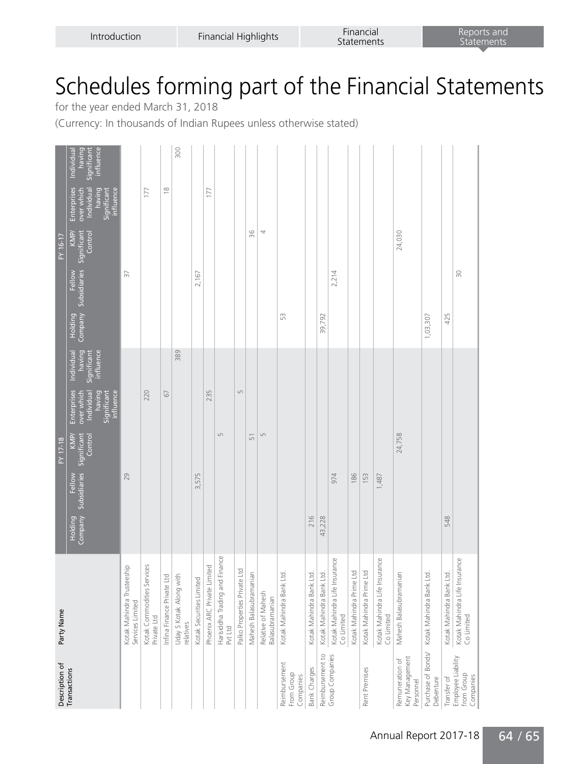| Description of Transactions | Party Name | FY 17-18 | | | | | FY 16-17 | | | | |
|---|---|---|---|---|---|---|---|---|---|---|---|
| | | Holding Company | Fellow Subsidiaries | KMP/ Significant Control | Enterprises over which Individual having Significant influence | Individual having Significant influence | Holding Company | Fellow Subsidiaries | KMP/ Significant Control | Enterprises over which Individual having Significant influence | Individual having Significant influence |
| | Kotak Mahindra Trusteeship Services Limited | | 29 | | | | | 37 | | | |
| | Kotak Commodities Services Private Ltd | | | | 220 | | | | | 177 | |
| | Infina Finance Private Ltd | | | | 67 | | | | | 18 | |
| | Uday S Kotak Along with relatives | | | | | 389 | | | | | 300 |
| | Kotak Securities Limited | | 3,575 | | | | | 2,167 | | | |
| | Phoenix ARC Private Limited | | | | 235 | | | | | 177 | |
| | Harisiddha Trading and Finance Pvt Ltd | | | 5 | | | | | | | |
| | Palko Properties Private Ltd | | | | 5 | | | | | | |
| | Mahesh Balasubramanian | | | 51 | | | | | 36 | | |
| | Relative of Mahesh Balasubramanian | | | 5 | | | | | 4 | | |
| Reimbursement From Group Companies | Kotak Mahindra Bank Ltd. | | | | | | 53 | | | | |
| Bank Charges | Kotak Mahindra Bank Ltd. | 216 | | | | | | | | | |
| Reimbursement to Group Companies | Kotak Mahindra Bank Ltd. | 43,228 | | | | | 39,792 | | | | |
| | Kotak Mahindra Life Insurance Co Limited | | 974 | | | | | 2,214 | | | |
| | Kotak Mahindra Prime Ltd | | 186 | | | | | | | | |
| Rent Premises | Kotak Mahindra Prime Ltd | | 153 | | | | | | | | |
| | Kotak Mahindra Life Insurance Co Limited | | 1,487 | | | | | | | | |
| Remuneration of Key Management Personnel | Mahesh Balasubramanian | | | 24,758 | | | | | 24,030 | | |
| Purchase of Bonds/ Debenture | Kotak Mahindra Bank Ltd. | | | | | | 1,03,307 | | | | |
| Transfer of Employee Liability from Group Companies | Kotak Mahindra Bank Ltd. | 548 | | | | | 425 | | | | |
| | Kotak Mahindra Life Insurance Co Limited | | | | | | | 30 | | | |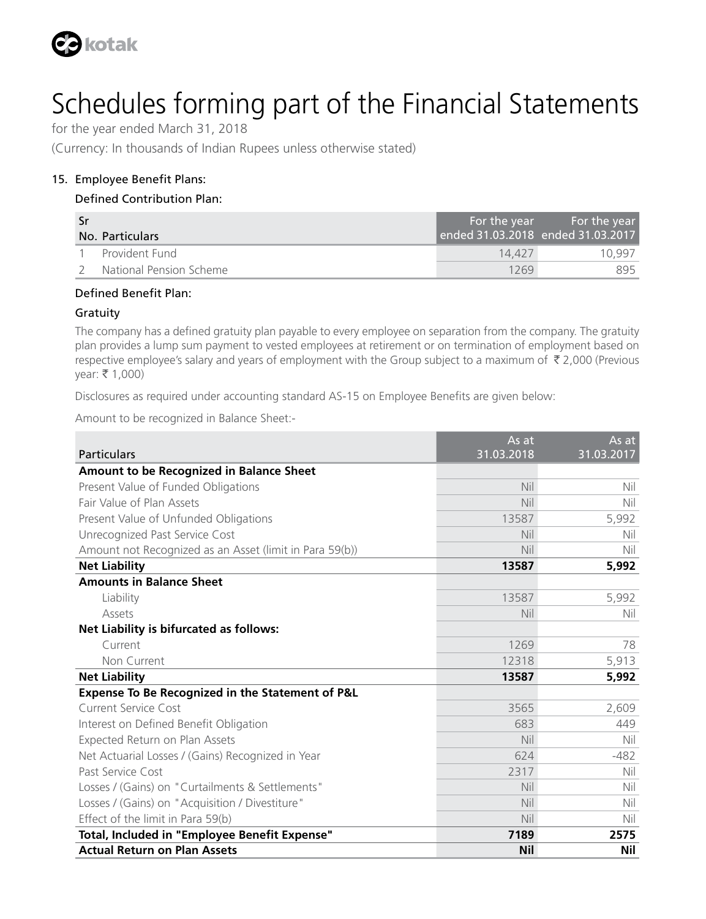# Schedules forming part of the Financial Statements

for the year ended March 31, 2018

(Currency: In thousands of Indian Rupees unless otherwise stated)

## 15. Employee Benefit Plans:

### Defined Contribution Plan:

| Sr No. | Particulars | For the year ended 31.03.2018 | For the year ended 31.03.2017 |
|---|---|---|---|
| 1 | Provident Fund | 14,427 | 10,997 |
| 2 | National Pension Scheme | 1269 | 895 |

### Defined Benefit Plan:

#### Gratuity

The company has a defined gratuity plan payable to every employee on separation from the company. The gratuity plan provides a lump sum payment to vested employees at retirement or on termination of employment based on respective employee's salary and years of employment with the Group subject to a maximum of ₹ 2,000 (Previous year: ₹ 1,000)

Disclosures as required under accounting standard AS-15 on Employee Benefits are given below:

Amount to be recognized in Balance Sheet:-

| Particulars | As at 31.03.2018 | As at 31.03.2017 |
|---|---|---|
| **Amount to be Recognized in Balance Sheet** | | |
| Present Value of Funded Obligations | Nil | Nil |
| Fair Value of Plan Assets | Nil | Nil |
| Present Value of Unfunded Obligations | 13587 | 5,992 |
| Unrecognized Past Service Cost | Nil | Nil |
| Amount not Recognized as an Asset (limit in Para 59(b)) | Nil | Nil |
| **Net Liability** | **13587** | **5,992** |
| **Amounts in Balance Sheet** | | |
| Liability | 13587 | 5,992 |
| Assets | Nil | Nil |
| **Net Liability is bifurcated as follows:** | | |
| Current | 1269 | 78 |
| Non Current | 12318 | 5,913 |
| **Net Liability** | **13587** | **5,992** |
| **Expense To Be Recognized in the Statement of P&L** | | |
| Current Service Cost | 3565 | 2,609 |
| Interest on Defined Benefit Obligation | 683 | 449 |
| Expected Return on Plan Assets | Nil | Nil |
| Net Actuarial Losses / (Gains) Recognized in Year | 624 | -482 |
| Past Service Cost | 2317 | Nil |
| Losses / (Gains) on "Curtailments & Settlements" | Nil | Nil |
| Losses / (Gains) on "Acquisition / Divestiture" | Nil | Nil |
| Effect of the limit in Para 59(b) | Nil | Nil |
| **Total, Included in "Employee Benefit Expense"** | **7189** | **2575** |
| **Actual Return on Plan Assets** | **Nil** | **Nil** |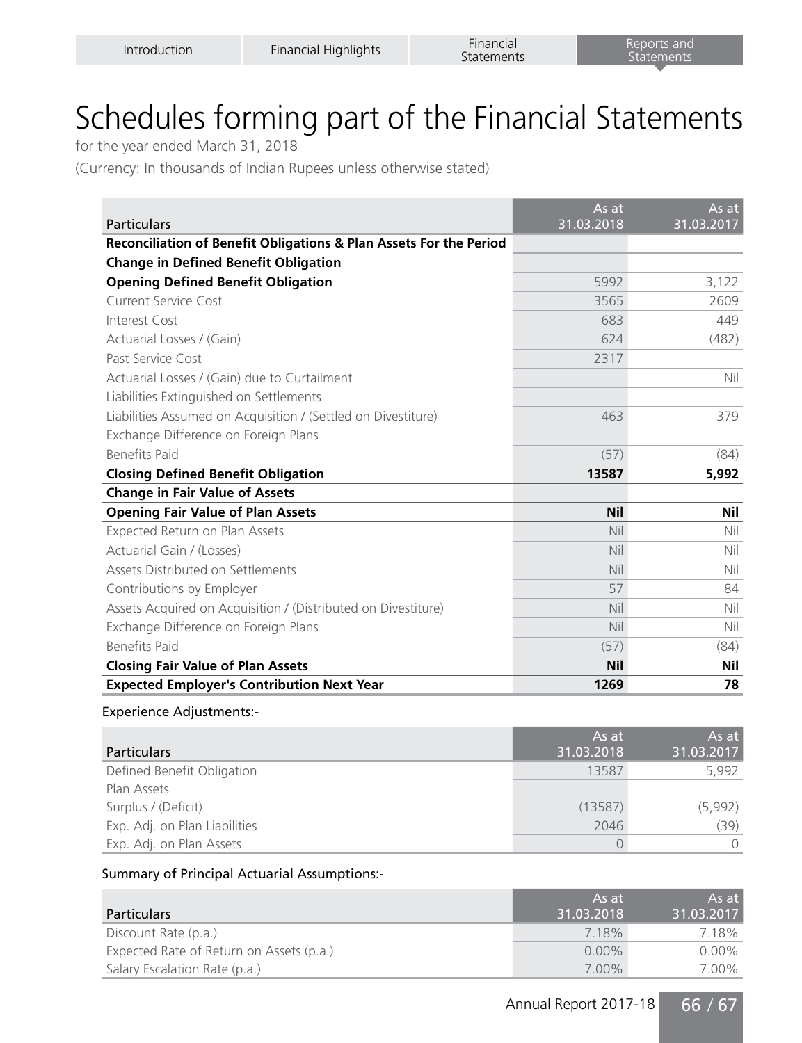# Schedules forming part of the Financial Statements

for the year ended March 31, 2018

(Currency: In thousands of Indian Rupees unless otherwise stated)

| Particulars | As at 31.03.2018 | As at 31.03.2017 |
|---|---|---|
| **Reconciliation of Benefit Obligations & Plan Assets For the Period** | | |
| **Change in Defined Benefit Obligation** | | |
| **Opening Defined Benefit Obligation** | 5992 | 3,122 |
| Current Service Cost | 3565 | 2609 |
| Interest Cost | 683 | 449 |
| Actuarial Losses / (Gain) | 624 | (482) |
| Past Service Cost | 2317 | |
| Actuarial Losses / (Gain) due to Curtailment | | Nil |
| Liabilities Extinguished on Settlements | | |
| Liabilities Assumed on Acquisition / (Settled on Divestiture) | 463 | 379 |
| Exchange Difference on Foreign Plans | | |
| Benefits Paid | (57) | (84) |
| **Closing Defined Benefit Obligation** | **13587** | **5,992** |
| **Change in Fair Value of Assets** | | |
| **Opening Fair Value of Plan Assets** | **Nil** | **Nil** |
| Expected Return on Plan Assets | Nil | Nil |
| Actuarial Gain / (Losses) | Nil | Nil |
| Assets Distributed on Settlements | Nil | Nil |
| Contributions by Employer | 57 | 84 |
| Assets Acquired on Acquisition / (Distributed on Divestiture) | Nil | Nil |
| Exchange Difference on Foreign Plans | Nil | Nil |
| Benefits Paid | (57) | (84) |
| **Closing Fair Value of Plan Assets** | **Nil** | **Nil** |
| **Expected Employer's Contribution Next Year** | **1269** | **78** |

Experience Adjustments:-

| Particulars | As at 31.03.2018 | As at 31.03.2017 |
|---|---|---|
| Defined Benefit Obligation | 13587 | 5,992 |
| Plan Assets | | |
| Surplus / (Deficit) | (13587) | (5,992) |
| Exp. Adj. on Plan Liabilities | 2046 | (39) |
| Exp. Adj. on Plan Assets | 0 | 0 |

Summary of Principal Actuarial Assumptions:-

| Particulars | As at 31.03.2018 | As at 31.03.2017 |
|---|---|---|
| Discount Rate (p.a.) | 7.18% | 7.18% |
| Expected Rate of Return on Assets (p.a.) | 0.00% | 0.00% |
| Salary Escalation Rate (p.a.) | 7.00% | 7.00% |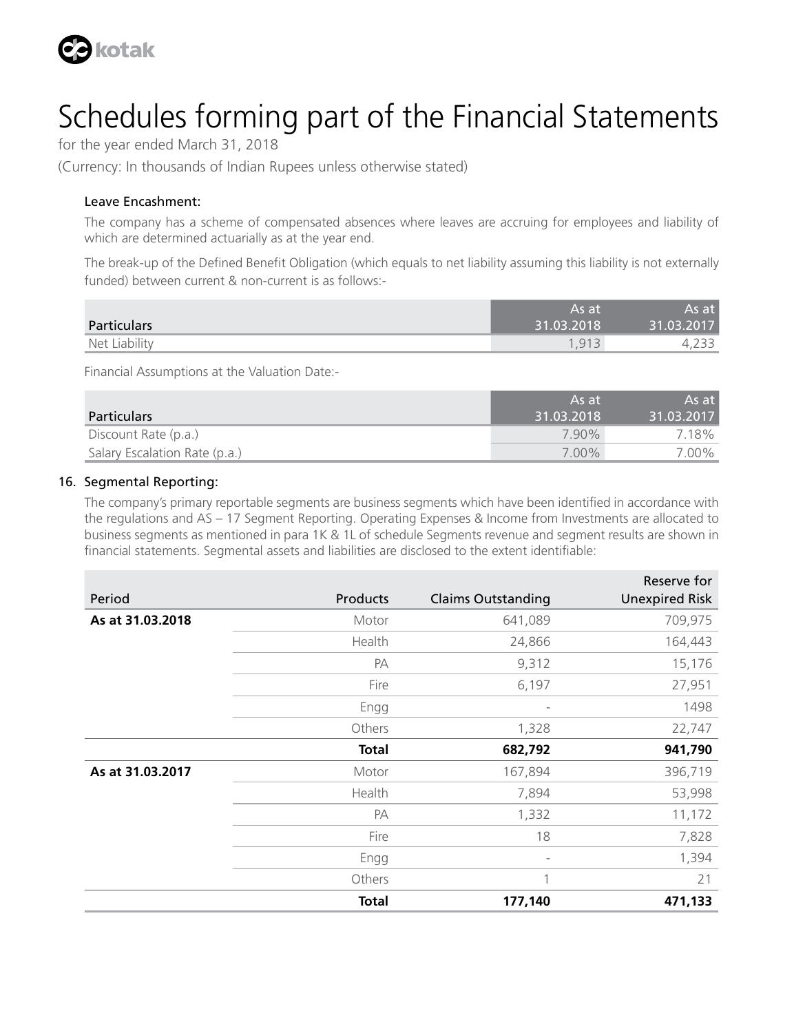# Schedules forming part of the Financial Statements

for the year ended March 31, 2018

(Currency: In thousands of Indian Rupees unless otherwise stated)

### Leave Encashment:

The company has a scheme of compensated absences where leaves are accruing for employees and liability of which are determined actuarially as at the year end.

The break-up of the Defined Benefit Obligation (which equals to net liability assuming this liability is not externally funded) between current & non-current is as follows:-

| Particulars | As at 31.03.2018 | As at 31.03.2017 |
|---|---|---|
| Net Liability | 1,913 | 4,233 |

Financial Assumptions at the Valuation Date:-

| Particulars | As at 31.03.2018 | As at 31.03.2017 |
|---|---|---|
| Discount Rate (p.a.) | 7.90% | 7.18% |
| Salary Escalation Rate (p.a.) | 7.00% | 7.00% |

### 16. Segmental Reporting:

The company's primary reportable segments are business segments which have been identified in accordance with the regulations and AS – 17 Segment Reporting. Operating Expenses & Income from Investments are allocated to business segments as mentioned in para 1K & 1L of schedule Segments revenue and segment results are shown in financial statements. Segmental assets and liabilities are disclosed to the extent identifiable:

| Period | Products | Claims Outstanding | Reserve for Unexpired Risk |
|---|---|---|---|
| **As at 31.03.2018** | Motor | 641,089 | 709,975 |
| | Health | 24,866 | 164,443 |
| | PA | 9,312 | 15,176 |
| | Fire | 6,197 | 27,951 |
| | Engg | - | 1498 |
| | Others | 1,328 | 22,747 |
| | **Total** | **682,792** | **941,790** |
| **As at 31.03.2017** | Motor | 167,894 | 396,719 |
| | Health | 7,894 | 53,998 |
| | PA | 1,332 | 11,172 |
| | Fire | 18 | 7,828 |
| | Engg | - | 1,394 |
| | Others | 1 | 21 |
| | **Total** | **177,140** | **471,133** |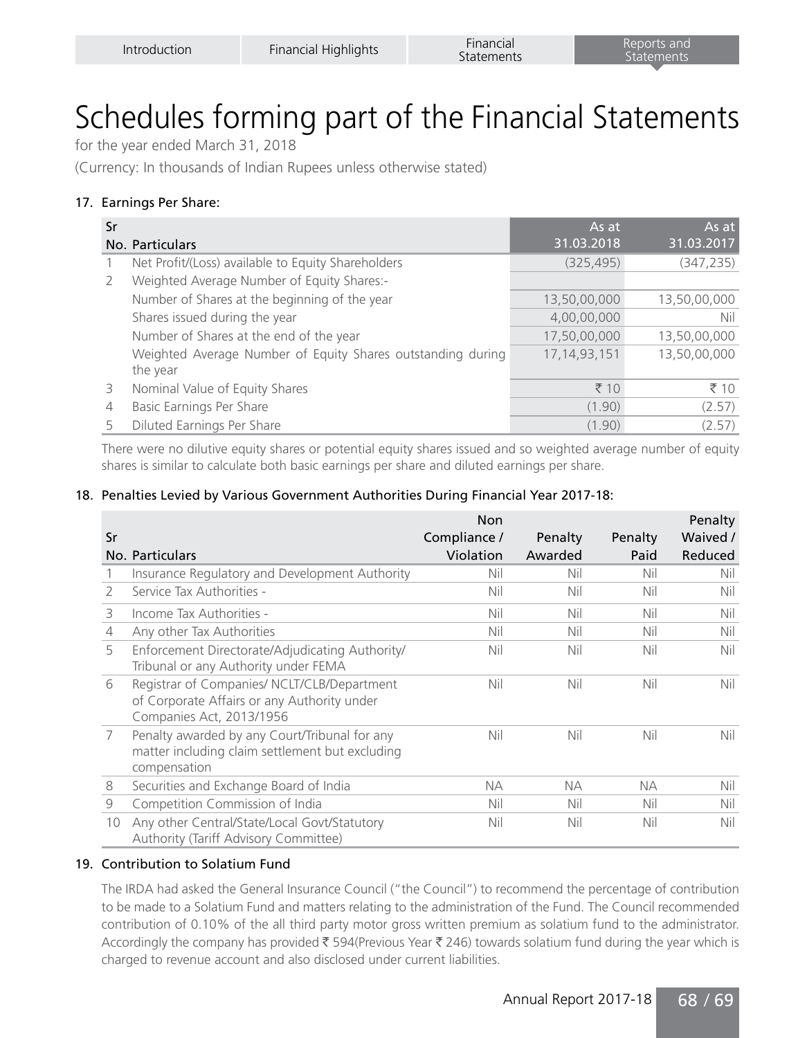# Schedules forming part of the Financial Statements

for the year ended March 31, 2018

(Currency: In thousands of Indian Rupees unless otherwise stated)

## 17. Earnings Per Share:

| Sr No. | Particulars | As at 31.03.2018 | As at 31.03.2017 |
|---|---|---|---|
| 1 | Net Profit/(Loss) available to Equity Shareholders | (325,495) | (347,235) |
| 2 | Weighted Average Number of Equity Shares:- | | |
| | Number of Shares at the beginning of the year | 13,50,00,000 | 13,50,00,000 |
| | Shares issued during the year | 4,00,00,000 | Nil |
| | Number of Shares at the end of the year | 17,50,00,000 | 13,50,00,000 |
| | Weighted Average Number of Equity Shares outstanding during the year | 17,14,93,151 | 13,50,00,000 |
| 3 | Nominal Value of Equity Shares | ₹ 10 | ₹ 10 |
| 4 | Basic Earnings Per Share | (1.90) | (2.57) |
| 5 | Diluted Earnings Per Share | (1.90) | (2.57) |

There were no dilutive equity shares or potential equity shares issued and so weighted average number of equity shares is similar to calculate both basic earnings per share and diluted earnings per share.

## 18. Penalties Levied by Various Government Authorities During Financial Year 2017-18:

| Sr No. | Particulars | Non Compliance / Violation | Penalty Awarded | Penalty Paid | Penalty Waived / Reduced |
|---|---|---|---|---|---|
| 1 | Insurance Regulatory and Development Authority | Nil | Nil | Nil | Nil |
| 2 | Service Tax Authorities - | Nil | Nil | Nil | Nil |
| 3 | Income Tax Authorities - | Nil | Nil | Nil | Nil |
| 4 | Any other Tax Authorities | Nil | Nil | Nil | Nil |
| 5 | Enforcement Directorate/Adjudicating Authority/ Tribunal or any Authority under FEMA | Nil | Nil | Nil | Nil |
| 6 | Registrar of Companies/ NCLT/CLB/Department of Corporate Affairs or any Authority under Companies Act, 2013/1956 | Nil | Nil | Nil | Nil |
| 7 | Penalty awarded by any Court/Tribunal for any matter including claim settlement but excluding compensation | Nil | Nil | Nil | Nil |
| 8 | Securities and Exchange Board of India | NA | NA | NA | Nil |
| 9 | Competition Commission of India | Nil | Nil | Nil | Nil |
| 10 | Any other Central/State/Local Govt/Statutory Authority (Tariff Advisory Committee) | Nil | Nil | Nil | Nil |

## 19. Contribution to Solatium Fund

The IRDA had asked the General Insurance Council ("the Council") to recommend the percentage of contribution to be made to a Solatium Fund and matters relating to the administration of the Fund. The Council recommended contribution of 0.10% of the all third party motor gross written premium as solatium fund to the administrator. Accordingly the company has provided ₹ 594(Previous Year ₹ 246) towards solatium fund during the year which is charged to revenue account and also disclosed under current liabilities.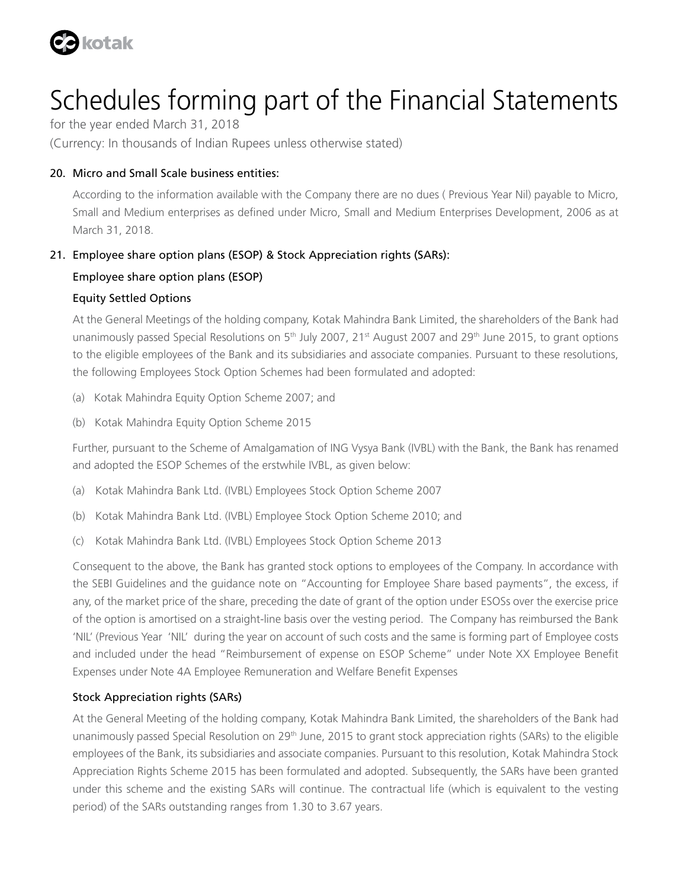# Schedules forming part of the Financial Statements

for the year ended March 31, 2018

(Currency: In thousands of Indian Rupees unless otherwise stated)

## 20. Micro and Small Scale business entities:

According to the information available with the Company there are no dues ( Previous Year Nil) payable to Micro, Small and Medium enterprises as defined under Micro, Small and Medium Enterprises Development, 2006 as at March 31, 2018.

## 21. Employee share option plans (ESOP) & Stock Appreciation rights (SARs):

### Employee share option plans (ESOP)

### Equity Settled Options

At the General Meetings of the holding company, Kotak Mahindra Bank Limited, the shareholders of the Bank had unanimously passed Special Resolutions on 5th July 2007, 21st August 2007 and 29th June 2015, to grant options to the eligible employees of the Bank and its subsidiaries and associate companies. Pursuant to these resolutions, the following Employees Stock Option Schemes had been formulated and adopted:

(a) Kotak Mahindra Equity Option Scheme 2007; and

(b) Kotak Mahindra Equity Option Scheme 2015

Further, pursuant to the Scheme of Amalgamation of ING Vysya Bank (IVBL) with the Bank, the Bank has renamed and adopted the ESOP Schemes of the erstwhile IVBL, as given below:

(a) Kotak Mahindra Bank Ltd. (IVBL) Employees Stock Option Scheme 2007

(b) Kotak Mahindra Bank Ltd. (IVBL) Employee Stock Option Scheme 2010; and

(c) Kotak Mahindra Bank Ltd. (IVBL) Employees Stock Option Scheme 2013

Consequent to the above, the Bank has granted stock options to employees of the Company. In accordance with the SEBI Guidelines and the guidance note on "Accounting for Employee Share based payments", the excess, if any, of the market price of the share, preceding the date of grant of the option under ESOSs over the exercise price of the option is amortised on a straight-line basis over the vesting period. The Company has reimbursed the Bank 'NIL' (Previous Year 'NIL' during the year on account of such costs and the same is forming part of Employee costs and included under the head "Reimbursement of expense on ESOP Scheme" under Note XX Employee Benefit Expenses under Note 4A Employee Remuneration and Welfare Benefit Expenses

### Stock Appreciation rights (SARs)

At the General Meeting of the holding company, Kotak Mahindra Bank Limited, the shareholders of the Bank had unanimously passed Special Resolution on 29th June, 2015 to grant stock appreciation rights (SARs) to the eligible employees of the Bank, its subsidiaries and associate companies. Pursuant to this resolution, Kotak Mahindra Stock Appreciation Rights Scheme 2015 has been formulated and adopted. Subsequently, the SARs have been granted under this scheme and the existing SARs will continue. The contractual life (which is equivalent to the vesting period) of the SARs outstanding ranges from 1.30 to 3.67 years.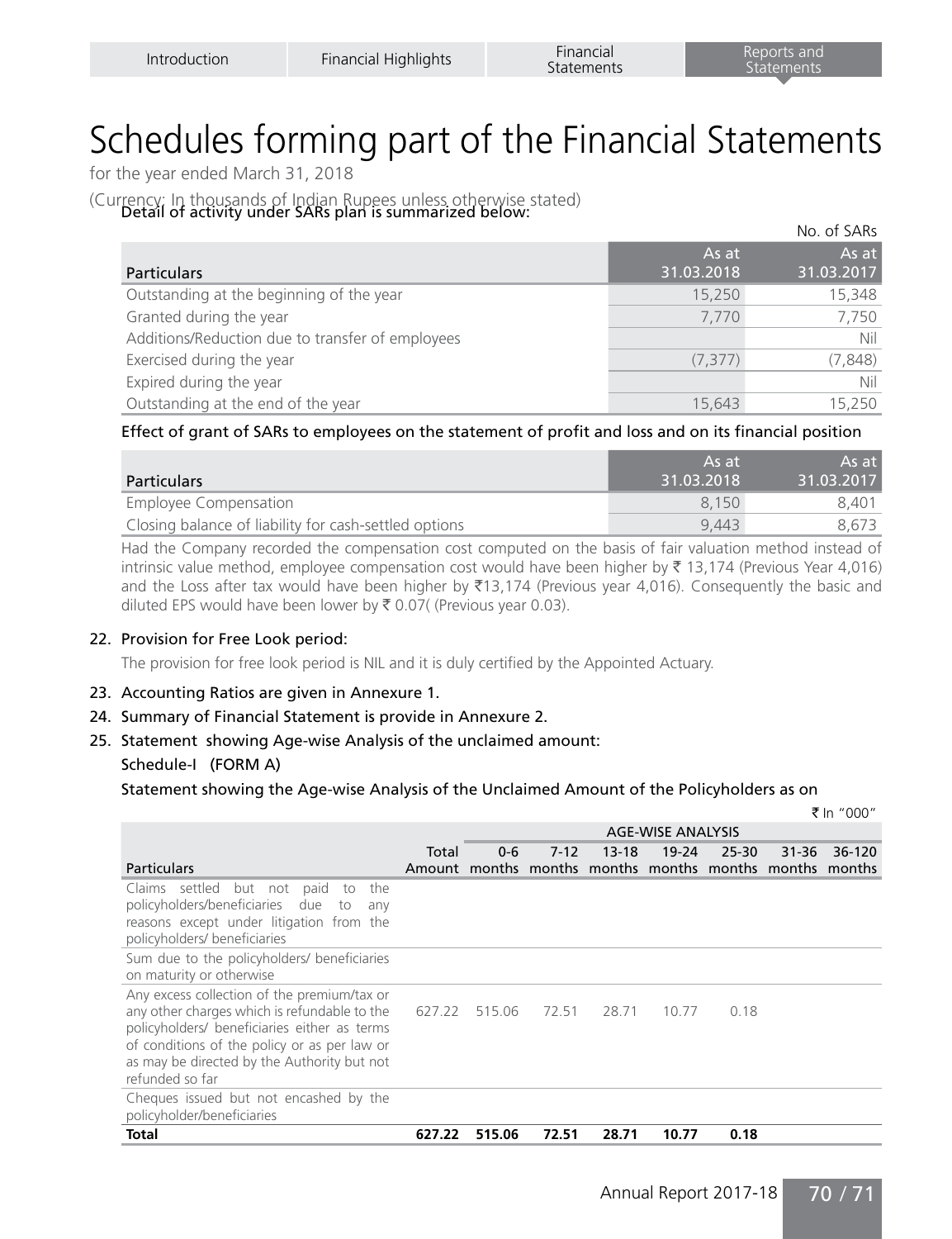# Schedules forming part of the Financial Statements

for the year ended March 31, 2018

(Currency: In thousands of Indian Rupees unless otherwise stated)

**Detail of activity under SARs plan is summarized below:**

No. of SARs

| Particulars | As at 31.03.2018 | As at 31.03.2017 |
|---|---|---|
| Outstanding at the beginning of the year | 15,250 | 15,348 |
| Granted during the year | 7,770 | 7,750 |
| Additions/Reduction due to transfer of employees | | Nil |
| Exercised during the year | (7,377) | (7,848) |
| Expired during the year | | Nil |
| Outstanding at the end of the year | 15,643 | 15,250 |

**Effect of grant of SARs to employees on the statement of profit and loss and on its financial position**

| Particulars | As at 31.03.2018 | As at 31.03.2017 |
|---|---|---|
| Employee Compensation | 8,150 | 8,401 |
| Closing balance of liability for cash-settled options | 9,443 | 8,673 |

Had the Company recorded the compensation cost computed on the basis of fair valuation method instead of intrinsic value method, employee compensation cost would have been higher by ₹ 13,174 (Previous Year 4,016) and the Loss after tax would have been higher by ₹13,174 (Previous year 4,016). Consequently the basic and diluted EPS would have been lower by ₹ 0.07( (Previous year 0.03).

22. **Provision for Free Look period:**

    The provision for free look period is NIL and it is duly certified by the Appointed Actuary.

23. **Accounting Ratios are given in Annexure 1.**
24. **Summary of Financial Statement is provide in Annexure 2.**
25. **Statement showing Age-wise Analysis of the unclaimed amount:**

    **Schedule-I (FORM A)**

    **Statement showing the Age-wise Analysis of the Unclaimed Amount of the Policyholders as on**

₹ In "000"

| Particulars | Total Amount | AGE-WISE ANALYSIS | | | | | | |
|---|---|---|---|---|---|---|---|---|
| | | 0-6 months | 7-12 months | 13-18 months | 19-24 months | 25-30 months | 31-36 months | 36-120 months |
| Claims settled but not paid to the policyholders/beneficiaries due to any reasons except under litigation from the policyholders/ beneficiaries | | | | | | | | |
| Sum due to the policyholders/ beneficiaries on maturity or otherwise | | | | | | | | |
| Any excess collection of the premium/tax or any other charges which is refundable to the policyholders/ beneficiaries either as terms of conditions of the policy or as per law or as may be directed by the Authority but not refunded so far | 627.22 | 515.06 | 72.51 | 28.71 | 10.77 | 0.18 | | |
| Cheques issued but not encashed by the policyholder/beneficiaries | | | | | | | | |
| **Total** | **627.22** | **515.06** | **72.51** | **28.71** | **10.77** | **0.18** | | |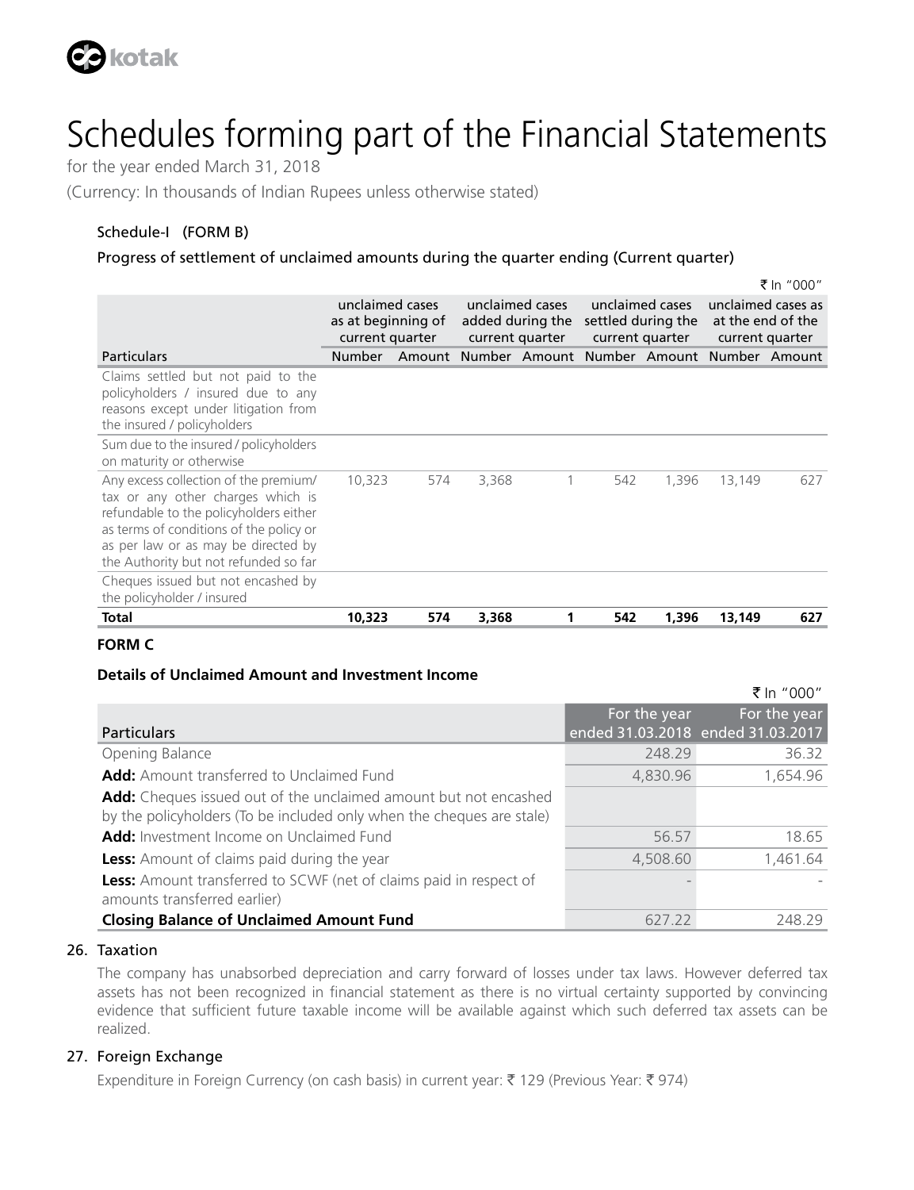# Schedules forming part of the Financial Statements

for the year ended March 31, 2018

(Currency: In thousands of Indian Rupees unless otherwise stated)

### Schedule-I (FORM B)

### Progress of settlement of unclaimed amounts during the quarter ending (Current quarter)

₹ In "000"

| Particulars | unclaimed cases as at beginning of current quarter | | unclaimed cases added during the current quarter | | unclaimed cases settled during the current quarter | | unclaimed cases as at the end of the current quarter | |
|---|---|---|---|---|---|---|---|---|
| | Number | Amount | Number | Amount | Number | Amount | Number | Amount |
| Claims settled but not paid to the policyholders / insured due to any reasons except under litigation from the insured / policyholders | | | | | | | | |
| Sum due to the insured / policyholders on maturity or otherwise | | | | | | | | |
| Any excess collection of the premium/ tax or any other charges which is refundable to the policyholders either as terms of conditions of the policy or as per law or as may be directed by the Authority but not refunded so far | 10,323 | 574 | 3,368 | 1 | 542 | 1,396 | 13,149 | 627 |
| Cheques issued but not encashed by the policyholder / insured | | | | | | | | |
| **Total** | **10,323** | **574** | **3,368** | **1** | **542** | **1,396** | **13,149** | **627** |

### FORM C

### Details of Unclaimed Amount and Investment Income

₹ In "000"

| Particulars | For the year ended 31.03.2018 | For the year ended 31.03.2017 |
|---|---|---|
| Opening Balance | 248.29 | 36.32 |
| **Add:** Amount transferred to Unclaimed Fund | 4,830.96 | 1,654.96 |
| **Add:** Cheques issued out of the unclaimed amount but not encashed by the policyholders (To be included only when the cheques are stale) | | |
| **Add:** Investment Income on Unclaimed Fund | 56.57 | 18.65 |
| **Less:** Amount of claims paid during the year | 4,508.60 | 1,461.64 |
| **Less:** Amount transferred to SCWF (net of claims paid in respect of amounts transferred earlier) | - | - |
| **Closing Balance of Unclaimed Amount Fund** | 627.22 | 248.29 |

26. Taxation

    The company has unabsorbed depreciation and carry forward of losses under tax laws. However deferred tax assets has not been recognized in financial statement as there is no virtual certainty supported by convincing evidence that sufficient future taxable income will be available against which such deferred tax assets can be realized.

27. Foreign Exchange

    Expenditure in Foreign Currency (on cash basis) in current year: ₹ 129 (Previous Year: ₹ 974)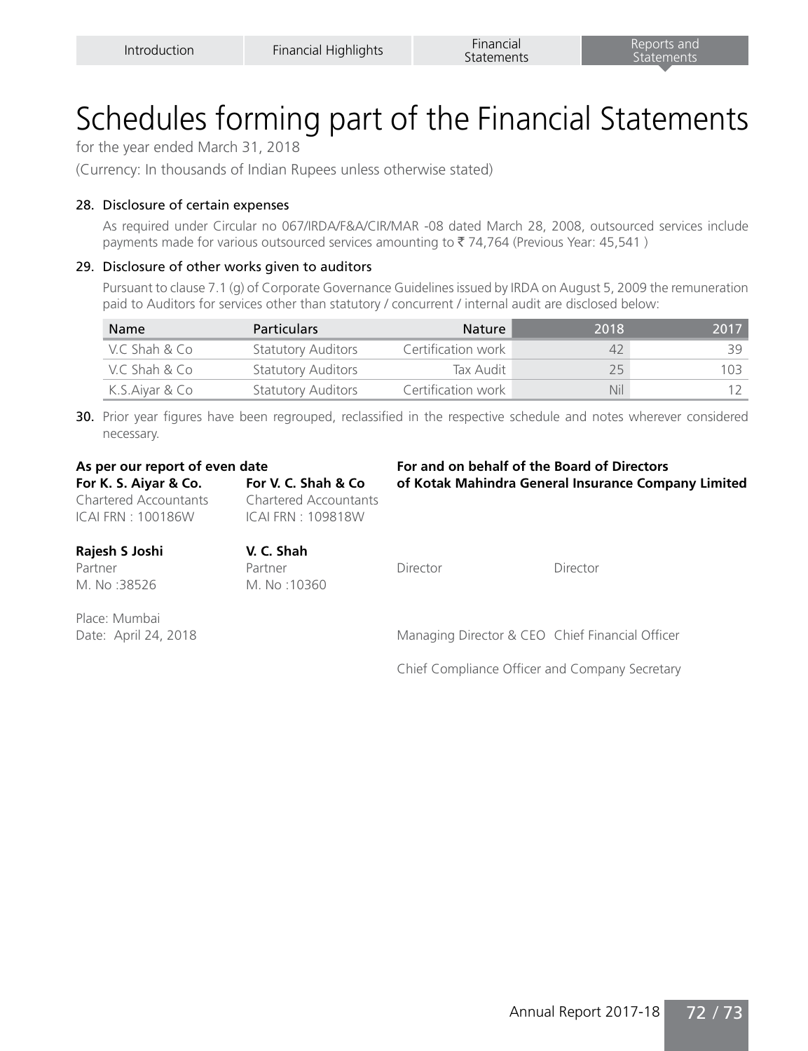# Schedules forming part of the Financial Statements

for the year ended March 31, 2018

(Currency: In thousands of Indian Rupees unless otherwise stated)

### 28. Disclosure of certain expenses

As required under Circular no 067/IRDA/F&A/CIR/MAR -08 dated March 28, 2008, outsourced services include payments made for various outsourced services amounting to ₹ 74,764 (Previous Year: 45,541 )

### 29. Disclosure of other works given to auditors

Pursuant to clause 7.1 (g) of Corporate Governance Guidelines issued by IRDA on August 5, 2009 the remuneration paid to Auditors for services other than statutory / concurrent / internal audit are disclosed below:

| Name | Particulars | Nature | 2018 | 2017 |
|---|---|---|---|---|
| V.C Shah & Co | Statutory Auditors | Certification work | 42 | 39 |
| V.C Shah & Co | Statutory Auditors | Tax Audit | 25 | 103 |
| K.S.Aiyar & Co | Statutory Auditors | Certification work | Nil | 12 |

**30.** Prior year figures have been regrouped, reclassified in the respective schedule and notes wherever considered necessary.

**As per our report of even date**

**For K. S. Aiyar & Co.**
Chartered Accountants
ICAI FRN : 100186W

**Rajesh S Joshi**
Partner
M. No :38526

**For V. C. Shah & Co**
Chartered Accountants
ICAI FRN : 109818W

**V. C. Shah**
Partner
M. No :10360

Place: Mumbai
Date: April 24, 2018

**For and on behalf of the Board of Directors**
**of Kotak Mahindra General Insurance Company Limited**

Director

Director

Managing Director & CEO

Chief Financial Officer

Chief Compliance Officer and Company Secretary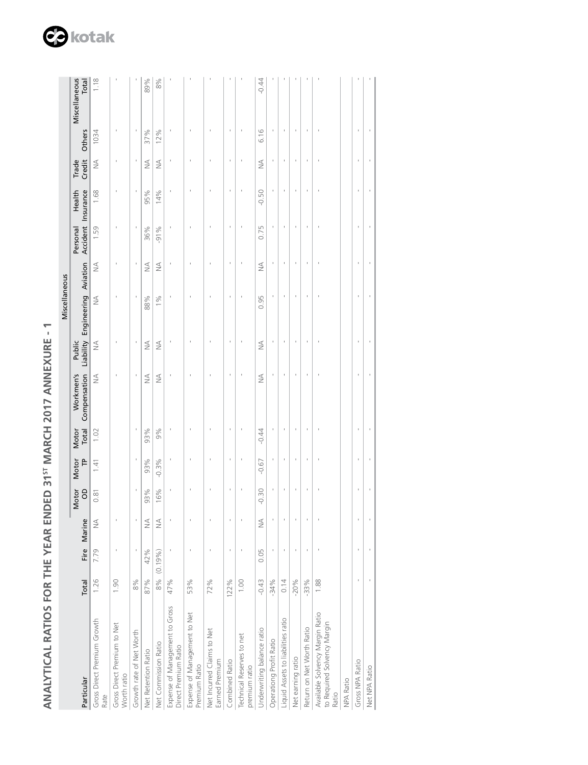# ANALYTICAL RATIOS FOR THE YEAR ENDED 31ST MARCH 2017 ANNEXURE - 1

| Particular | Total | Fire | Marine | Miscellaneous | | | | | | | | | | | | |
|---|---|---|---|---|---|---|---|---|---|---|---|---|---|---|---|---|
| | | | | Motor OD | Motor TP | Motor Total | Workmen's Compensation | Public Liability | Engineering | Aviation | Personal Accident | Health Insurance | Trade Credit | Others | Miscellaneous Total |
| Gross Direct Premium Growth Rate | 1.26 | 7.79 | NA | 0.81 | 1.41 | 1.02 | NA | NA | NA | NA | 1.59 | 1.68 | NA | 1034 | 1.18 |
| Gross Direct Premium to Net Worth ratio | 1.90 | - | - | | | | - | - | - | - | - | - | - | - | - |
| Growth rate of Net Worth | 8% | - | - | - | - | - | - | - | - | - | - | - | - | - | - |
| Net Retention Ratio | 87% | 42% | NA | 93% | 93% | 93% | NA | NA | 88% | NA | 36% | 95% | NA | 37% | 89% |
| Net Commission Ratio | 8% | (0.19%) | NA | 16% | -0.3% | 9% | NA | NA | 1% | NA | -91% | 14% | NA | 12% | 8% |
| Expense of Management to Gross Direct Premium Ratio | 47% | - | - | - | - | - | - | - | - | - | - | - | - | - | - |
| Expense of Management to Net Premium Ratio | 53% | - | - | - | - | - | - | - | - | - | - | - | - | - | - |
| Net Incurred Claims to Net Earned Premium | 72% | - | - | - | - | - | - | - | - | - | - | - | - | - | - |
| Combined Ratio | 122% | - | - | - | - | - | - | - | - | - | - | - | - | - | - |
| Technical Reserves to net premium ratio | 1.00 | - | - | - | - | - | - | - | - | - | - | - | - | - | - |
| Underwriting balance ratio | -0.43 | 0.05 | NA | -0.30 | -0.67 | -0.44 | NA | NA | 0.95 | NA | 0.75 | -0.50 | NA | 6.16 | -0.44 |
| Operationg Profit Ratio | -34% | - | - | - | - | - | - | - | - | - | - | - | - | - | - |
| Liquid Assets to liabilities ratio | 0.14 | - | - | - | - | - | - | - | - | - | - | - | - | - | - |
| Net earning ratio | -20% | - | - | - | - | - | - | - | - | - | - | - | - | - | - |
| Return on Net Worth Ratio | -33% | - | - | - | - | - | - | - | - | - | - | - | - | - | - |
| Available Solvency Margin Ratio to Required Solvency Margin Ratio | 1.88 | - | - | - | - | - | - | - | - | - | - | - | - | - | - |
| NPA Ratio | | | | | | | | | | | | | | | |
| Gross NPA Ratio | - | - | - | - | - | - | - | - | - | - | - | - | - | - | - |
| Net NPA Ratio | - | - | - | - | - | - | - | - | - | - | - | - | - | - | - |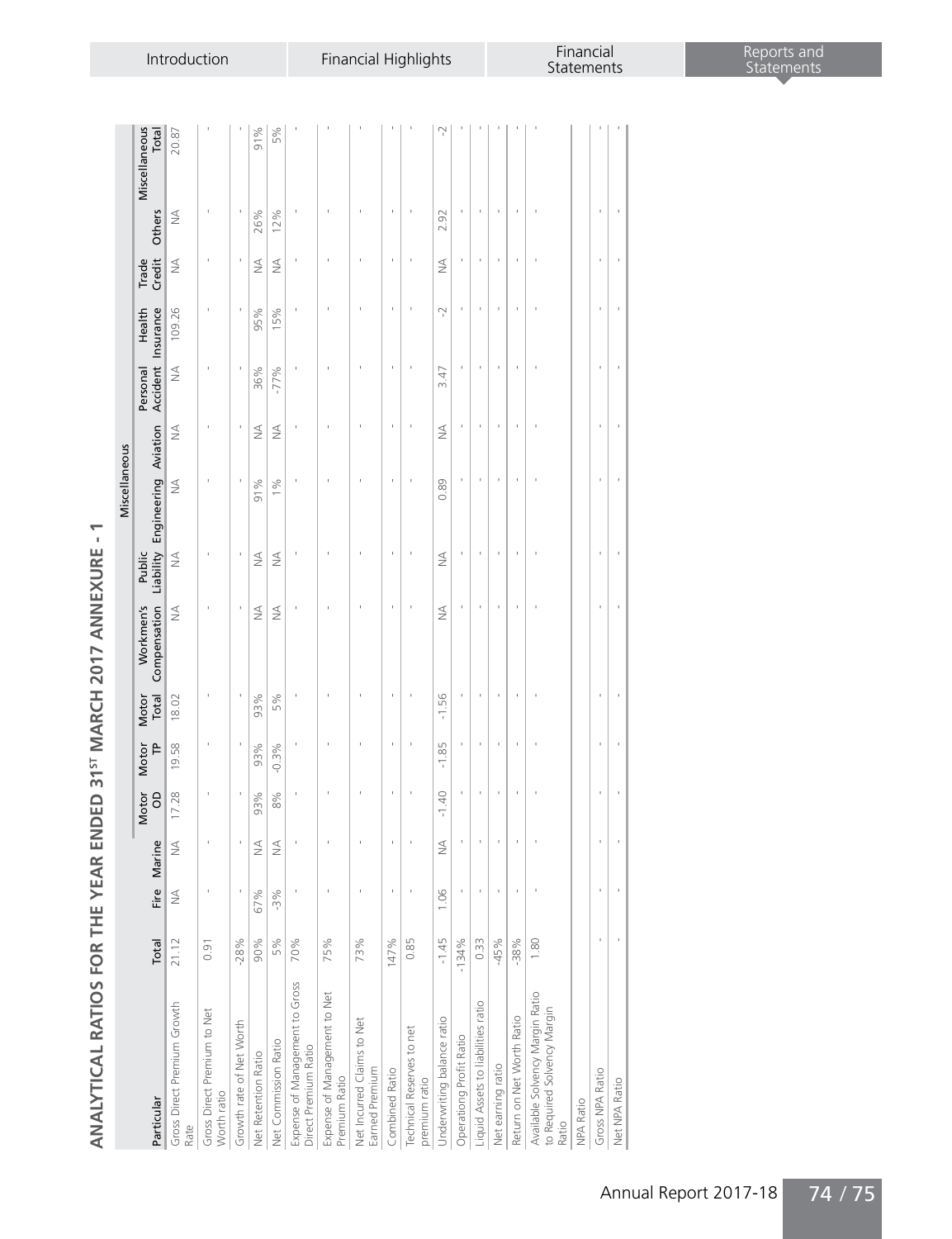# ANALYTICAL RATIOS FOR THE YEAR ENDED 31ST MARCH 2017 ANNEXURE - 1

| Particular | Total | Fire | Marine | Motor OD | Motor TP | Motor Total | Workmen's Compensation | Public Liability | Engineering | Aviation | Personal Accident | Health Insurance | Trade Credit | Others | Miscellaneous Total |
|---|---|---|---|---|---|---|---|---|---|---|---|---|---|---|---|
| | | | | | | | Miscellaneous | | | | | | | | |
| Gross Direct Premium Growth Rate | 21.12 | NA | NA | 17.28 | 19.58 | 18.02 | NA | NA | NA | NA | NA | 109.26 | NA | NA | 20.87 |
| Gross Direct Premium to Net Worth ratio | 0.91 | - | - | - | - | - | - | - | - | - | - | - | - | - | - |
| Growth rate of Net Worth | -28% | - | - | - | - | - | - | - | - | - | - | - | - | - | - |
| Net Retention Ratio | 90% | 67% | NA | 93% | 93% | 93% | NA | NA | 91% | NA | 36% | 95% | NA | 26% | 91% |
| Net Commission Ratio | 5% | -3% | NA | 8% | -0.3% | 5% | NA | NA | 1% | NA | -77% | 15% | NA | 12% | 5% |
| Expense of Management to Gross Direct Premium Ratio | 70% | - | - | - | - | - | - | - | - | - | - | - | - | - | - |
| Expense of Management to Net Premium Ratio | 75% | - | - | - | - | - | - | - | - | - | - | - | - | - | - |
| Net Incurred Claims to Net Earned Premium | 73% | - | - | - | - | - | - | - | - | - | - | - | - | - | - |
| Combined Ratio | 147% | - | - | - | - | - | - | - | - | - | - | - | - | - | - |
| Technical Reserves to net premium ratio | 0.85 | - | - | - | - | - | - | - | - | - | - | - | - | - | - |
| Underwriting balance ratio | -1.45 | 1.06 | NA | -1.40 | -1.85 | -1.56 | NA | NA | 0.89 | NA | 3.47 | -2 | NA | 2.92 | -2 |
| Operationg Profit Ratio | -134% | - | - | - | - | - | - | - | - | - | - | - | - | - | - |
| Liquid Assets to liabilities ratio | 0.33 | - | - | - | - | - | - | - | - | - | - | - | - | - | - |
| Net earning ratio | -45% | - | - | - | - | - | - | - | - | - | - | - | - | - | - |
| Return on Net Worth Ratio | -38% | - | - | - | - | - | - | - | - | - | - | - | - | - | - |
| Available Solvency Margin Ratio to Required Solvency Margin Ratio | 1.80 | - | - | - | - | - | - | - | - | - | - | - | - | - | - |
| NPA Ratio | | | | | | | | | | | | | | | |
| Gross NPA Ratio | - | - | - | - | - | - | - | - | - | - | - | - | - | - | - |
| Net NPA Ratio | - | - | - | - | - | - | - | - | - | - | - | - | - | - | - |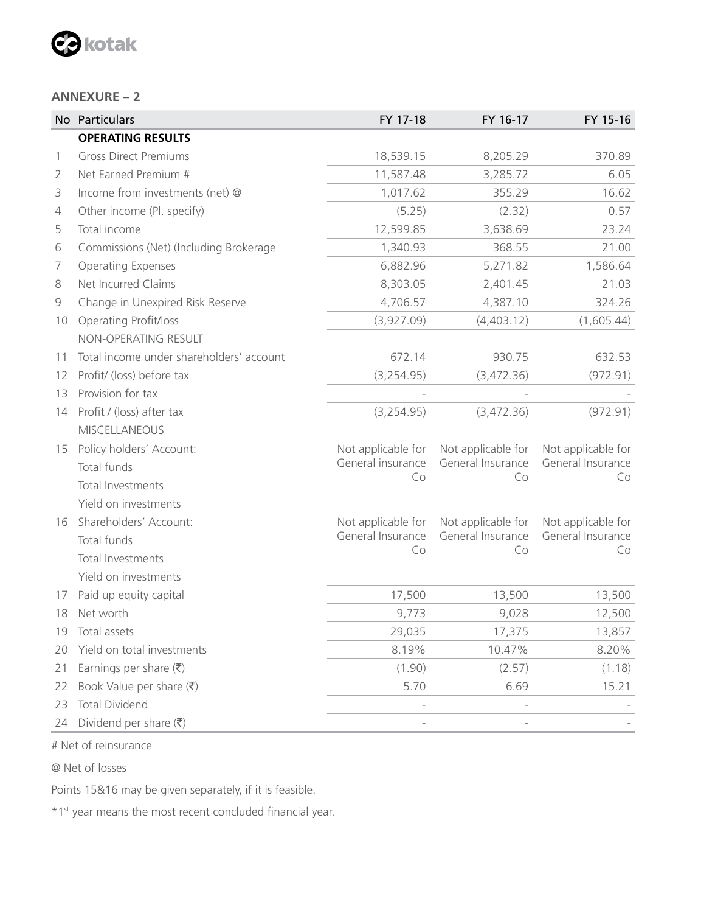## ANNEXURE – 2

| No | Particulars | FY 17-18 | FY 16-17 | FY 15-16 |
|---|---|---|---|---|
| | **OPERATING RESULTS** | | | |
| 1 | Gross Direct Premiums | 18,539.15 | 8,205.29 | 370.89 |
| 2 | Net Earned Premium # | 11,587.48 | 3,285.72 | 6.05 |
| 3 | Income from investments (net) @ | 1,017.62 | 355.29 | 16.62 |
| 4 | Other income (Pl. specify) | (5.25) | (2.32) | 0.57 |
| 5 | Total income | 12,599.85 | 3,638.69 | 23.24 |
| 6 | Commissions (Net) (Including Brokerage | 1,340.93 | 368.55 | 21.00 |
| 7 | Operating Expenses | 6,882.96 | 5,271.82 | 1,586.64 |
| 8 | Net Incurred Claims | 8,303.05 | 2,401.45 | 21.03 |
| 9 | Change in Unexpired Risk Reserve | 4,706.57 | 4,387.10 | 324.26 |
| 10 | Operating Profit/loss | (3,927.09) | (4,403.12) | (1,605.44) |
| | NON-OPERATING RESULT | | | |
| 11 | Total income under shareholders' account | 672.14 | 930.75 | 632.53 |
| 12 | Profit/ (loss) before tax | (3,254.95) | (3,472.36) | (972.91) |
| 13 | Provision for tax | - | - | - |
| 14 | Profit / (loss) after tax | (3,254.95) | (3,472.36) | (972.91) |
| | MISCELLANEOUS | | | |
| 15 | Policy holders' Account: Total funds Total Investments Yield on investments | Not applicable for General insurance Co | Not applicable for General Insurance Co | Not applicable for General Insurance Co |
| 16 | Shareholders' Account: Total funds Total Investments Yield on investments | Not applicable for General Insurance Co | Not applicable for General Insurance Co | Not applicable for General Insurance Co |
| 17 | Paid up equity capital | 17,500 | 13,500 | 13,500 |
| 18 | Net worth | 9,773 | 9,028 | 12,500 |
| 19 | Total assets | 29,035 | 17,375 | 13,857 |
| 20 | Yield on total investments | 8.19% | 10.47% | 8.20% |
| 21 | Earnings per share (₹) | (1.90) | (2.57) | (1.18) |
| 22 | Book Value per share (₹) | 5.70 | 6.69 | 15.21 |
| 23 | Total Dividend | - | - | - |
| 24 | Dividend per share (₹) | - | - | - |

# Net of reinsurance

@ Net of losses

Points 15&16 may be given separately, if it is feasible.

*1st year means the most recent concluded financial year.